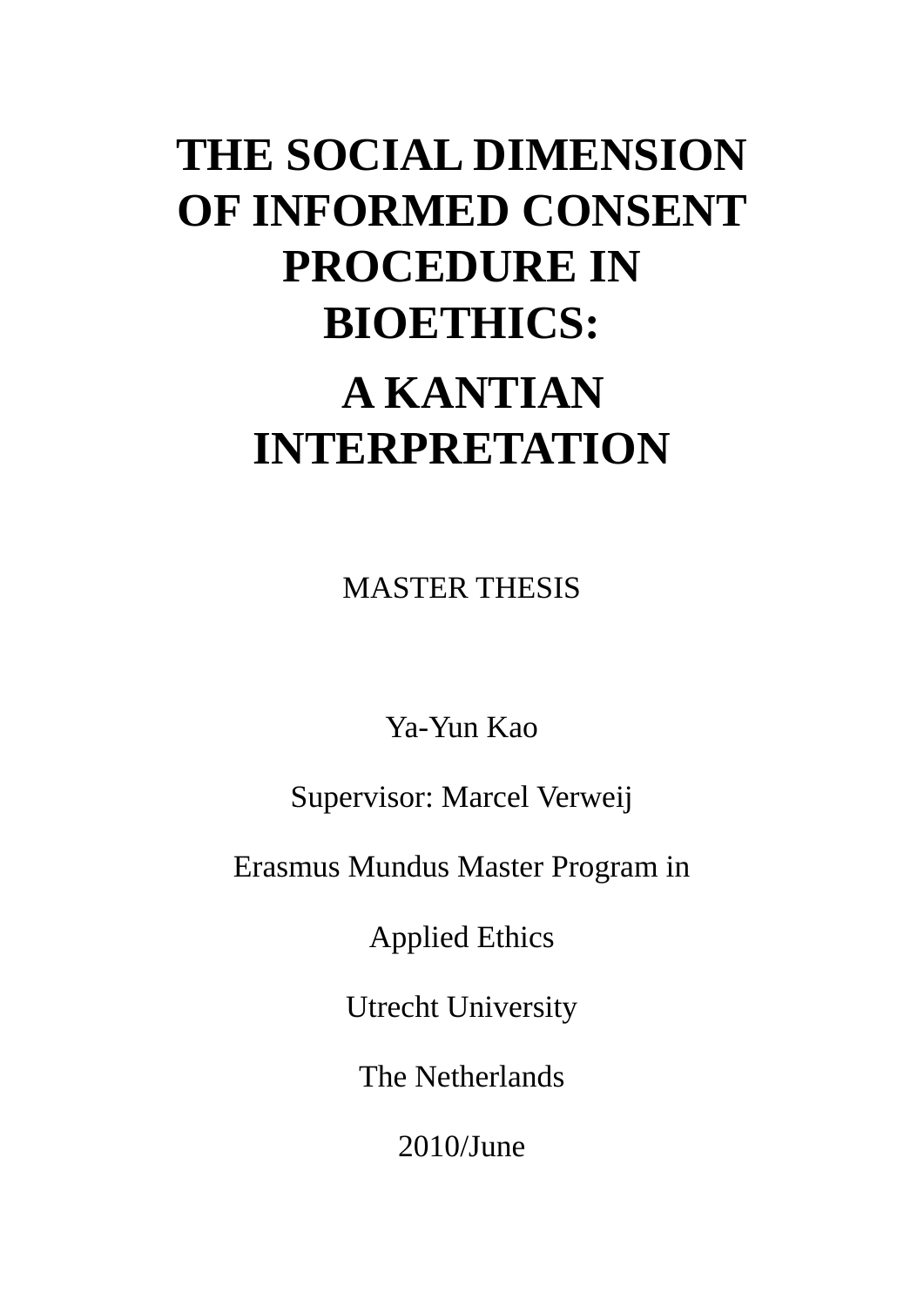# THE SOCIAL DIMENSION OF INFORMED CONSENT PROCEDURE IN BIOETHICS:

# A KANTIAN INTERPRETATION

MASTER THESIS

Ya-Yun Kao

Supervisor: Marcel Verweij

Erasmus Mundus Master Program in

Applied Ethics

Utrecht University

The Netherlands

2010/June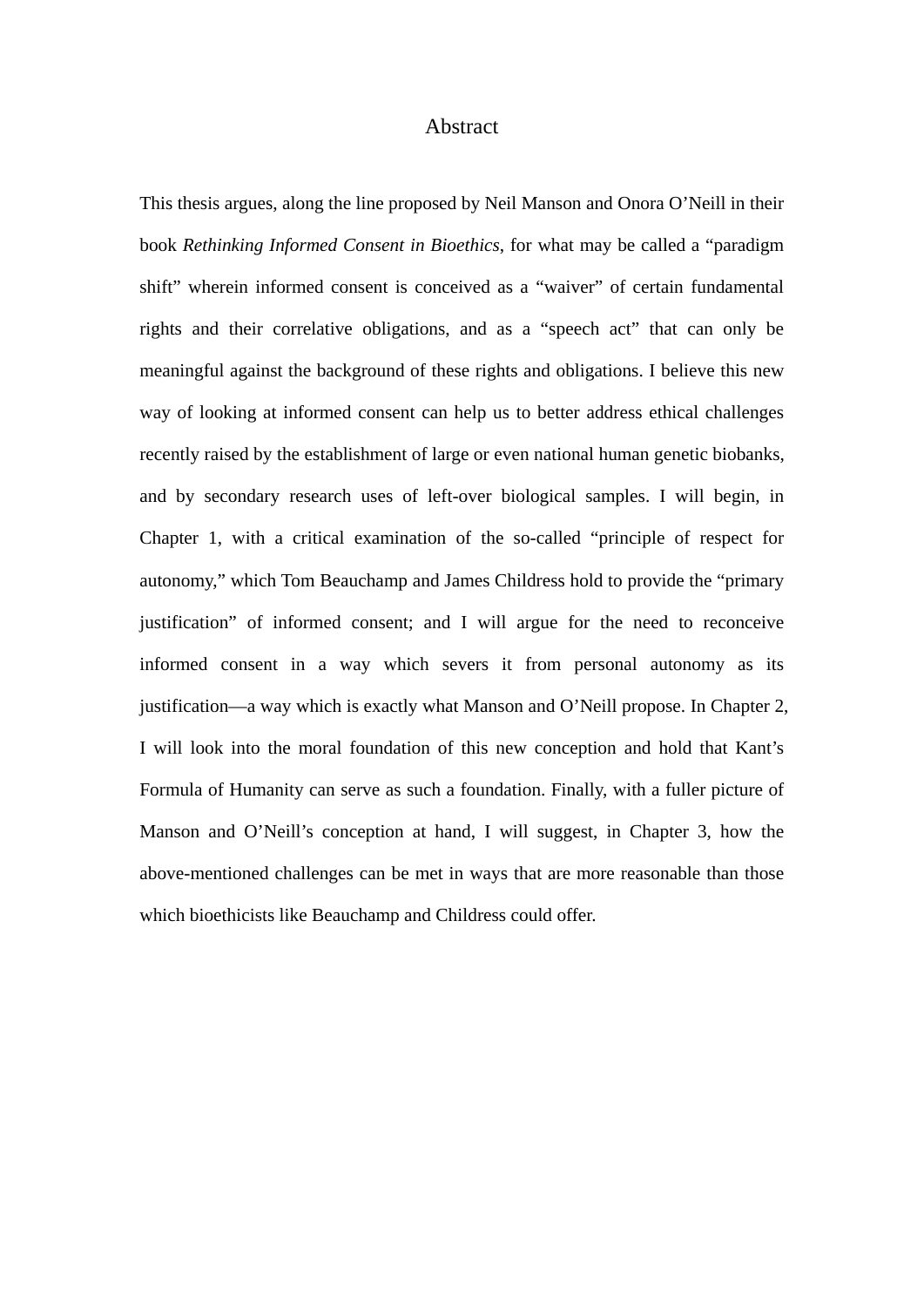# Abstract

This thesis argues, along the line proposed by Neil Manson and Onora O'Neill in their book *Rethinking Informed Consent in Bioethics*, for what may be called a "paradigm shift" wherein informed consent is conceived as a "waiver" of certain fundamental rights and their correlative obligations, and as a "speech act" that can only be meaningful against the background of these rights and obligations. I believe this new way of looking at informed consent can help us to better address ethical challenges recently raised by the establishment of large or even national human genetic biobanks, and by secondary research uses of left-over biological samples. I will begin, in Chapter 1, with a critical examination of the so-called "principle of respect for autonomy," which Tom Beauchamp and James Childress hold to provide the "primary justification" of informed consent; and I will argue for the need to reconceive informed consent in a way which severs it from personal autonomy as its justification—a way which is exactly what Manson and O'Neill propose. In Chapter 2, I will look into the moral foundation of this new conception and hold that Kant's Formula of Humanity can serve as such a foundation. Finally, with a fuller picture of Manson and O'Neill's conception at hand, I will suggest, in Chapter 3, how the above-mentioned challenges can be met in ways that are more reasonable than those which bioethicists like Beauchamp and Childress could offer.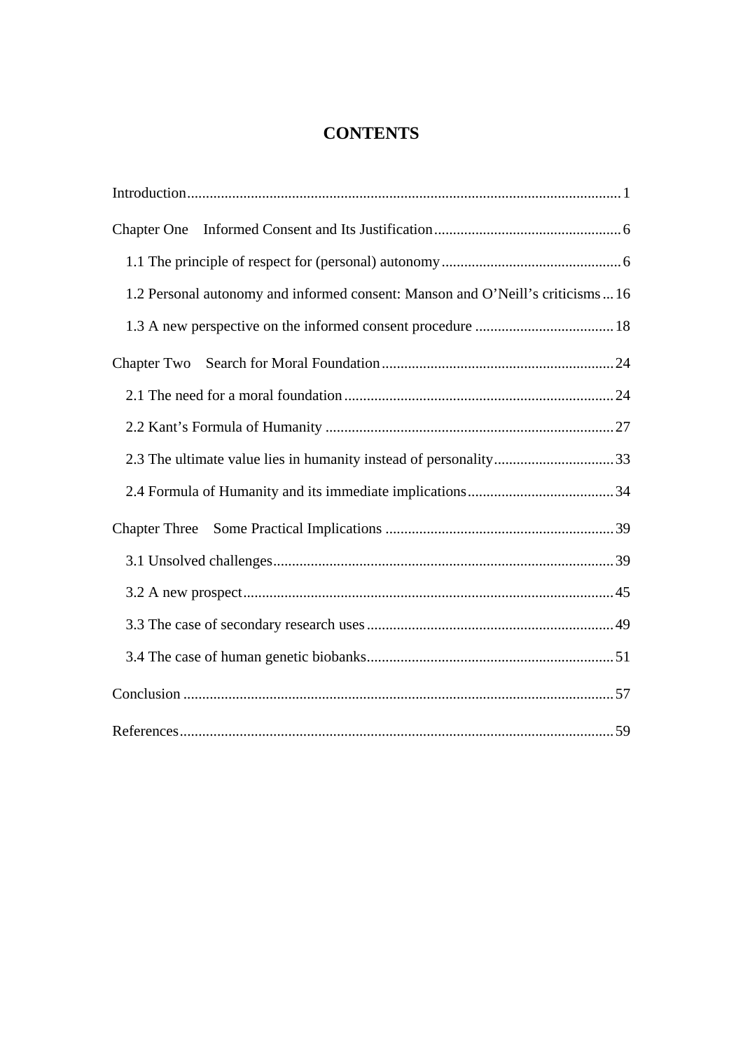# CONTENTS

Introduction ........................................................................................................... 1

Chapter One    Informed Consent and Its Justification .......................................... 6

  1.1 The principle of respect for (personal) autonomy ......................................... 6

  1.2 Personal autonomy and informed consent: Manson and O'Neill's criticisms ... 16

  1.3 A new perspective on the informed consent procedure ................................ 18

Chapter Two    Search for Moral Foundation .................................................... 24

  2.1 The need for a moral foundation .................................................................. 24

  2.2 Kant's Formula of Humanity ....................................................................... 27

  2.3 The ultimate value lies in humanity instead of personality ........................... 33

  2.4 Formula of Humanity and its immediate implications .................................. 34

Chapter Three    Some Practical Implications ...................................................... 39

  3.1 Unsolved challenges .................................................................................... 39

  3.2 A new prospect ............................................................................................ 45

  3.3 The case of secondary research uses ........................................................... 49

  3.4 The case of human genetic biobanks ........................................................... 51

Conclusion ........................................................................................................... 57

References ........................................................................................................... 59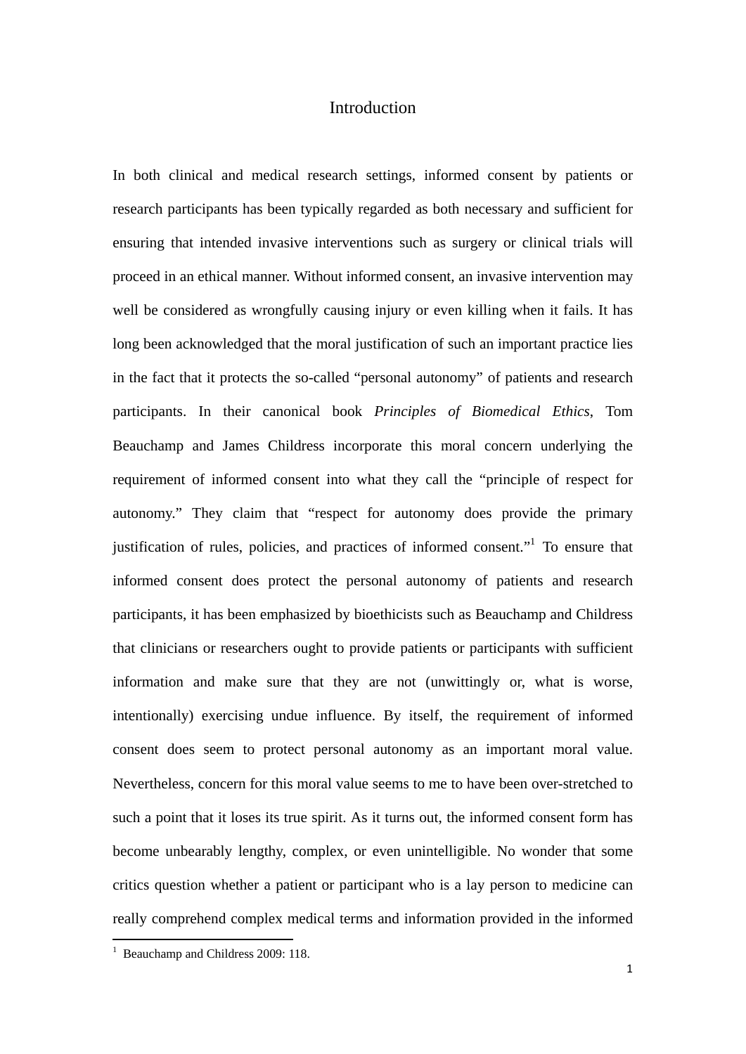# Introduction

In both clinical and medical research settings, informed consent by patients or research participants has been typically regarded as both necessary and sufficient for ensuring that intended invasive interventions such as surgery or clinical trials will proceed in an ethical manner. Without informed consent, an invasive intervention may well be considered as wrongfully causing injury or even killing when it fails. It has long been acknowledged that the moral justification of such an important practice lies in the fact that it protects the so-called "personal autonomy" of patients and research participants. In their canonical book *Principles of Biomedical Ethics*, Tom Beauchamp and James Childress incorporate this moral concern underlying the requirement of informed consent into what they call the "principle of respect for autonomy." They claim that "respect for autonomy does provide the primary justification of rules, policies, and practices of informed consent."[1] To ensure that informed consent does protect the personal autonomy of patients and research participants, it has been emphasized by bioethicists such as Beauchamp and Childress that clinicians or researchers ought to provide patients or participants with sufficient information and make sure that they are not (unwittingly or, what is worse, intentionally) exercising undue influence. By itself, the requirement of informed consent does seem to protect personal autonomy as an important moral value. Nevertheless, concern for this moral value seems to me to have been over-stretched to such a point that it loses its true spirit. As it turns out, the informed consent form has become unbearably lengthy, complex, or even unintelligible. No wonder that some critics question whether a patient or participant who is a lay person to medicine can really comprehend complex medical terms and information provided in the informed

[1] Beauchamp and Childress 2009: 118.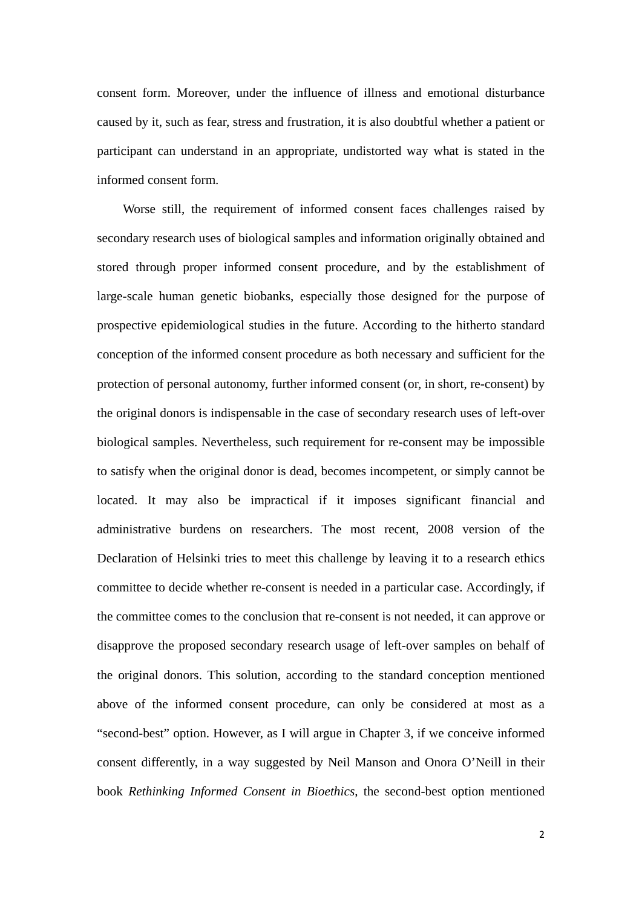consent form. Moreover, under the influence of illness and emotional disturbance caused by it, such as fear, stress and frustration, it is also doubtful whether a patient or participant can understand in an appropriate, undistorted way what is stated in the informed consent form.

Worse still, the requirement of informed consent faces challenges raised by secondary research uses of biological samples and information originally obtained and stored through proper informed consent procedure, and by the establishment of large-scale human genetic biobanks, especially those designed for the purpose of prospective epidemiological studies in the future. According to the hitherto standard conception of the informed consent procedure as both necessary and sufficient for the protection of personal autonomy, further informed consent (or, in short, re-consent) by the original donors is indispensable in the case of secondary research uses of left-over biological samples. Nevertheless, such requirement for re-consent may be impossible to satisfy when the original donor is dead, becomes incompetent, or simply cannot be located. It may also be impractical if it imposes significant financial and administrative burdens on researchers. The most recent, 2008 version of the Declaration of Helsinki tries to meet this challenge by leaving it to a research ethics committee to decide whether re-consent is needed in a particular case. Accordingly, if the committee comes to the conclusion that re-consent is not needed, it can approve or disapprove the proposed secondary research usage of left-over samples on behalf of the original donors. This solution, according to the standard conception mentioned above of the informed consent procedure, can only be considered at most as a "second-best" option. However, as I will argue in Chapter 3, if we conceive informed consent differently, in a way suggested by Neil Manson and Onora O'Neill in their book *Rethinking Informed Consent in Bioethics*, the second-best option mentioned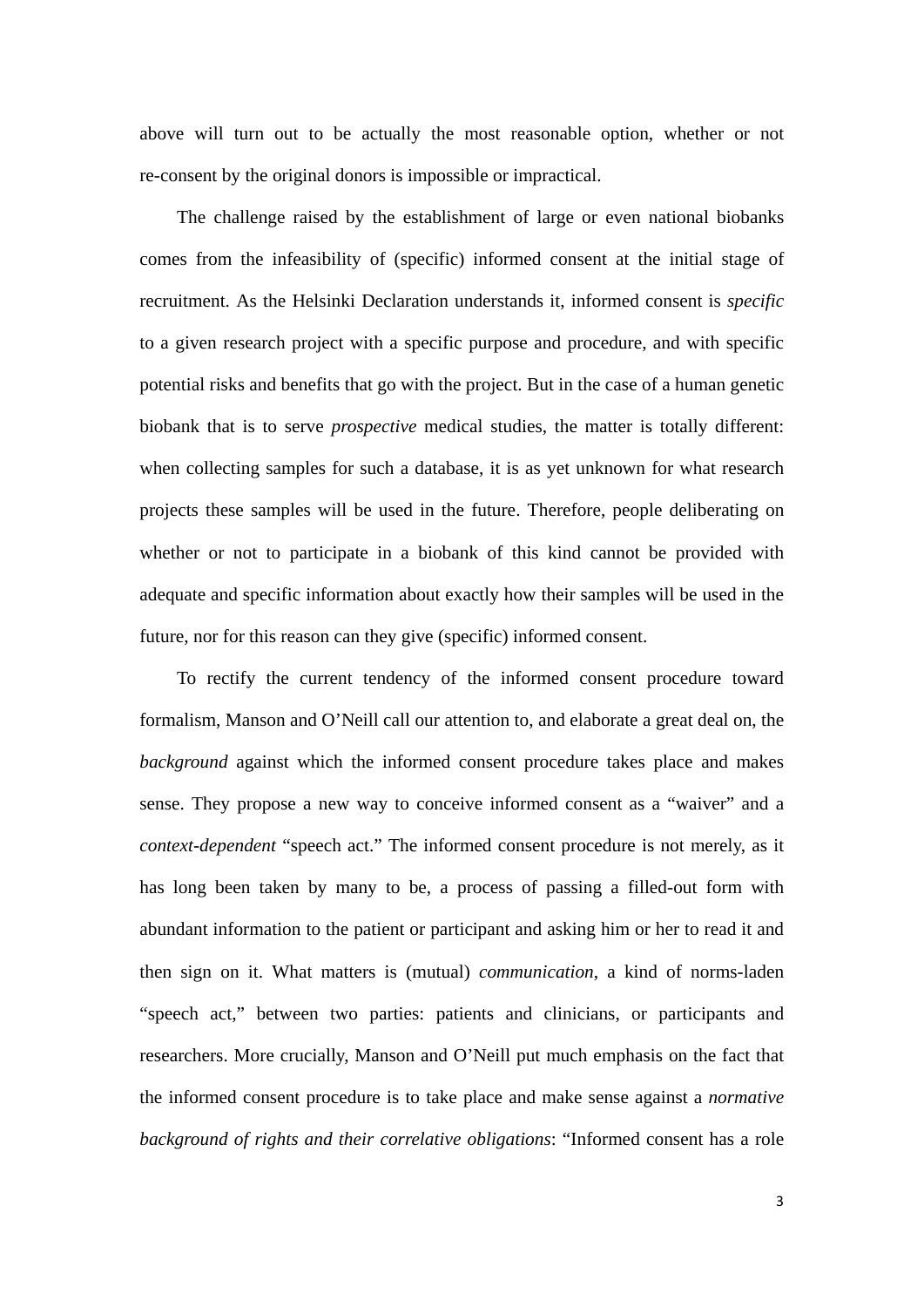above will turn out to be actually the most reasonable option, whether or not re-consent by the original donors is impossible or impractical.

The challenge raised by the establishment of large or even national biobanks comes from the infeasibility of (specific) informed consent at the initial stage of recruitment. As the Helsinki Declaration understands it, informed consent is *specific* to a given research project with a specific purpose and procedure, and with specific potential risks and benefits that go with the project. But in the case of a human genetic biobank that is to serve *prospective* medical studies, the matter is totally different: when collecting samples for such a database, it is as yet unknown for what research projects these samples will be used in the future. Therefore, people deliberating on whether or not to participate in a biobank of this kind cannot be provided with adequate and specific information about exactly how their samples will be used in the future, nor for this reason can they give (specific) informed consent.

To rectify the current tendency of the informed consent procedure toward formalism, Manson and O'Neill call our attention to, and elaborate a great deal on, the *background* against which the informed consent procedure takes place and makes sense. They propose a new way to conceive informed consent as a "waiver" and a *context-dependent* "speech act." The informed consent procedure is not merely, as it has long been taken by many to be, a process of passing a filled-out form with abundant information to the patient or participant and asking him or her to read it and then sign on it. What matters is (mutual) *communication*, a kind of norms-laden "speech act," between two parties: patients and clinicians, or participants and researchers. More crucially, Manson and O'Neill put much emphasis on the fact that the informed consent procedure is to take place and make sense against a *normative background of rights and their correlative obligations*: "Informed consent has a role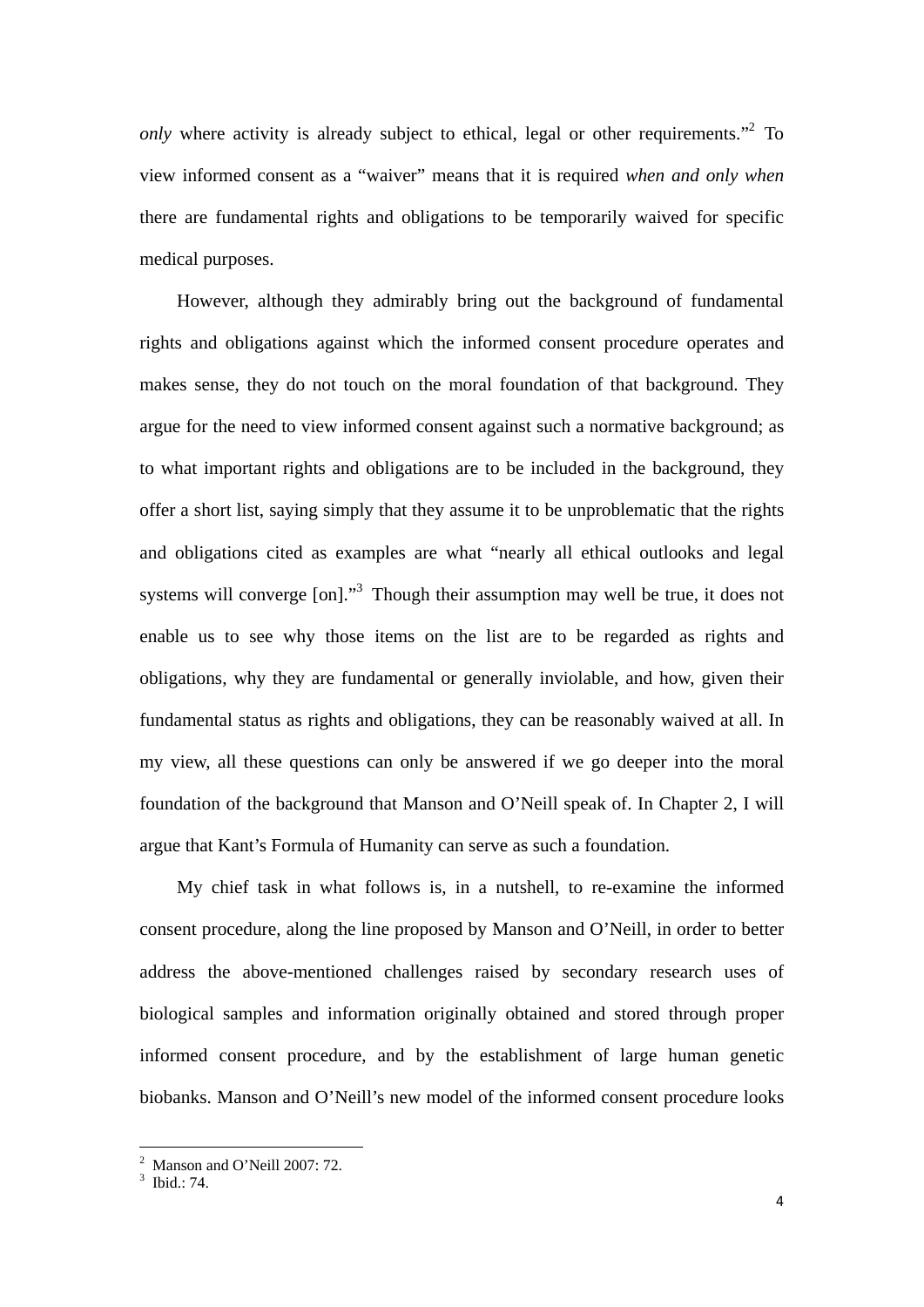*only* where activity is already subject to ethical, legal or other requirements."[2] To view informed consent as a "waiver" means that it is required *when and only when* there are fundamental rights and obligations to be temporarily waived for specific medical purposes.

However, although they admirably bring out the background of fundamental rights and obligations against which the informed consent procedure operates and makes sense, they do not touch on the moral foundation of that background. They argue for the need to view informed consent against such a normative background; as to what important rights and obligations are to be included in the background, they offer a short list, saying simply that they assume it to be unproblematic that the rights and obligations cited as examples are what "nearly all ethical outlooks and legal systems will converge [on]."[3] Though their assumption may well be true, it does not enable us to see why those items on the list are to be regarded as rights and obligations, why they are fundamental or generally inviolable, and how, given their fundamental status as rights and obligations, they can be reasonably waived at all. In my view, all these questions can only be answered if we go deeper into the moral foundation of the background that Manson and O'Neill speak of. In Chapter 2, I will argue that Kant's Formula of Humanity can serve as such a foundation.

My chief task in what follows is, in a nutshell, to re-examine the informed consent procedure, along the line proposed by Manson and O'Neill, in order to better address the above-mentioned challenges raised by secondary research uses of biological samples and information originally obtained and stored through proper informed consent procedure, and by the establishment of large human genetic biobanks. Manson and O'Neill's new model of the informed consent procedure looks

---

[2] Manson and O'Neill 2007: 72.

[3] Ibid.: 74.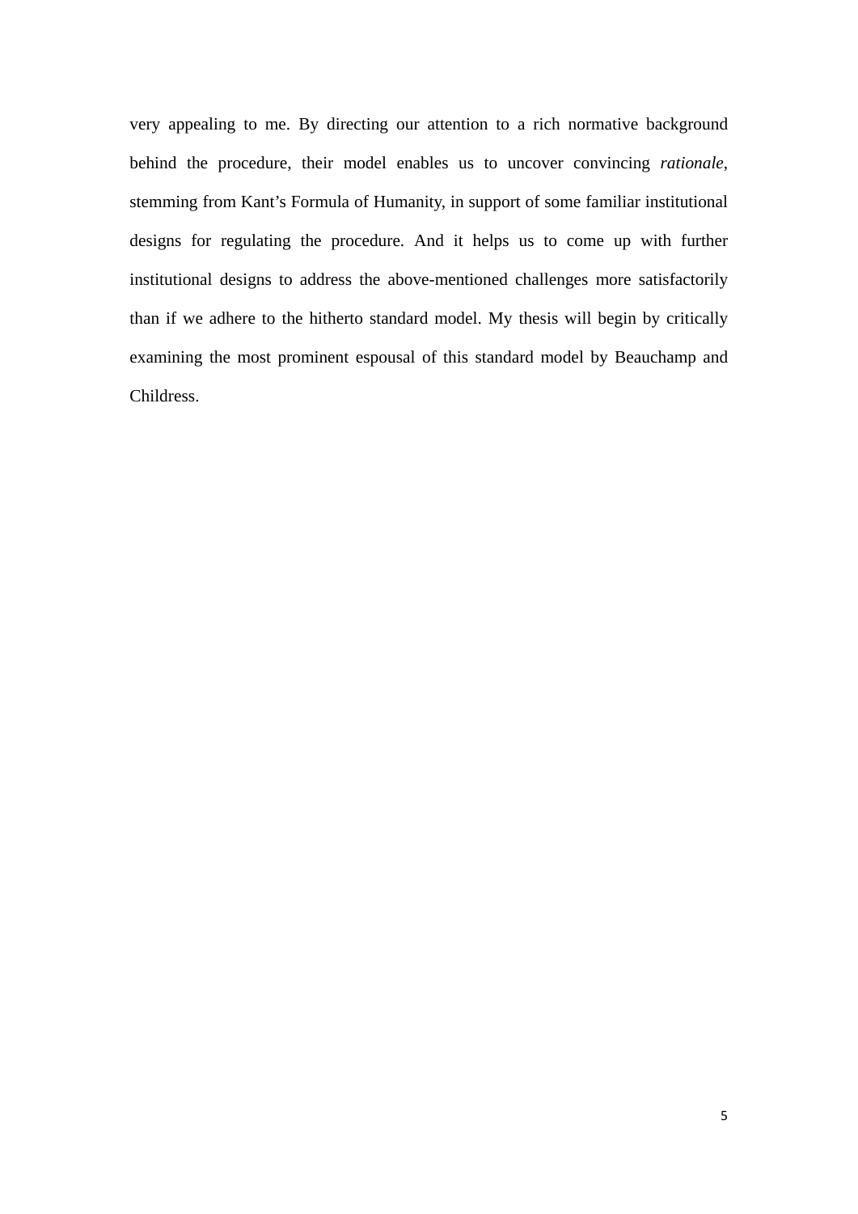very appealing to me. By directing our attention to a rich normative background behind the procedure, their model enables us to uncover convincing *rationale*, stemming from Kant's Formula of Humanity, in support of some familiar institutional designs for regulating the procedure. And it helps us to come up with further institutional designs to address the above-mentioned challenges more satisfactorily than if we adhere to the hitherto standard model. My thesis will begin by critically examining the most prominent espousal of this standard model by Beauchamp and Childress.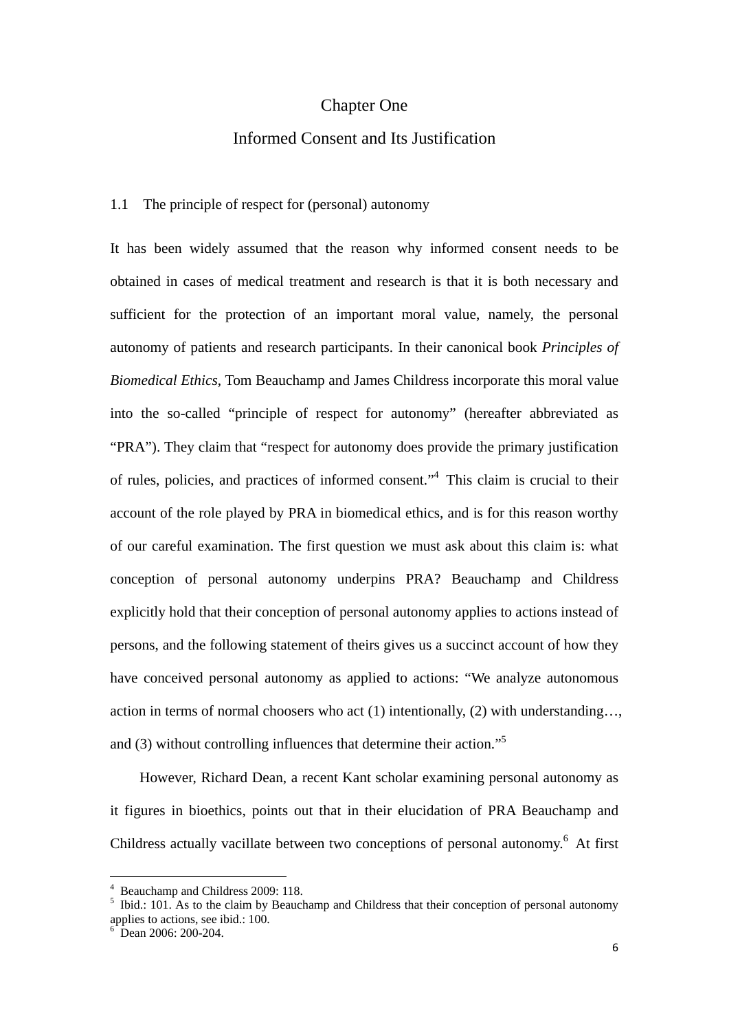# Chapter One

# Informed Consent and Its Justification

## 1.1 The principle of respect for (personal) autonomy

It has been widely assumed that the reason why informed consent needs to be obtained in cases of medical treatment and research is that it is both necessary and sufficient for the protection of an important moral value, namely, the personal autonomy of patients and research participants. In their canonical book *Principles of Biomedical Ethics*, Tom Beauchamp and James Childress incorporate this moral value into the so-called "principle of respect for autonomy" (hereafter abbreviated as "PRA"). They claim that "respect for autonomy does provide the primary justification of rules, policies, and practices of informed consent."[4] This claim is crucial to their account of the role played by PRA in biomedical ethics, and is for this reason worthy of our careful examination. The first question we must ask about this claim is: what conception of personal autonomy underpins PRA? Beauchamp and Childress explicitly hold that their conception of personal autonomy applies to actions instead of persons, and the following statement of theirs gives us a succinct account of how they have conceived personal autonomy as applied to actions: "We analyze autonomous action in terms of normal choosers who act (1) intentionally, (2) with understanding…, and (3) without controlling influences that determine their action."[5]

However, Richard Dean, a recent Kant scholar examining personal autonomy as it figures in bioethics, points out that in their elucidation of PRA Beauchamp and Childress actually vacillate between two conceptions of personal autonomy.[6] At first

---

[4] Beauchamp and Childress 2009: 118.

[5] Ibid.: 101. As to the claim by Beauchamp and Childress that their conception of personal autonomy applies to actions, see ibid.: 100.

[6] Dean 2006: 200-204.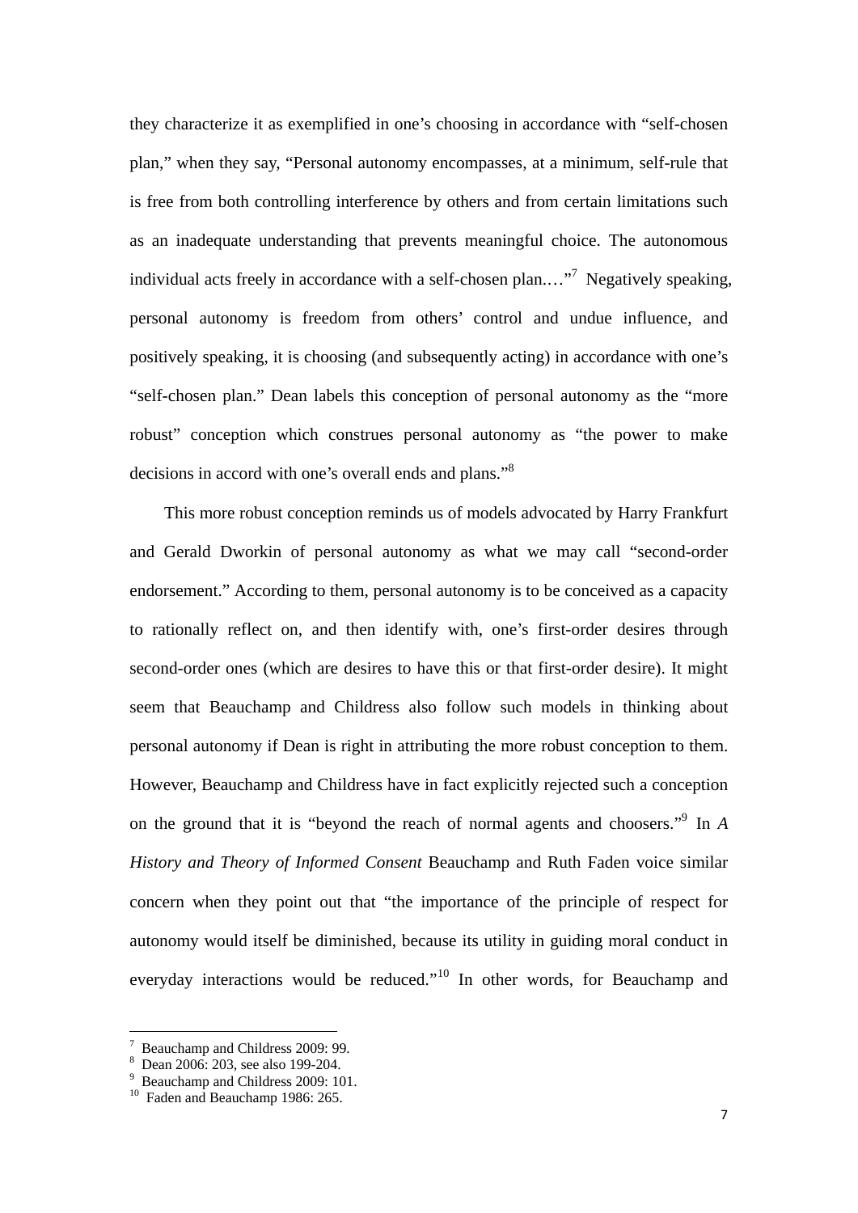they characterize it as exemplified in one's choosing in accordance with "self-chosen plan," when they say, "Personal autonomy encompasses, at a minimum, self-rule that is free from both controlling interference by others and from certain limitations such as an inadequate understanding that prevents meaningful choice. The autonomous individual acts freely in accordance with a self-chosen plan.…"[7] Negatively speaking, personal autonomy is freedom from others' control and undue influence, and positively speaking, it is choosing (and subsequently acting) in accordance with one's "self-chosen plan." Dean labels this conception of personal autonomy as the "more robust" conception which construes personal autonomy as "the power to make decisions in accord with one's overall ends and plans."[8]

This more robust conception reminds us of models advocated by Harry Frankfurt and Gerald Dworkin of personal autonomy as what we may call "second-order endorsement." According to them, personal autonomy is to be conceived as a capacity to rationally reflect on, and then identify with, one's first-order desires through second-order ones (which are desires to have this or that first-order desire). It might seem that Beauchamp and Childress also follow such models in thinking about personal autonomy if Dean is right in attributing the more robust conception to them. However, Beauchamp and Childress have in fact explicitly rejected such a conception on the ground that it is "beyond the reach of normal agents and choosers."[9] In *A History and Theory of Informed Consent* Beauchamp and Ruth Faden voice similar concern when they point out that "the importance of the principle of respect for autonomy would itself be diminished, because its utility in guiding moral conduct in everyday interactions would be reduced."[10] In other words, for Beauchamp and

---

[7] Beauchamp and Childress 2009: 99.

[8] Dean 2006: 203, see also 199-204.

[9] Beauchamp and Childress 2009: 101.

[10] Faden and Beauchamp 1986: 265.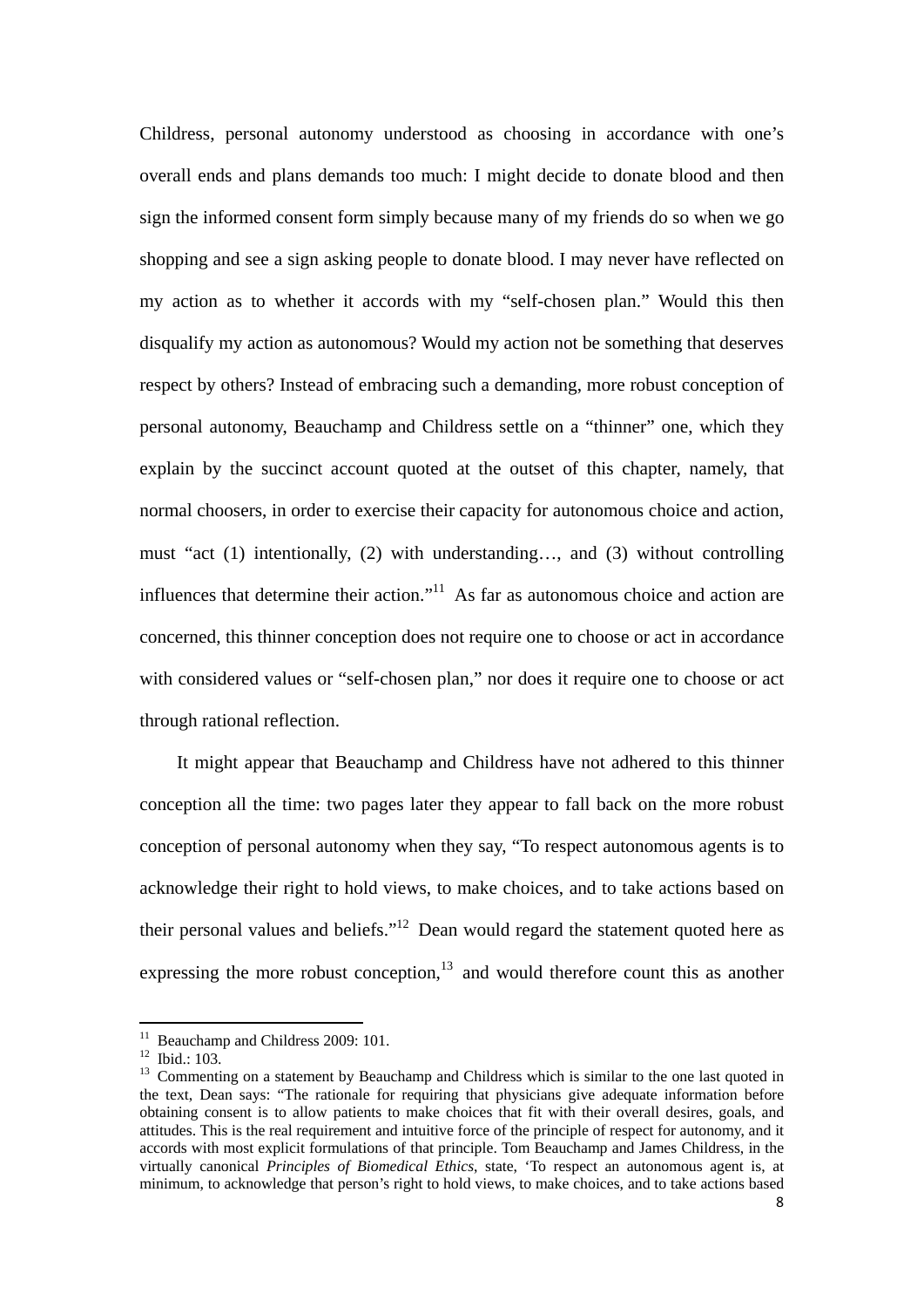Childress, personal autonomy understood as choosing in accordance with one's overall ends and plans demands too much: I might decide to donate blood and then sign the informed consent form simply because many of my friends do so when we go shopping and see a sign asking people to donate blood. I may never have reflected on my action as to whether it accords with my "self-chosen plan." Would this then disqualify my action as autonomous? Would my action not be something that deserves respect by others? Instead of embracing such a demanding, more robust conception of personal autonomy, Beauchamp and Childress settle on a "thinner" one, which they explain by the succinct account quoted at the outset of this chapter, namely, that normal choosers, in order to exercise their capacity for autonomous choice and action, must "act (1) intentionally, (2) with understanding…, and (3) without controlling influences that determine their action."[11] As far as autonomous choice and action are concerned, this thinner conception does not require one to choose or act in accordance with considered values or "self-chosen plan," nor does it require one to choose or act through rational reflection.

It might appear that Beauchamp and Childress have not adhered to this thinner conception all the time: two pages later they appear to fall back on the more robust conception of personal autonomy when they say, "To respect autonomous agents is to acknowledge their right to hold views, to make choices, and to take actions based on their personal values and beliefs."[12] Dean would regard the statement quoted here as expressing the more robust conception,[13] and would therefore count this as another

---

[11] Beauchamp and Childress 2009: 101.

[12] Ibid.: 103.

[13] Commenting on a statement by Beauchamp and Childress which is similar to the one last quoted in the text, Dean says: "The rationale for requiring that physicians give adequate information before obtaining consent is to allow patients to make choices that fit with their overall desires, goals, and attitudes. This is the real requirement and intuitive force of the principle of respect for autonomy, and it accords with most explicit formulations of that principle. Tom Beauchamp and James Childress, in the virtually canonical *Principles of Biomedical Ethics*, state, 'To respect an autonomous agent is, at minimum, to acknowledge that person's right to hold views, to make choices, and to take actions based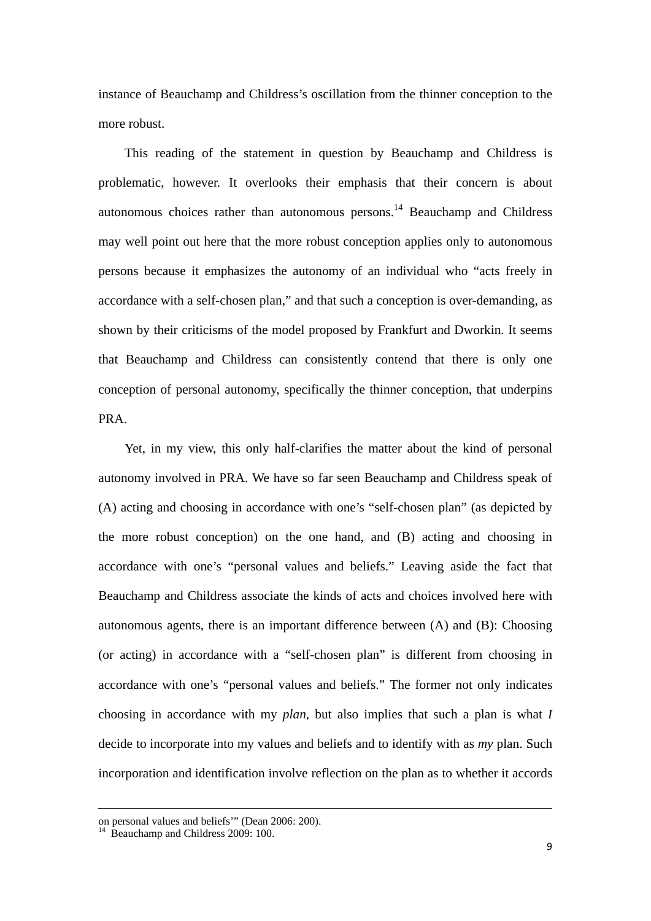instance of Beauchamp and Childress's oscillation from the thinner conception to the more robust.

This reading of the statement in question by Beauchamp and Childress is problematic, however. It overlooks their emphasis that their concern is about autonomous choices rather than autonomous persons.[14] Beauchamp and Childress may well point out here that the more robust conception applies only to autonomous persons because it emphasizes the autonomy of an individual who "acts freely in accordance with a self-chosen plan," and that such a conception is over-demanding, as shown by their criticisms of the model proposed by Frankfurt and Dworkin. It seems that Beauchamp and Childress can consistently contend that there is only one conception of personal autonomy, specifically the thinner conception, that underpins PRA.

Yet, in my view, this only half-clarifies the matter about the kind of personal autonomy involved in PRA. We have so far seen Beauchamp and Childress speak of (A) acting and choosing in accordance with one's "self-chosen plan" (as depicted by the more robust conception) on the one hand, and (B) acting and choosing in accordance with one's "personal values and beliefs." Leaving aside the fact that Beauchamp and Childress associate the kinds of acts and choices involved here with autonomous agents, there is an important difference between (A) and (B): Choosing (or acting) in accordance with a "self-chosen plan" is different from choosing in accordance with one's "personal values and beliefs." The former not only indicates choosing in accordance with my *plan*, but also implies that such a plan is what *I* decide to incorporate into my values and beliefs and to identify with as *my* plan. Such incorporation and identification involve reflection on the plan as to whether it accords

---

on personal values and beliefs'" (Dean 2006: 200).

[14] Beauchamp and Childress 2009: 100.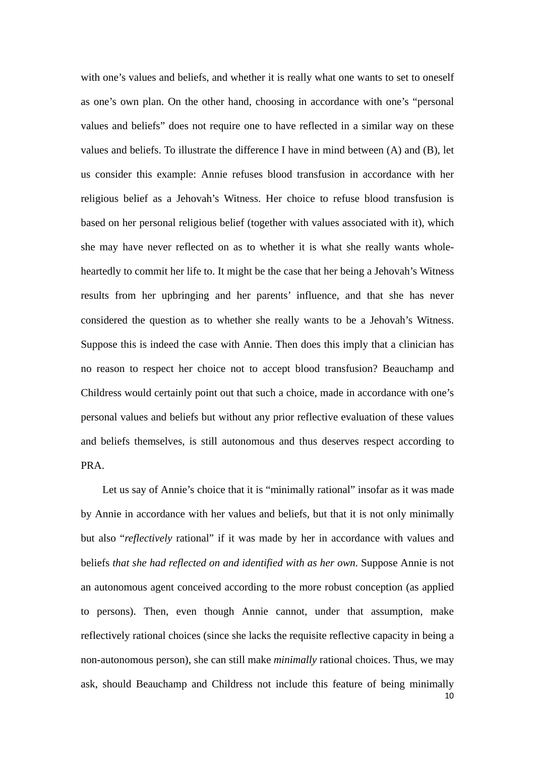with one's values and beliefs, and whether it is really what one wants to set to oneself as one's own plan. On the other hand, choosing in accordance with one's "personal values and beliefs" does not require one to have reflected in a similar way on these values and beliefs. To illustrate the difference I have in mind between (A) and (B), let us consider this example: Annie refuses blood transfusion in accordance with her religious belief as a Jehovah's Witness. Her choice to refuse blood transfusion is based on her personal religious belief (together with values associated with it), which she may have never reflected on as to whether it is what she really wants whole-heartedly to commit her life to. It might be the case that her being a Jehovah's Witness results from her upbringing and her parents' influence, and that she has never considered the question as to whether she really wants to be a Jehovah's Witness. Suppose this is indeed the case with Annie. Then does this imply that a clinician has no reason to respect her choice not to accept blood transfusion? Beauchamp and Childress would certainly point out that such a choice, made in accordance with one's personal values and beliefs but without any prior reflective evaluation of these values and beliefs themselves, is still autonomous and thus deserves respect according to PRA.

Let us say of Annie's choice that it is "minimally rational" insofar as it was made by Annie in accordance with her values and beliefs, but that it is not only minimally but also "*reflectively* rational" if it was made by her in accordance with values and beliefs *that she had reflected on and identified with as her own*. Suppose Annie is not an autonomous agent conceived according to the more robust conception (as applied to persons). Then, even though Annie cannot, under that assumption, make reflectively rational choices (since she lacks the requisite reflective capacity in being a non-autonomous person), she can still make *minimally* rational choices. Thus, we may ask, should Beauchamp and Childress not include this feature of being minimally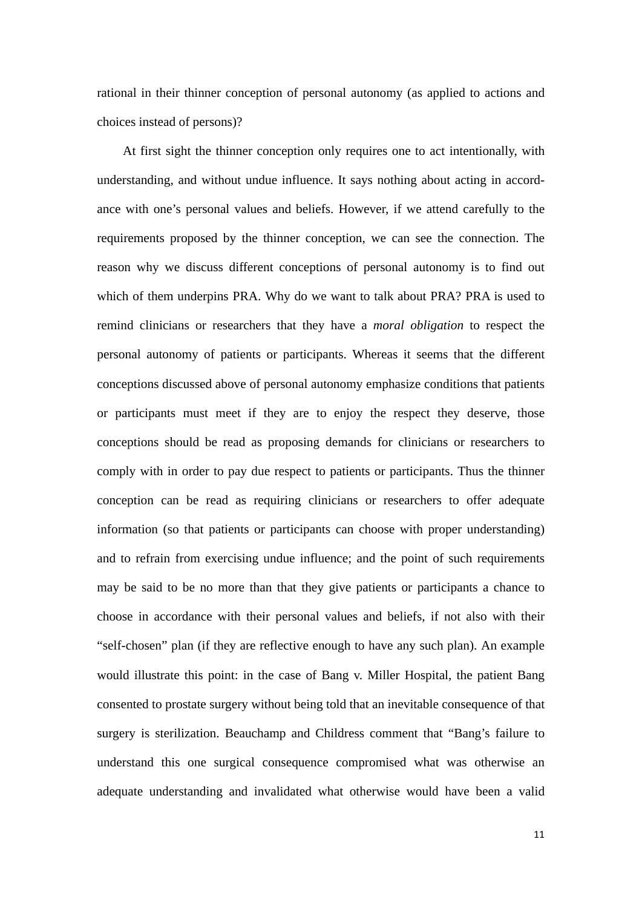rational in their thinner conception of personal autonomy (as applied to actions and choices instead of persons)?

At first sight the thinner conception only requires one to act intentionally, with understanding, and without undue influence. It says nothing about acting in accordance with one's personal values and beliefs. However, if we attend carefully to the requirements proposed by the thinner conception, we can see the connection. The reason why we discuss different conceptions of personal autonomy is to find out which of them underpins PRA. Why do we want to talk about PRA? PRA is used to remind clinicians or researchers that they have a *moral obligation* to respect the personal autonomy of patients or participants. Whereas it seems that the different conceptions discussed above of personal autonomy emphasize conditions that patients or participants must meet if they are to enjoy the respect they deserve, those conceptions should be read as proposing demands for clinicians or researchers to comply with in order to pay due respect to patients or participants. Thus the thinner conception can be read as requiring clinicians or researchers to offer adequate information (so that patients or participants can choose with proper understanding) and to refrain from exercising undue influence; and the point of such requirements may be said to be no more than that they give patients or participants a chance to choose in accordance with their personal values and beliefs, if not also with their "self-chosen" plan (if they are reflective enough to have any such plan). An example would illustrate this point: in the case of Bang v. Miller Hospital, the patient Bang consented to prostate surgery without being told that an inevitable consequence of that surgery is sterilization. Beauchamp and Childress comment that "Bang's failure to understand this one surgical consequence compromised what was otherwise an adequate understanding and invalidated what otherwise would have been a valid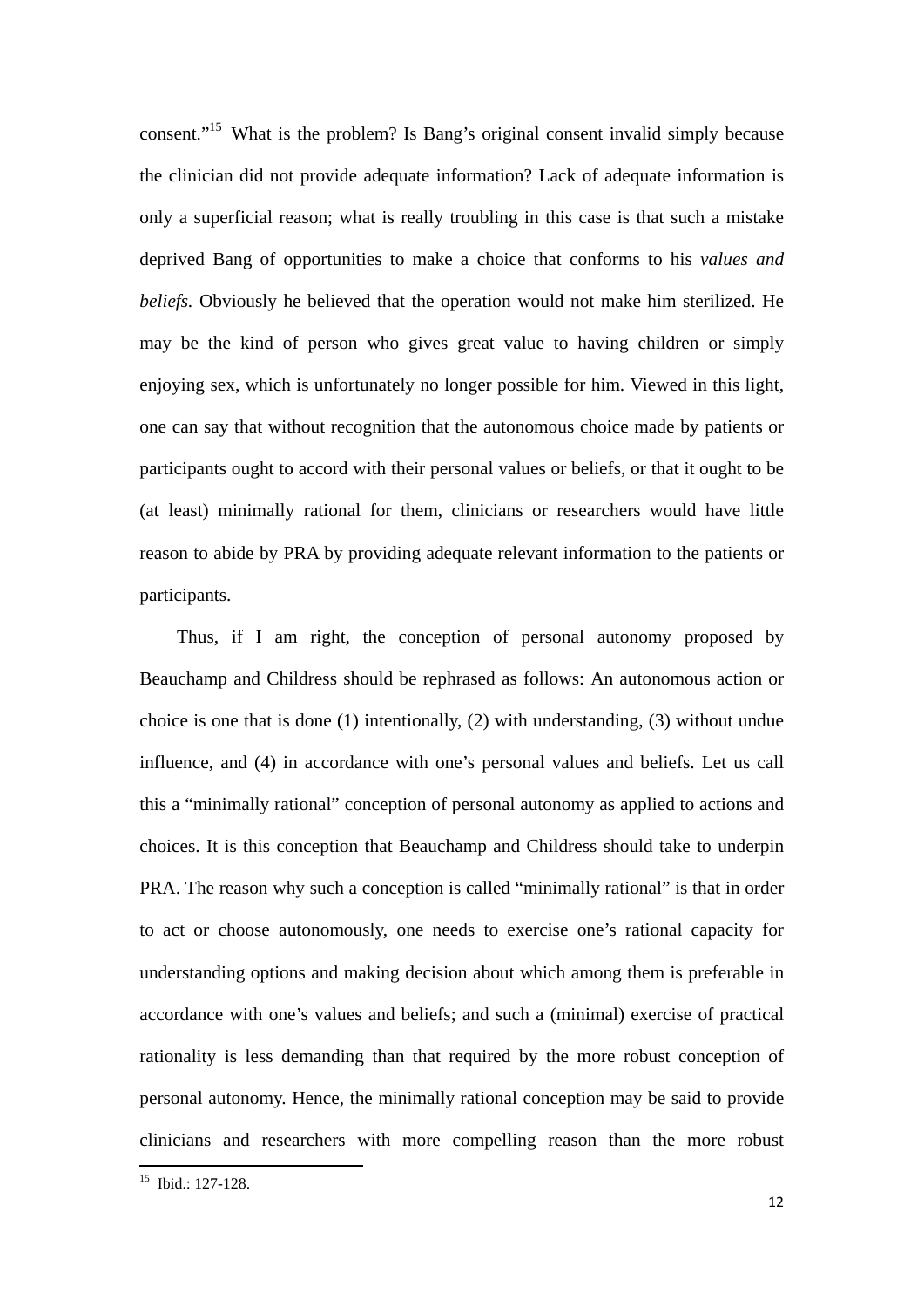consent."[15] What is the problem? Is Bang's original consent invalid simply because the clinician did not provide adequate information? Lack of adequate information is only a superficial reason; what is really troubling in this case is that such a mistake deprived Bang of opportunities to make a choice that conforms to his *values and beliefs*. Obviously he believed that the operation would not make him sterilized. He may be the kind of person who gives great value to having children or simply enjoying sex, which is unfortunately no longer possible for him. Viewed in this light, one can say that without recognition that the autonomous choice made by patients or participants ought to accord with their personal values or beliefs, or that it ought to be (at least) minimally rational for them, clinicians or researchers would have little reason to abide by PRA by providing adequate relevant information to the patients or participants.

Thus, if I am right, the conception of personal autonomy proposed by Beauchamp and Childress should be rephrased as follows: An autonomous action or choice is one that is done (1) intentionally, (2) with understanding, (3) without undue influence, and (4) in accordance with one's personal values and beliefs. Let us call this a "minimally rational" conception of personal autonomy as applied to actions and choices. It is this conception that Beauchamp and Childress should take to underpin PRA. The reason why such a conception is called "minimally rational" is that in order to act or choose autonomously, one needs to exercise one's rational capacity for understanding options and making decision about which among them is preferable in accordance with one's values and beliefs; and such a (minimal) exercise of practical rationality is less demanding than that required by the more robust conception of personal autonomy. Hence, the minimally rational conception may be said to provide clinicians and researchers with more compelling reason than the more robust

[15] Ibid.: 127-128.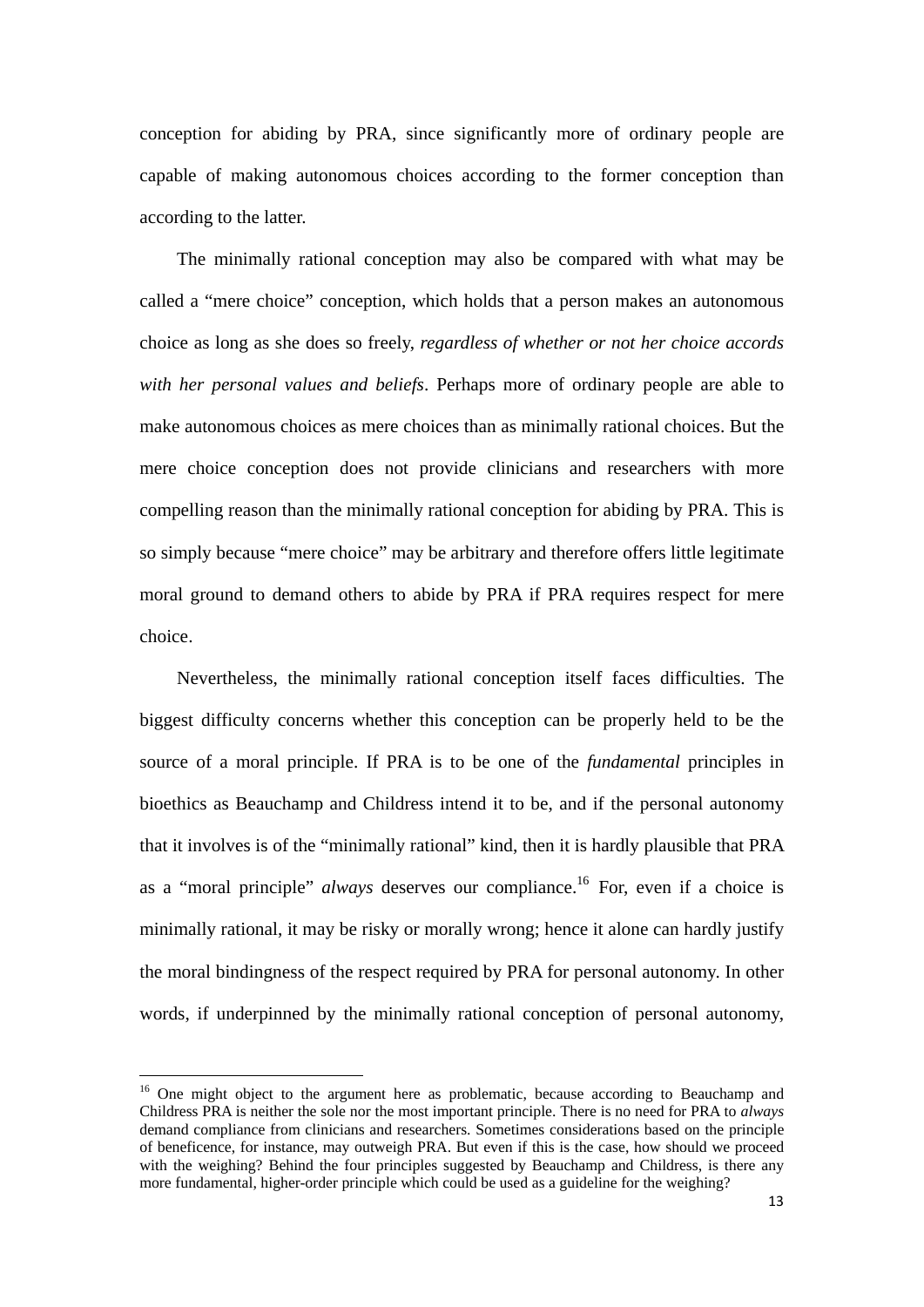conception for abiding by PRA, since significantly more of ordinary people are capable of making autonomous choices according to the former conception than according to the latter.

The minimally rational conception may also be compared with what may be called a "mere choice" conception, which holds that a person makes an autonomous choice as long as she does so freely, *regardless of whether or not her choice accords with her personal values and beliefs*. Perhaps more of ordinary people are able to make autonomous choices as mere choices than as minimally rational choices. But the mere choice conception does not provide clinicians and researchers with more compelling reason than the minimally rational conception for abiding by PRA. This is so simply because "mere choice" may be arbitrary and therefore offers little legitimate moral ground to demand others to abide by PRA if PRA requires respect for mere choice.

Nevertheless, the minimally rational conception itself faces difficulties. The biggest difficulty concerns whether this conception can be properly held to be the source of a moral principle. If PRA is to be one of the *fundamental* principles in bioethics as Beauchamp and Childress intend it to be, and if the personal autonomy that it involves is of the "minimally rational" kind, then it is hardly plausible that PRA as a "moral principle" *always* deserves our compliance.[16] For, even if a choice is minimally rational, it may be risky or morally wrong; hence it alone can hardly justify the moral bindingness of the respect required by PRA for personal autonomy. In other words, if underpinned by the minimally rational conception of personal autonomy,

[16] One might object to the argument here as problematic, because according to Beauchamp and Childress PRA is neither the sole nor the most important principle. There is no need for PRA to *always* demand compliance from clinicians and researchers. Sometimes considerations based on the principle of beneficence, for instance, may outweigh PRA. But even if this is the case, how should we proceed with the weighing? Behind the four principles suggested by Beauchamp and Childress, is there any more fundamental, higher-order principle which could be used as a guideline for the weighing?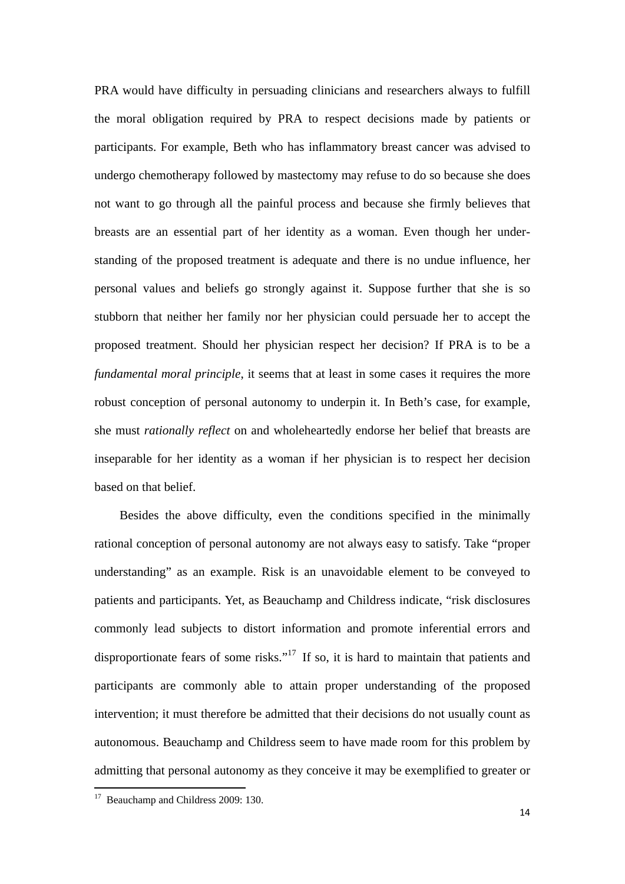PRA would have difficulty in persuading clinicians and researchers always to fulfill the moral obligation required by PRA to respect decisions made by patients or participants. For example, Beth who has inflammatory breast cancer was advised to undergo chemotherapy followed by mastectomy may refuse to do so because she does not want to go through all the painful process and because she firmly believes that breasts are an essential part of her identity as a woman. Even though her understanding of the proposed treatment is adequate and there is no undue influence, her personal values and beliefs go strongly against it. Suppose further that she is so stubborn that neither her family nor her physician could persuade her to accept the proposed treatment. Should her physician respect her decision? If PRA is to be a *fundamental moral principle*, it seems that at least in some cases it requires the more robust conception of personal autonomy to underpin it. In Beth's case, for example, she must *rationally reflect* on and wholeheartedly endorse her belief that breasts are inseparable for her identity as a woman if her physician is to respect her decision based on that belief.

Besides the above difficulty, even the conditions specified in the minimally rational conception of personal autonomy are not always easy to satisfy. Take "proper understanding" as an example. Risk is an unavoidable element to be conveyed to patients and participants. Yet, as Beauchamp and Childress indicate, "risk disclosures commonly lead subjects to distort information and promote inferential errors and disproportionate fears of some risks."[17] If so, it is hard to maintain that patients and participants are commonly able to attain proper understanding of the proposed intervention; it must therefore be admitted that their decisions do not usually count as autonomous. Beauchamp and Childress seem to have made room for this problem by admitting that personal autonomy as they conceive it may be exemplified to greater or

---

[17] Beauchamp and Childress 2009: 130.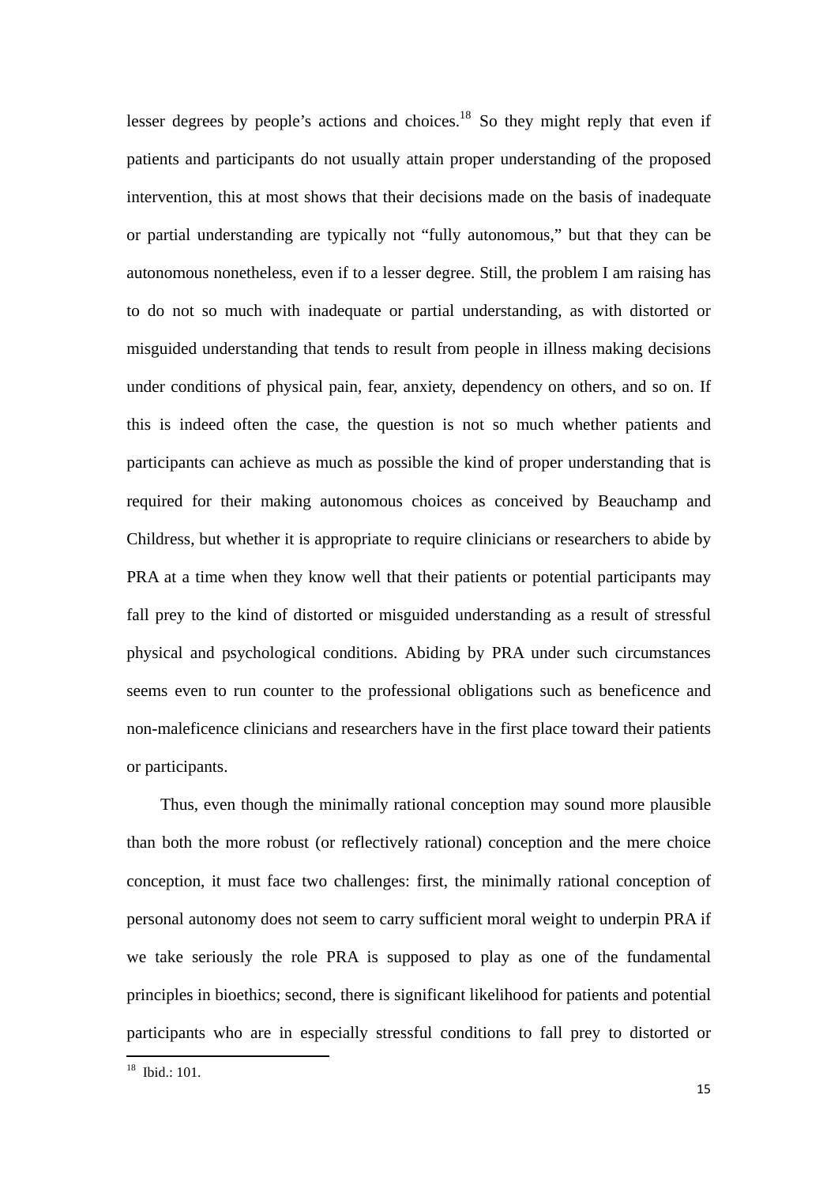lesser degrees by people's actions and choices.[18] So they might reply that even if patients and participants do not usually attain proper understanding of the proposed intervention, this at most shows that their decisions made on the basis of inadequate or partial understanding are typically not "fully autonomous," but that they can be autonomous nonetheless, even if to a lesser degree. Still, the problem I am raising has to do not so much with inadequate or partial understanding, as with distorted or misguided understanding that tends to result from people in illness making decisions under conditions of physical pain, fear, anxiety, dependency on others, and so on. If this is indeed often the case, the question is not so much whether patients and participants can achieve as much as possible the kind of proper understanding that is required for their making autonomous choices as conceived by Beauchamp and Childress, but whether it is appropriate to require clinicians or researchers to abide by PRA at a time when they know well that their patients or potential participants may fall prey to the kind of distorted or misguided understanding as a result of stressful physical and psychological conditions. Abiding by PRA under such circumstances seems even to run counter to the professional obligations such as beneficence and non-maleficence clinicians and researchers have in the first place toward their patients or participants.

Thus, even though the minimally rational conception may sound more plausible than both the more robust (or reflectively rational) conception and the mere choice conception, it must face two challenges: first, the minimally rational conception of personal autonomy does not seem to carry sufficient moral weight to underpin PRA if we take seriously the role PRA is supposed to play as one of the fundamental principles in bioethics; second, there is significant likelihood for patients and potential participants who are in especially stressful conditions to fall prey to distorted or

---

[18] Ibid.: 101.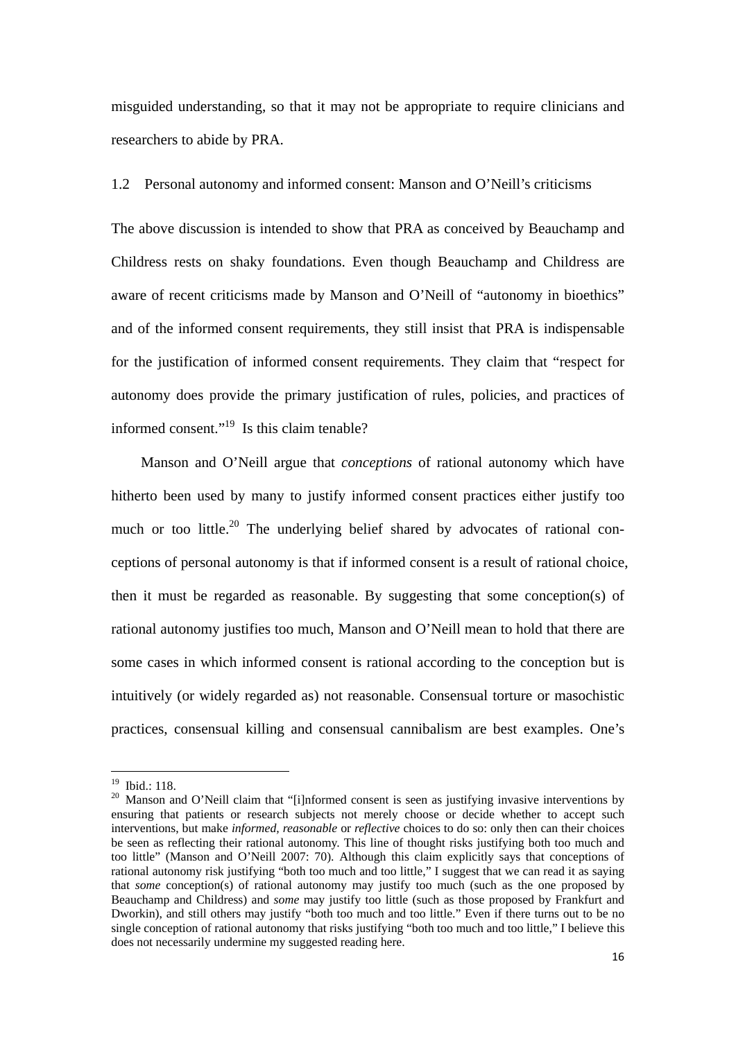misguided understanding, so that it may not be appropriate to require clinicians and researchers to abide by PRA.

## 1.2 Personal autonomy and informed consent: Manson and O'Neill's criticisms

The above discussion is intended to show that PRA as conceived by Beauchamp and Childress rests on shaky foundations. Even though Beauchamp and Childress are aware of recent criticisms made by Manson and O'Neill of "autonomy in bioethics" and of the informed consent requirements, they still insist that PRA is indispensable for the justification of informed consent requirements. They claim that "respect for autonomy does provide the primary justification of rules, policies, and practices of informed consent."[19] Is this claim tenable?

Manson and O'Neill argue that *conceptions* of rational autonomy which have hitherto been used by many to justify informed consent practices either justify too much or too little.[20] The underlying belief shared by advocates of rational conceptions of personal autonomy is that if informed consent is a result of rational choice, then it must be regarded as reasonable. By suggesting that some conception(s) of rational autonomy justifies too much, Manson and O'Neill mean to hold that there are some cases in which informed consent is rational according to the conception but is intuitively (or widely regarded as) not reasonable. Consensual torture or masochistic practices, consensual killing and consensual cannibalism are best examples. One's

---

[19] Ibid.: 118.

[20] Manson and O'Neill claim that "[i]nformed consent is seen as justifying invasive interventions by ensuring that patients or research subjects not merely choose or decide whether to accept such interventions, but make *informed, reasonable* or *reflective* choices to do so: only then can their choices be seen as reflecting their rational autonomy. This line of thought risks justifying both too much and too little" (Manson and O'Neill 2007: 70). Although this claim explicitly says that conceptions of rational autonomy risk justifying "both too much and too little," I suggest that we can read it as saying that *some* conception(s) of rational autonomy may justify too much (such as the one proposed by Beauchamp and Childress) and *some* may justify too little (such as those proposed by Frankfurt and Dworkin), and still others may justify "both too much and too little." Even if there turns out to be no single conception of rational autonomy that risks justifying "both too much and too little," I believe this does not necessarily undermine my suggested reading here.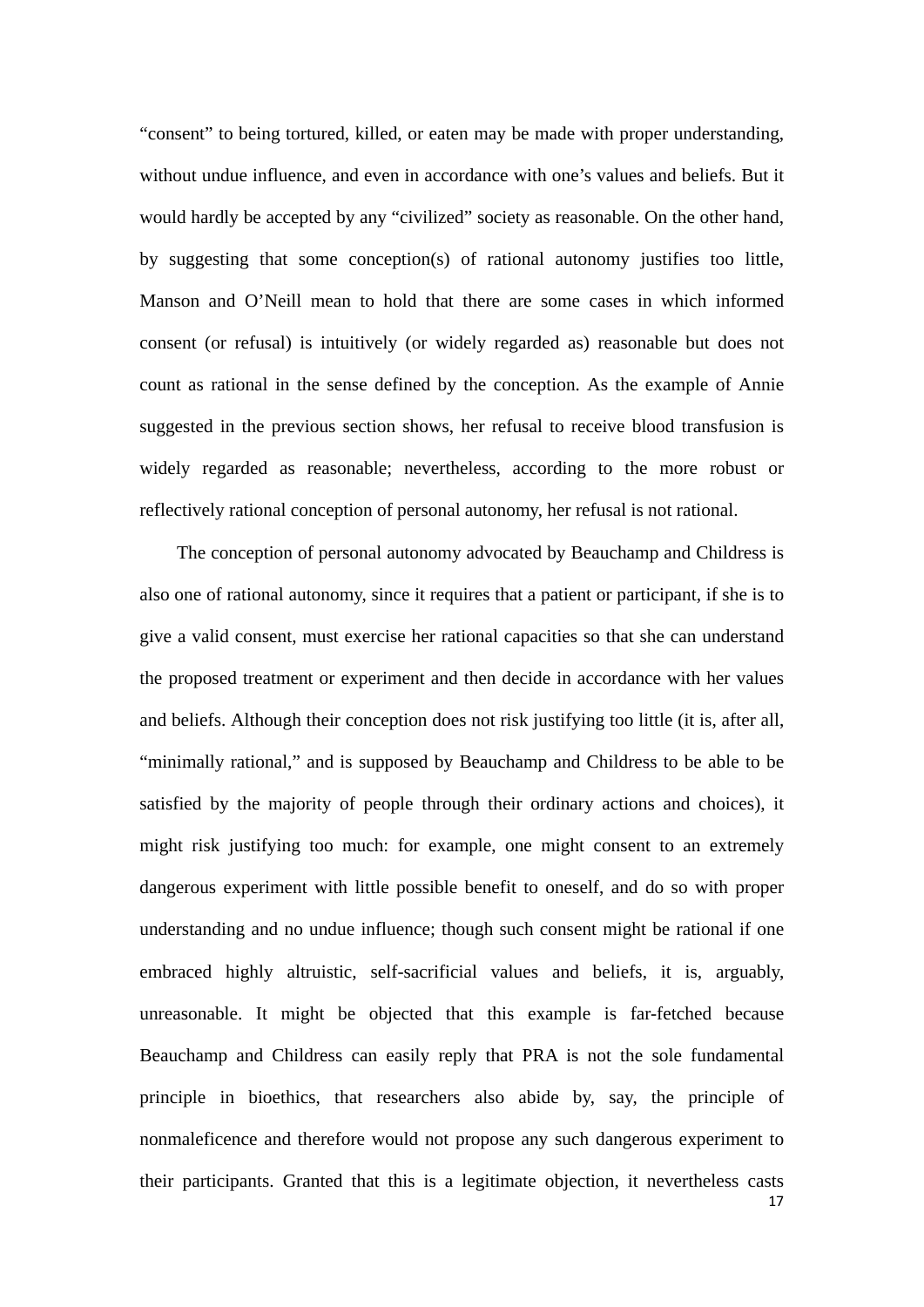"consent" to being tortured, killed, or eaten may be made with proper understanding, without undue influence, and even in accordance with one's values and beliefs. But it would hardly be accepted by any "civilized" society as reasonable. On the other hand, by suggesting that some conception(s) of rational autonomy justifies too little, Manson and O'Neill mean to hold that there are some cases in which informed consent (or refusal) is intuitively (or widely regarded as) reasonable but does not count as rational in the sense defined by the conception. As the example of Annie suggested in the previous section shows, her refusal to receive blood transfusion is widely regarded as reasonable; nevertheless, according to the more robust or reflectively rational conception of personal autonomy, her refusal is not rational.

The conception of personal autonomy advocated by Beauchamp and Childress is also one of rational autonomy, since it requires that a patient or participant, if she is to give a valid consent, must exercise her rational capacities so that she can understand the proposed treatment or experiment and then decide in accordance with her values and beliefs. Although their conception does not risk justifying too little (it is, after all, "minimally rational," and is supposed by Beauchamp and Childress to be able to be satisfied by the majority of people through their ordinary actions and choices), it might risk justifying too much: for example, one might consent to an extremely dangerous experiment with little possible benefit to oneself, and do so with proper understanding and no undue influence; though such consent might be rational if one embraced highly altruistic, self-sacrificial values and beliefs, it is, arguably, unreasonable. It might be objected that this example is far-fetched because Beauchamp and Childress can easily reply that PRA is not the sole fundamental principle in bioethics, that researchers also abide by, say, the principle of nonmaleficence and therefore would not propose any such dangerous experiment to their participants. Granted that this is a legitimate objection, it nevertheless casts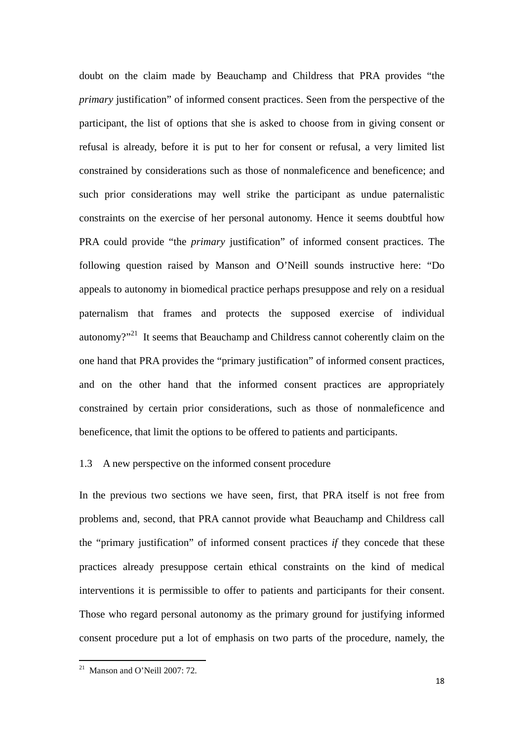doubt on the claim made by Beauchamp and Childress that PRA provides "the *primary* justification" of informed consent practices. Seen from the perspective of the participant, the list of options that she is asked to choose from in giving consent or refusal is already, before it is put to her for consent or refusal, a very limited list constrained by considerations such as those of nonmaleficence and beneficence; and such prior considerations may well strike the participant as undue paternalistic constraints on the exercise of her personal autonomy. Hence it seems doubtful how PRA could provide "the *primary* justification" of informed consent practices. The following question raised by Manson and O'Neill sounds instructive here: "Do appeals to autonomy in biomedical practice perhaps presuppose and rely on a residual paternalism that frames and protects the supposed exercise of individual autonomy?"[21] It seems that Beauchamp and Childress cannot coherently claim on the one hand that PRA provides the "primary justification" of informed consent practices, and on the other hand that the informed consent practices are appropriately constrained by certain prior considerations, such as those of nonmaleficence and beneficence, that limit the options to be offered to patients and participants.

### 1.3 A new perspective on the informed consent procedure

In the previous two sections we have seen, first, that PRA itself is not free from problems and, second, that PRA cannot provide what Beauchamp and Childress call the "primary justification" of informed consent practices *if* they concede that these practices already presuppose certain ethical constraints on the kind of medical interventions it is permissible to offer to patients and participants for their consent. Those who regard personal autonomy as the primary ground for justifying informed consent procedure put a lot of emphasis on two parts of the procedure, namely, the

---

[21] Manson and O'Neill 2007: 72.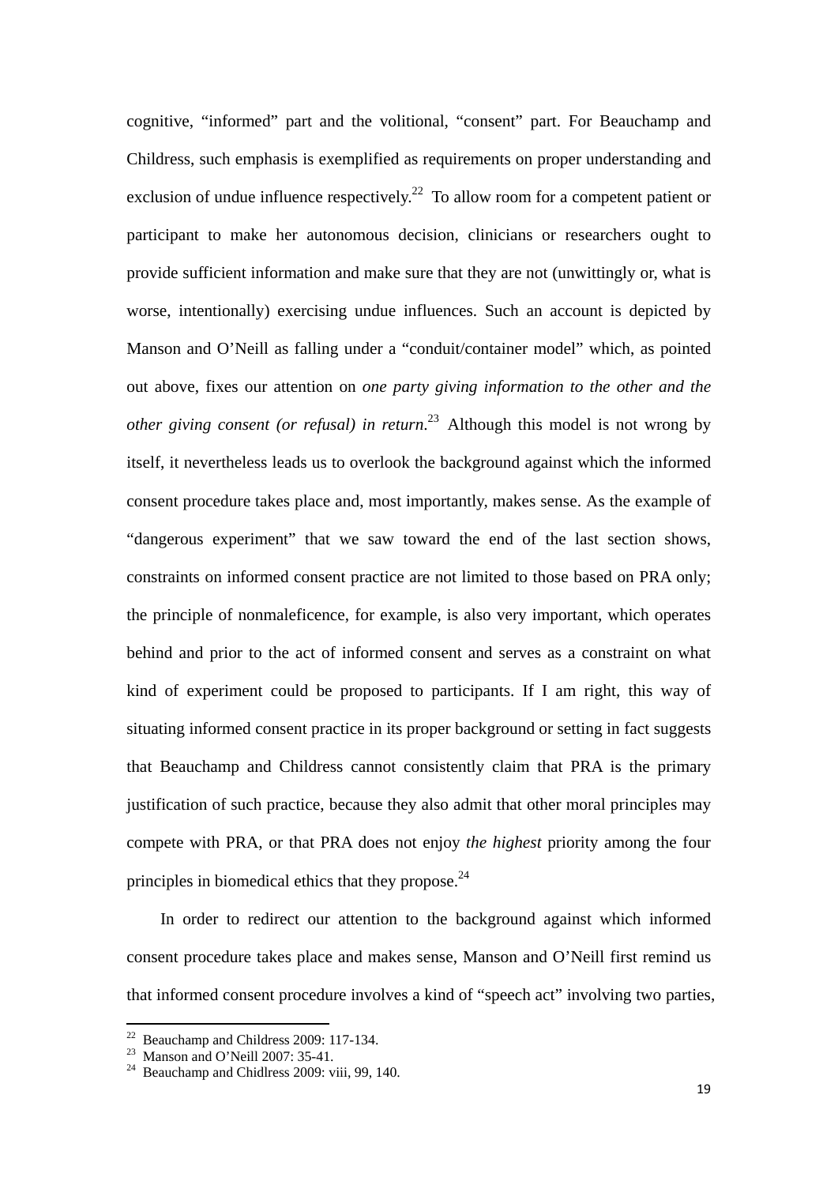cognitive, "informed" part and the volitional, "consent" part. For Beauchamp and Childress, such emphasis is exemplified as requirements on proper understanding and exclusion of undue influence respectively.[22] To allow room for a competent patient or participant to make her autonomous decision, clinicians or researchers ought to provide sufficient information and make sure that they are not (unwittingly or, what is worse, intentionally) exercising undue influences. Such an account is depicted by Manson and O'Neill as falling under a "conduit/container model" which, as pointed out above, fixes our attention on *one party giving information to the other and the other giving consent (or refusal) in return*.[23] Although this model is not wrong by itself, it nevertheless leads us to overlook the background against which the informed consent procedure takes place and, most importantly, makes sense. As the example of "dangerous experiment" that we saw toward the end of the last section shows, constraints on informed consent practice are not limited to those based on PRA only; the principle of nonmaleficence, for example, is also very important, which operates behind and prior to the act of informed consent and serves as a constraint on what kind of experiment could be proposed to participants. If I am right, this way of situating informed consent practice in its proper background or setting in fact suggests that Beauchamp and Childress cannot consistently claim that PRA is the primary justification of such practice, because they also admit that other moral principles may compete with PRA, or that PRA does not enjoy *the highest* priority among the four principles in biomedical ethics that they propose.[24]

In order to redirect our attention to the background against which informed consent procedure takes place and makes sense, Manson and O'Neill first remind us that informed consent procedure involves a kind of "speech act" involving two parties,

---

[22] Beauchamp and Childress 2009: 117-134.

[23] Manson and O'Neill 2007: 35-41.

[24] Beauchamp and Chidlress 2009: viii, 99, 140.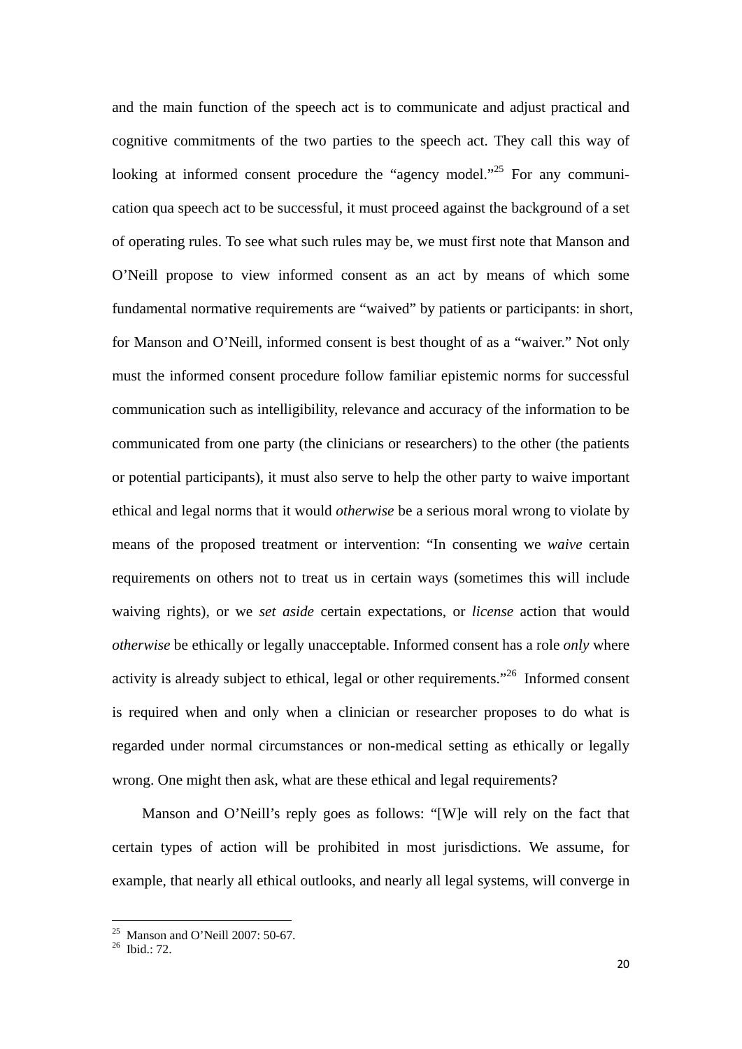and the main function of the speech act is to communicate and adjust practical and cognitive commitments of the two parties to the speech act. They call this way of looking at informed consent procedure the "agency model."[25] For any communication qua speech act to be successful, it must proceed against the background of a set of operating rules. To see what such rules may be, we must first note that Manson and O'Neill propose to view informed consent as an act by means of which some fundamental normative requirements are "waived" by patients or participants: in short, for Manson and O'Neill, informed consent is best thought of as a "waiver." Not only must the informed consent procedure follow familiar epistemic norms for successful communication such as intelligibility, relevance and accuracy of the information to be communicated from one party (the clinicians or researchers) to the other (the patients or potential participants), it must also serve to help the other party to waive important ethical and legal norms that it would *otherwise* be a serious moral wrong to violate by means of the proposed treatment or intervention: "In consenting we *waive* certain requirements on others not to treat us in certain ways (sometimes this will include waiving rights), or we *set aside* certain expectations, or *license* action that would *otherwise* be ethically or legally unacceptable. Informed consent has a role *only* where activity is already subject to ethical, legal or other requirements."[26] Informed consent is required when and only when a clinician or researcher proposes to do what is regarded under normal circumstances or non-medical setting as ethically or legally wrong. One might then ask, what are these ethical and legal requirements?

Manson and O'Neill's reply goes as follows: "[W]e will rely on the fact that certain types of action will be prohibited in most jurisdictions. We assume, for example, that nearly all ethical outlooks, and nearly all legal systems, will converge in

---

[25] Manson and O'Neill 2007: 50-67.

[26] Ibid.: 72.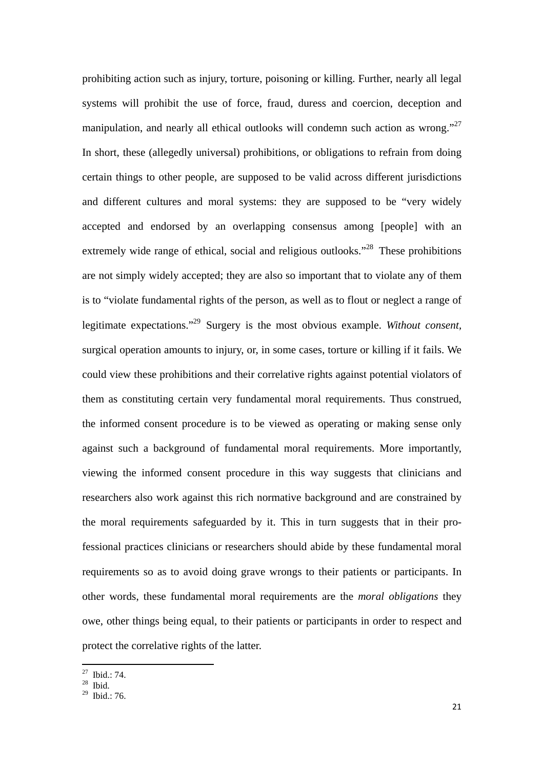prohibiting action such as injury, torture, poisoning or killing. Further, nearly all legal systems will prohibit the use of force, fraud, duress and coercion, deception and manipulation, and nearly all ethical outlooks will condemn such action as wrong."[27] In short, these (allegedly universal) prohibitions, or obligations to refrain from doing certain things to other people, are supposed to be valid across different jurisdictions and different cultures and moral systems: they are supposed to be "very widely accepted and endorsed by an overlapping consensus among [people] with an extremely wide range of ethical, social and religious outlooks."[28] These prohibitions are not simply widely accepted; they are also so important that to violate any of them is to "violate fundamental rights of the person, as well as to flout or neglect a range of legitimate expectations."[29] Surgery is the most obvious example. *Without consent*, surgical operation amounts to injury, or, in some cases, torture or killing if it fails. We could view these prohibitions and their correlative rights against potential violators of them as constituting certain very fundamental moral requirements. Thus construed, the informed consent procedure is to be viewed as operating or making sense only against such a background of fundamental moral requirements. More importantly, viewing the informed consent procedure in this way suggests that clinicians and researchers also work against this rich normative background and are constrained by the moral requirements safeguarded by it. This in turn suggests that in their professional practices clinicians or researchers should abide by these fundamental moral requirements so as to avoid doing grave wrongs to their patients or participants. In other words, these fundamental moral requirements are the *moral obligations* they owe, other things being equal, to their patients or participants in order to respect and protect the correlative rights of the latter.

---

[27] Ibid.: 74.
[28] Ibid.
[29] Ibid.: 76.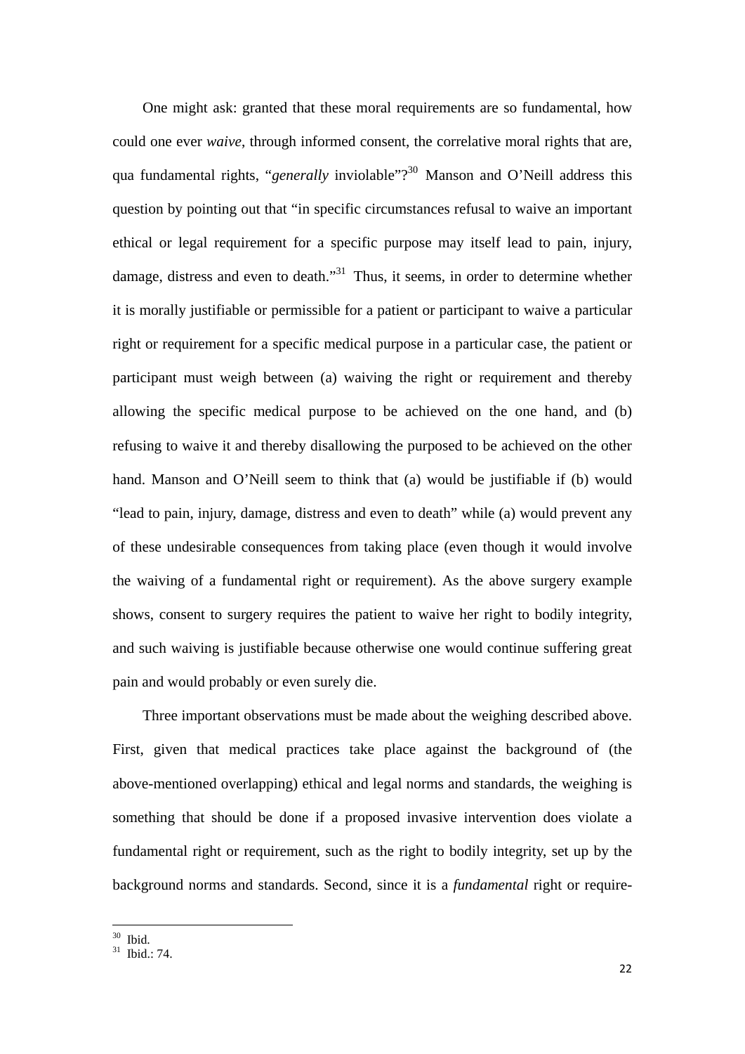One might ask: granted that these moral requirements are so fundamental, how could one ever *waive*, through informed consent, the correlative moral rights that are, qua fundamental rights, "*generally* inviolable"?[30] Manson and O'Neill address this question by pointing out that "in specific circumstances refusal to waive an important ethical or legal requirement for a specific purpose may itself lead to pain, injury, damage, distress and even to death."[31] Thus, it seems, in order to determine whether it is morally justifiable or permissible for a patient or participant to waive a particular right or requirement for a specific medical purpose in a particular case, the patient or participant must weigh between (a) waiving the right or requirement and thereby allowing the specific medical purpose to be achieved on the one hand, and (b) refusing to waive it and thereby disallowing the purposed to be achieved on the other hand. Manson and O'Neill seem to think that (a) would be justifiable if (b) would "lead to pain, injury, damage, distress and even to death" while (a) would prevent any of these undesirable consequences from taking place (even though it would involve the waiving of a fundamental right or requirement). As the above surgery example shows, consent to surgery requires the patient to waive her right to bodily integrity, and such waiving is justifiable because otherwise one would continue suffering great pain and would probably or even surely die.

Three important observations must be made about the weighing described above. First, given that medical practices take place against the background of (the above-mentioned overlapping) ethical and legal norms and standards, the weighing is something that should be done if a proposed invasive intervention does violate a fundamental right or requirement, such as the right to bodily integrity, set up by the background norms and standards. Second, since it is a *fundamental* right or require-

---

[30] Ibid.
[31] Ibid.: 74.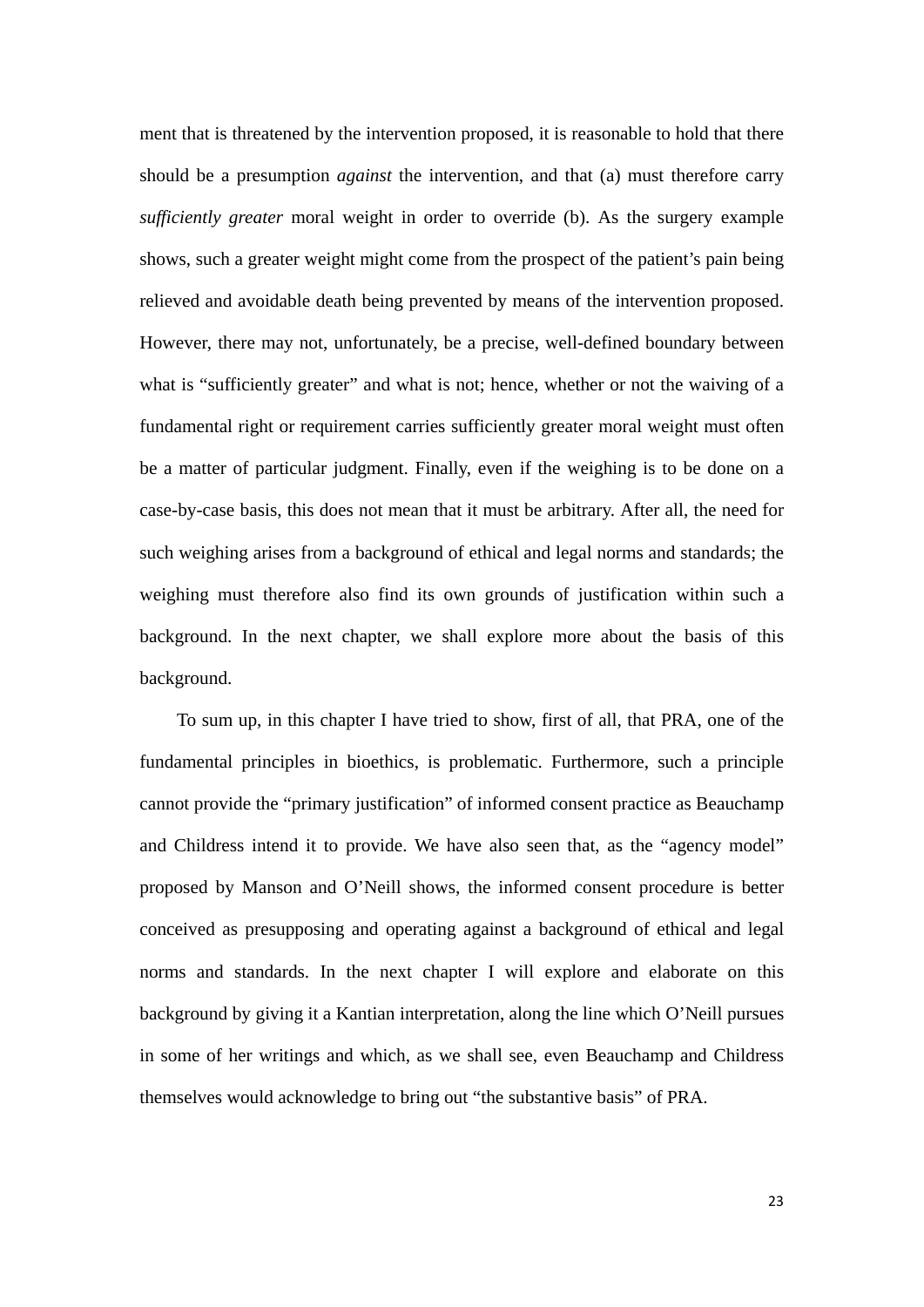ment that is threatened by the intervention proposed, it is reasonable to hold that there should be a presumption *against* the intervention, and that (a) must therefore carry *sufficiently greater* moral weight in order to override (b). As the surgery example shows, such a greater weight might come from the prospect of the patient's pain being relieved and avoidable death being prevented by means of the intervention proposed. However, there may not, unfortunately, be a precise, well-defined boundary between what is "sufficiently greater" and what is not; hence, whether or not the waiving of a fundamental right or requirement carries sufficiently greater moral weight must often be a matter of particular judgment. Finally, even if the weighing is to be done on a case-by-case basis, this does not mean that it must be arbitrary. After all, the need for such weighing arises from a background of ethical and legal norms and standards; the weighing must therefore also find its own grounds of justification within such a background. In the next chapter, we shall explore more about the basis of this background.

To sum up, in this chapter I have tried to show, first of all, that PRA, one of the fundamental principles in bioethics, is problematic. Furthermore, such a principle cannot provide the "primary justification" of informed consent practice as Beauchamp and Childress intend it to provide. We have also seen that, as the "agency model" proposed by Manson and O'Neill shows, the informed consent procedure is better conceived as presupposing and operating against a background of ethical and legal norms and standards. In the next chapter I will explore and elaborate on this background by giving it a Kantian interpretation, along the line which O'Neill pursues in some of her writings and which, as we shall see, even Beauchamp and Childress themselves would acknowledge to bring out "the substantive basis" of PRA.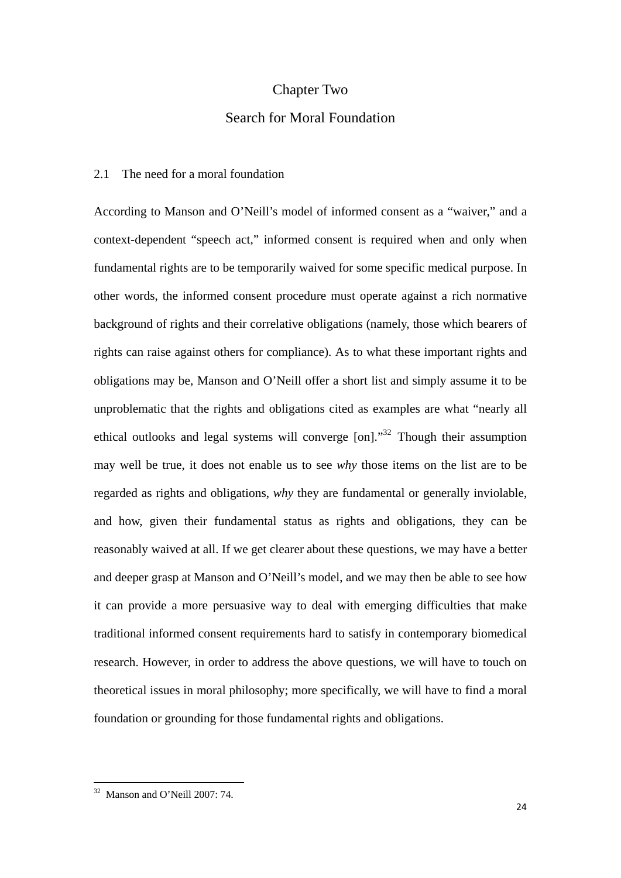# Chapter Two

# Search for Moral Foundation

## 2.1 The need for a moral foundation

According to Manson and O'Neill's model of informed consent as a "waiver," and a context-dependent "speech act," informed consent is required when and only when fundamental rights are to be temporarily waived for some specific medical purpose. In other words, the informed consent procedure must operate against a rich normative background of rights and their correlative obligations (namely, those which bearers of rights can raise against others for compliance). As to what these important rights and obligations may be, Manson and O'Neill offer a short list and simply assume it to be unproblematic that the rights and obligations cited as examples are what "nearly all ethical outlooks and legal systems will converge [on]."[32] Though their assumption may well be true, it does not enable us to see *why* those items on the list are to be regarded as rights and obligations, *why* they are fundamental or generally inviolable, and how, given their fundamental status as rights and obligations, they can be reasonably waived at all. If we get clearer about these questions, we may have a better and deeper grasp at Manson and O'Neill's model, and we may then be able to see how it can provide a more persuasive way to deal with emerging difficulties that make traditional informed consent requirements hard to satisfy in contemporary biomedical research. However, in order to address the above questions, we will have to touch on theoretical issues in moral philosophy; more specifically, we will have to find a moral foundation or grounding for those fundamental rights and obligations.

---

[32] Manson and O'Neill 2007: 74.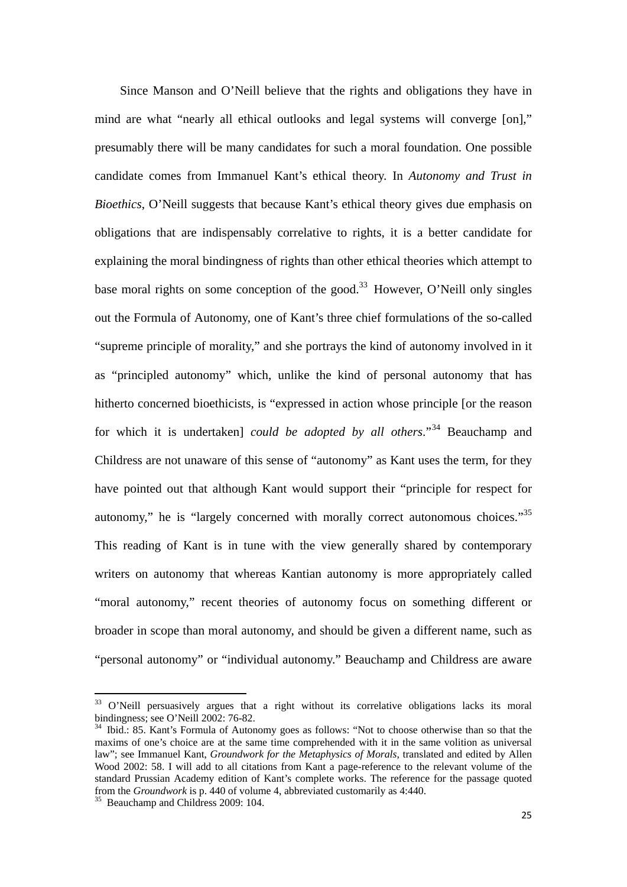Since Manson and O'Neill believe that the rights and obligations they have in mind are what "nearly all ethical outlooks and legal systems will converge [on]," presumably there will be many candidates for such a moral foundation. One possible candidate comes from Immanuel Kant's ethical theory. In *Autonomy and Trust in Bioethics*, O'Neill suggests that because Kant's ethical theory gives due emphasis on obligations that are indispensably correlative to rights, it is a better candidate for explaining the moral bindingness of rights than other ethical theories which attempt to base moral rights on some conception of the good.[33] However, O'Neill only singles out the Formula of Autonomy, one of Kant's three chief formulations of the so-called "supreme principle of morality," and she portrays the kind of autonomy involved in it as "principled autonomy" which, unlike the kind of personal autonomy that has hitherto concerned bioethicists, is "expressed in action whose principle [or the reason for which it is undertaken] *could be adopted by all others*."[34] Beauchamp and Childress are not unaware of this sense of "autonomy" as Kant uses the term, for they have pointed out that although Kant would support their "principle for respect for autonomy," he is "largely concerned with morally correct autonomous choices."[35] This reading of Kant is in tune with the view generally shared by contemporary writers on autonomy that whereas Kantian autonomy is more appropriately called "moral autonomy," recent theories of autonomy focus on something different or broader in scope than moral autonomy, and should be given a different name, such as "personal autonomy" or "individual autonomy." Beauchamp and Childress are aware

---

[33] O'Neill persuasively argues that a right without its correlative obligations lacks its moral bindingness; see O'Neill 2002: 76-82.

[34] Ibid.: 85. Kant's Formula of Autonomy goes as follows: "Not to choose otherwise than so that the maxims of one's choice are at the same time comprehended with it in the same volition as universal law"; see Immanuel Kant, *Groundwork for the Metaphysics of Morals*, translated and edited by Allen Wood 2002: 58. I will add to all citations from Kant a page-reference to the relevant volume of the standard Prussian Academy edition of Kant's complete works. The reference for the passage quoted from the *Groundwork* is p. 440 of volume 4, abbreviated customarily as 4:440.

[35] Beauchamp and Childress 2009: 104.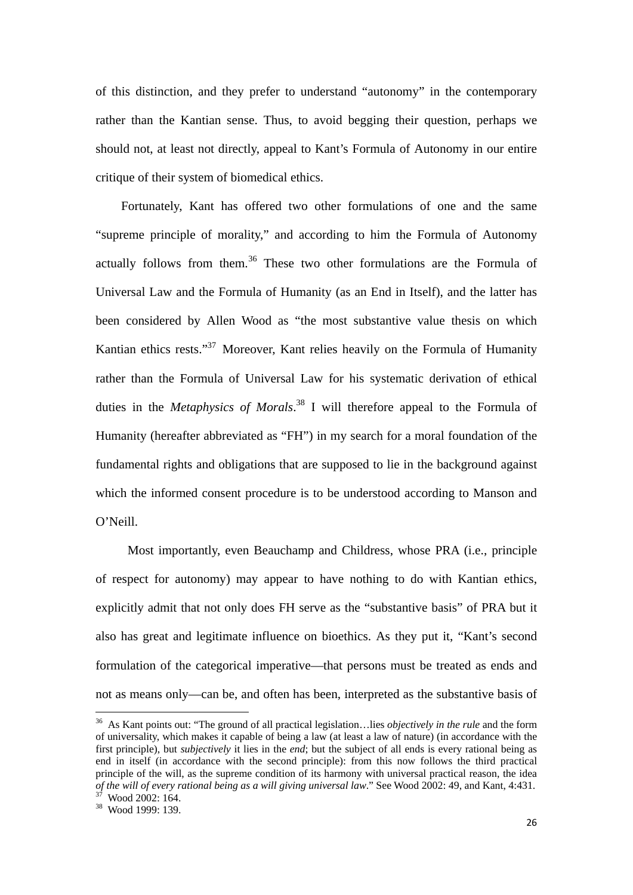of this distinction, and they prefer to understand "autonomy" in the contemporary rather than the Kantian sense. Thus, to avoid begging their question, perhaps we should not, at least not directly, appeal to Kant's Formula of Autonomy in our entire critique of their system of biomedical ethics.

Fortunately, Kant has offered two other formulations of one and the same "supreme principle of morality," and according to him the Formula of Autonomy actually follows from them.[36] These two other formulations are the Formula of Universal Law and the Formula of Humanity (as an End in Itself), and the latter has been considered by Allen Wood as "the most substantive value thesis on which Kantian ethics rests."[37] Moreover, Kant relies heavily on the Formula of Humanity rather than the Formula of Universal Law for his systematic derivation of ethical duties in the *Metaphysics of Morals*.[38] I will therefore appeal to the Formula of Humanity (hereafter abbreviated as "FH") in my search for a moral foundation of the fundamental rights and obligations that are supposed to lie in the background against which the informed consent procedure is to be understood according to Manson and O'Neill.

Most importantly, even Beauchamp and Childress, whose PRA (i.e., principle of respect for autonomy) may appear to have nothing to do with Kantian ethics, explicitly admit that not only does FH serve as the "substantive basis" of PRA but it also has great and legitimate influence on bioethics. As they put it, "Kant's second formulation of the categorical imperative—that persons must be treated as ends and not as means only—can be, and often has been, interpreted as the substantive basis of

---

[36] As Kant points out: "The ground of all practical legislation…lies *objectively in the rule* and the form of universality, which makes it capable of being a law (at least a law of nature) (in accordance with the first principle), but *subjectively* it lies in the *end*; but the subject of all ends is every rational being as end in itself (in accordance with the second principle): from this now follows the third practical principle of the will, as the supreme condition of its harmony with universal practical reason, the idea *of the will of every rational being as a will giving universal law*." See Wood 2002: 49, and Kant, 4:431.

[37] Wood 2002: 164.

[38] Wood 1999: 139.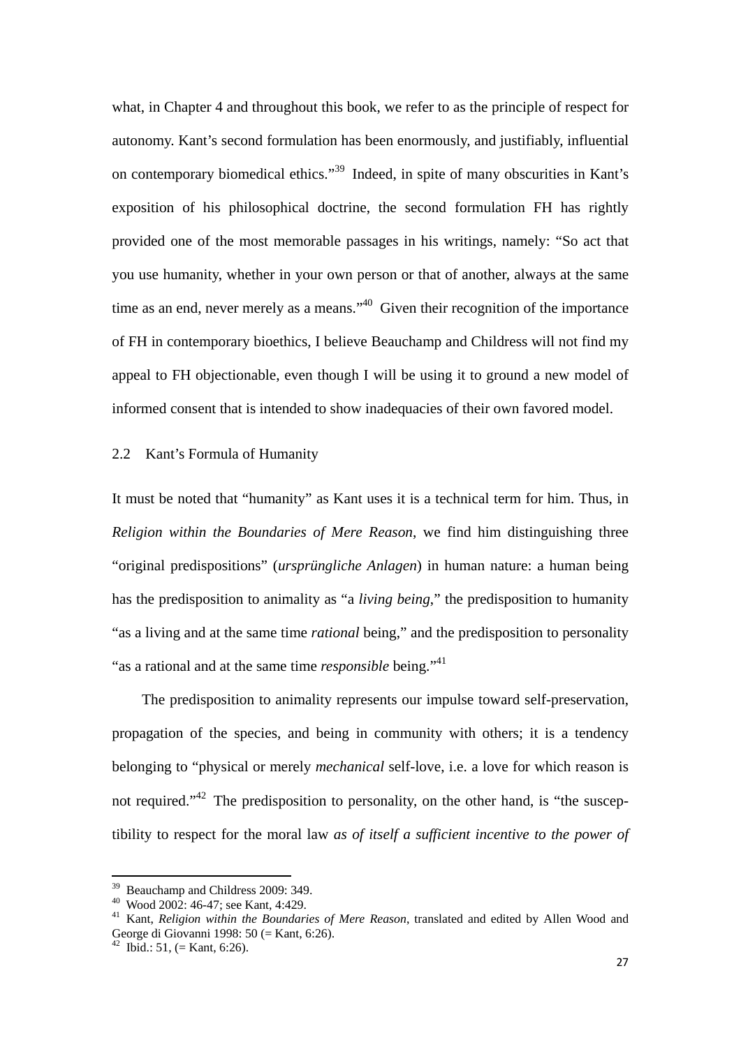what, in Chapter 4 and throughout this book, we refer to as the principle of respect for autonomy. Kant's second formulation has been enormously, and justifiably, influential on contemporary biomedical ethics."[39] Indeed, in spite of many obscurities in Kant's exposition of his philosophical doctrine, the second formulation FH has rightly provided one of the most memorable passages in his writings, namely: "So act that you use humanity, whether in your own person or that of another, always at the same time as an end, never merely as a means."[40] Given their recognition of the importance of FH in contemporary bioethics, I believe Beauchamp and Childress will not find my appeal to FH objectionable, even though I will be using it to ground a new model of informed consent that is intended to show inadequacies of their own favored model.

## 2.2 Kant's Formula of Humanity

It must be noted that "humanity" as Kant uses it is a technical term for him. Thus, in *Religion within the Boundaries of Mere Reason*, we find him distinguishing three "original predispositions" (*ursprüngliche Anlagen*) in human nature: a human being has the predisposition to animality as "a *living being*," the predisposition to humanity "as a living and at the same time *rational* being," and the predisposition to personality "as a rational and at the same time *responsible* being."[41]

The predisposition to animality represents our impulse toward self-preservation, propagation of the species, and being in community with others; it is a tendency belonging to "physical or merely *mechanical* self-love, i.e. a love for which reason is not required."[42] The predisposition to personality, on the other hand, is "the susceptibility to respect for the moral law *as of itself a sufficient incentive to the power of*

---

[39] Beauchamp and Childress 2009: 349.

[40] Wood 2002: 46-47; see Kant, 4:429.

[41] Kant, *Religion within the Boundaries of Mere Reason*, translated and edited by Allen Wood and George di Giovanni 1998: 50 (= Kant, 6:26).

[42] Ibid.: 51, (= Kant, 6:26).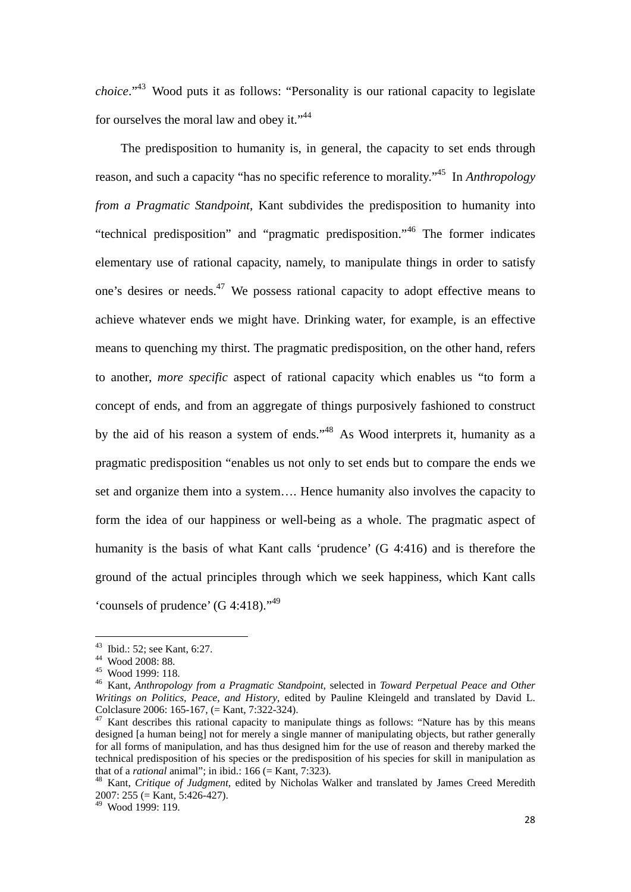*choice*."[43] Wood puts it as follows: "Personality is our rational capacity to legislate for ourselves the moral law and obey it."[44]

The predisposition to humanity is, in general, the capacity to set ends through reason, and such a capacity "has no specific reference to morality."[45] In *Anthropology from a Pragmatic Standpoint*, Kant subdivides the predisposition to humanity into "technical predisposition" and "pragmatic predisposition."[46] The former indicates elementary use of rational capacity, namely, to manipulate things in order to satisfy one's desires or needs.[47] We possess rational capacity to adopt effective means to achieve whatever ends we might have. Drinking water, for example, is an effective means to quenching my thirst. The pragmatic predisposition, on the other hand, refers to another, *more specific* aspect of rational capacity which enables us "to form a concept of ends, and from an aggregate of things purposively fashioned to construct by the aid of his reason a system of ends."[48] As Wood interprets it, humanity as a pragmatic predisposition "enables us not only to set ends but to compare the ends we set and organize them into a system…. Hence humanity also involves the capacity to form the idea of our happiness or well-being as a whole. The pragmatic aspect of humanity is the basis of what Kant calls 'prudence' (G 4:416) and is therefore the ground of the actual principles through which we seek happiness, which Kant calls 'counsels of prudence' (G 4:418)."[49]

---

[43] Ibid.: 52; see Kant, 6:27.

[44] Wood 2008: 88.

[45] Wood 1999: 118.

[46] Kant, *Anthropology from a Pragmatic Standpoint*, selected in *Toward Perpetual Peace and Other Writings on Politics, Peace, and History*, edited by Pauline Kleingeld and translated by David L. Colclasure 2006: 165-167, (= Kant, 7:322-324).

[47] Kant describes this rational capacity to manipulate things as follows: "Nature has by this means designed [a human being] not for merely a single manner of manipulating objects, but rather generally for all forms of manipulation, and has thus designed him for the use of reason and thereby marked the technical predisposition of his species or the predisposition of his species for skill in manipulation as that of a *rational* animal"; in ibid.: 166 (= Kant, 7:323).

[48] Kant, *Critique of Judgment*, edited by Nicholas Walker and translated by James Creed Meredith 2007: 255 (= Kant, 5:426-427).

[49] Wood 1999: 119.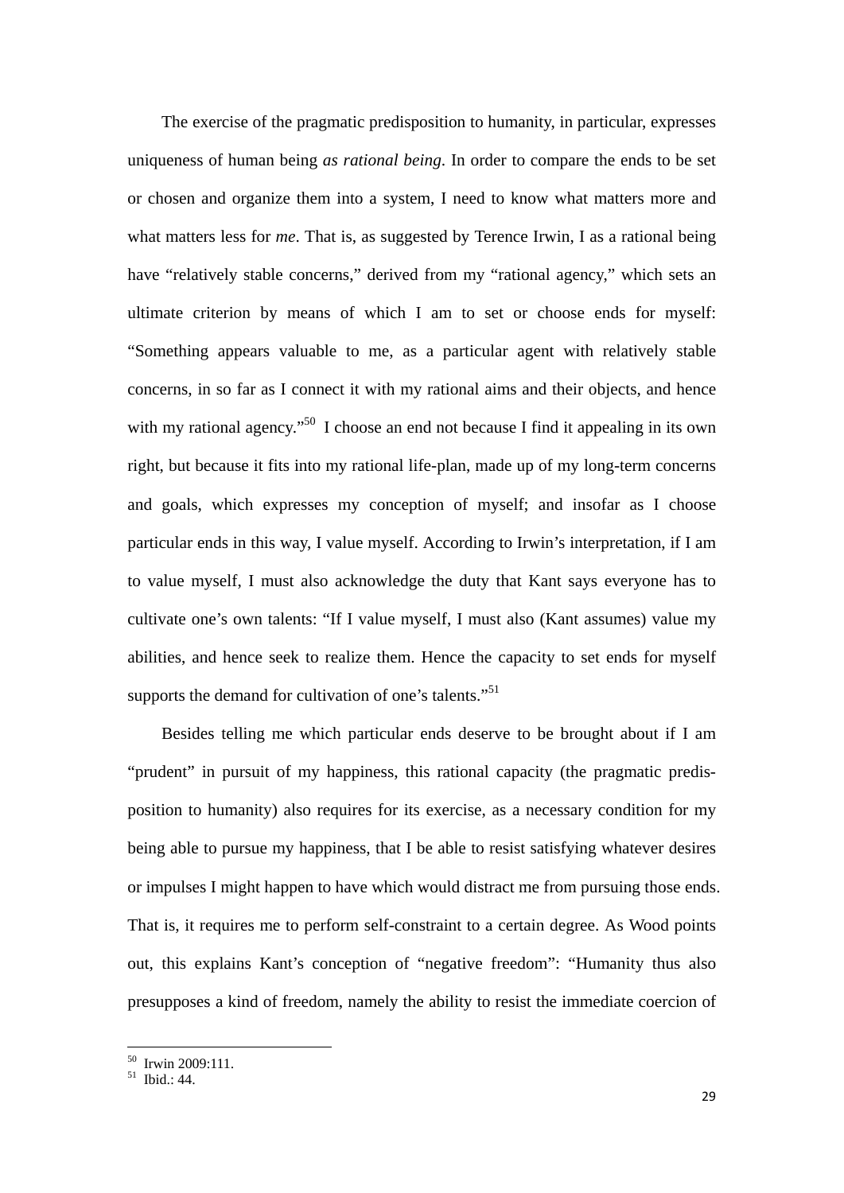The exercise of the pragmatic predisposition to humanity, in particular, expresses uniqueness of human being *as rational being*. In order to compare the ends to be set or chosen and organize them into a system, I need to know what matters more and what matters less for *me*. That is, as suggested by Terence Irwin, I as a rational being have "relatively stable concerns," derived from my "rational agency," which sets an ultimate criterion by means of which I am to set or choose ends for myself: "Something appears valuable to me, as a particular agent with relatively stable concerns, in so far as I connect it with my rational aims and their objects, and hence with my rational agency."[50] I choose an end not because I find it appealing in its own right, but because it fits into my rational life-plan, made up of my long-term concerns and goals, which expresses my conception of myself; and insofar as I choose particular ends in this way, I value myself. According to Irwin's interpretation, if I am to value myself, I must also acknowledge the duty that Kant says everyone has to cultivate one's own talents: "If I value myself, I must also (Kant assumes) value my abilities, and hence seek to realize them. Hence the capacity to set ends for myself supports the demand for cultivation of one's talents."[51]

Besides telling me which particular ends deserve to be brought about if I am "prudent" in pursuit of my happiness, this rational capacity (the pragmatic predisposition to humanity) also requires for its exercise, as a necessary condition for my being able to pursue my happiness, that I be able to resist satisfying whatever desires or impulses I might happen to have which would distract me from pursuing those ends. That is, it requires me to perform self-constraint to a certain degree. As Wood points out, this explains Kant's conception of "negative freedom": "Humanity thus also presupposes a kind of freedom, namely the ability to resist the immediate coercion of

---

[50] Irwin 2009:111.
[51] Ibid.: 44.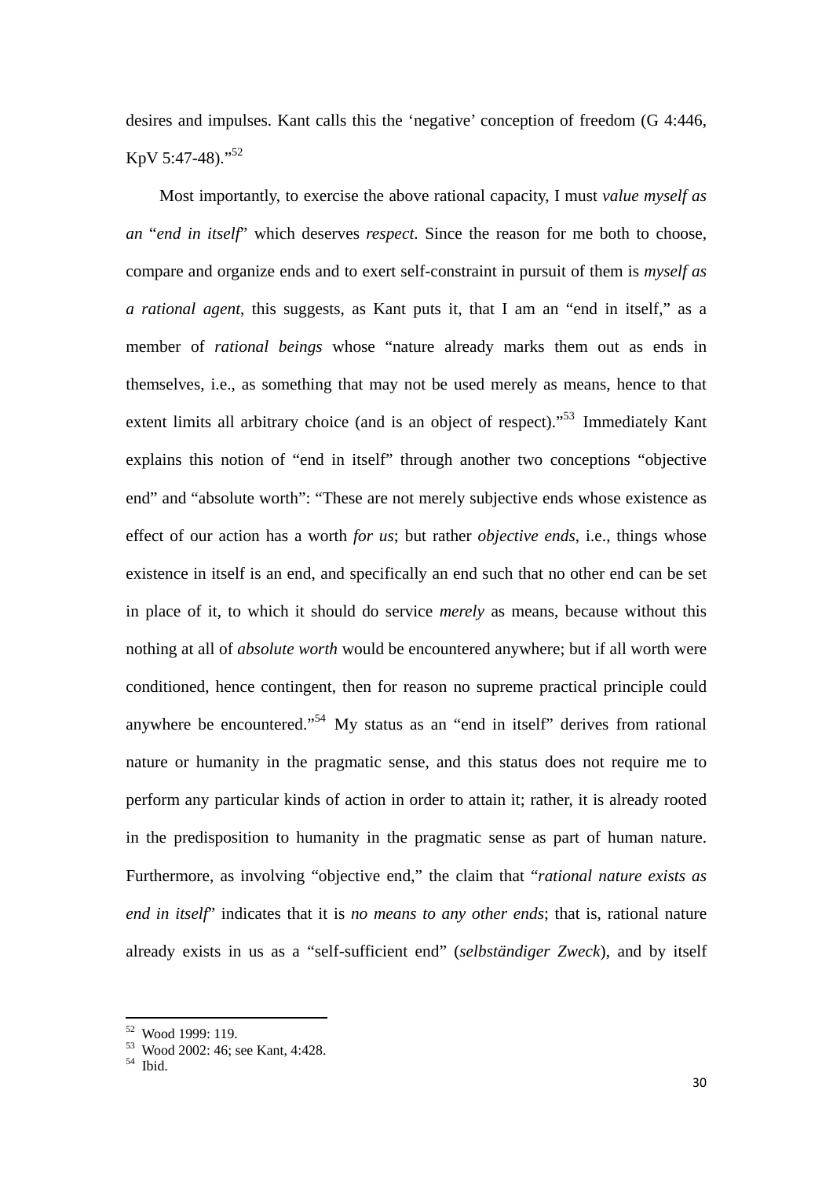desires and impulses. Kant calls this the 'negative' conception of freedom (G 4:446, KpV 5:47-48)."[52]

Most importantly, to exercise the above rational capacity, I must *value myself as an* "*end in itself*" which deserves *respect*. Since the reason for me both to choose, compare and organize ends and to exert self-constraint in pursuit of them is *myself as a rational agent*, this suggests, as Kant puts it, that I am an "end in itself," as a member of *rational beings* whose "nature already marks them out as ends in themselves, i.e., as something that may not be used merely as means, hence to that extent limits all arbitrary choice (and is an object of respect)."[53] Immediately Kant explains this notion of "end in itself" through another two conceptions "objective end" and "absolute worth": "These are not merely subjective ends whose existence as effect of our action has a worth *for us*; but rather *objective ends*, i.e., things whose existence in itself is an end, and specifically an end such that no other end can be set in place of it, to which it should do service *merely* as means, because without this nothing at all of *absolute worth* would be encountered anywhere; but if all worth were conditioned, hence contingent, then for reason no supreme practical principle could anywhere be encountered."[54] My status as an "end in itself" derives from rational nature or humanity in the pragmatic sense, and this status does not require me to perform any particular kinds of action in order to attain it; rather, it is already rooted in the predisposition to humanity in the pragmatic sense as part of human nature. Furthermore, as involving "objective end," the claim that "*rational nature exists as end in itself*" indicates that it is *no means to any other ends*; that is, rational nature already exists in us as a "self-sufficient end" (*selbständiger Zweck*), and by itself

---

[52] Wood 1999: 119.
[53] Wood 2002: 46; see Kant, 4:428.
[54] Ibid.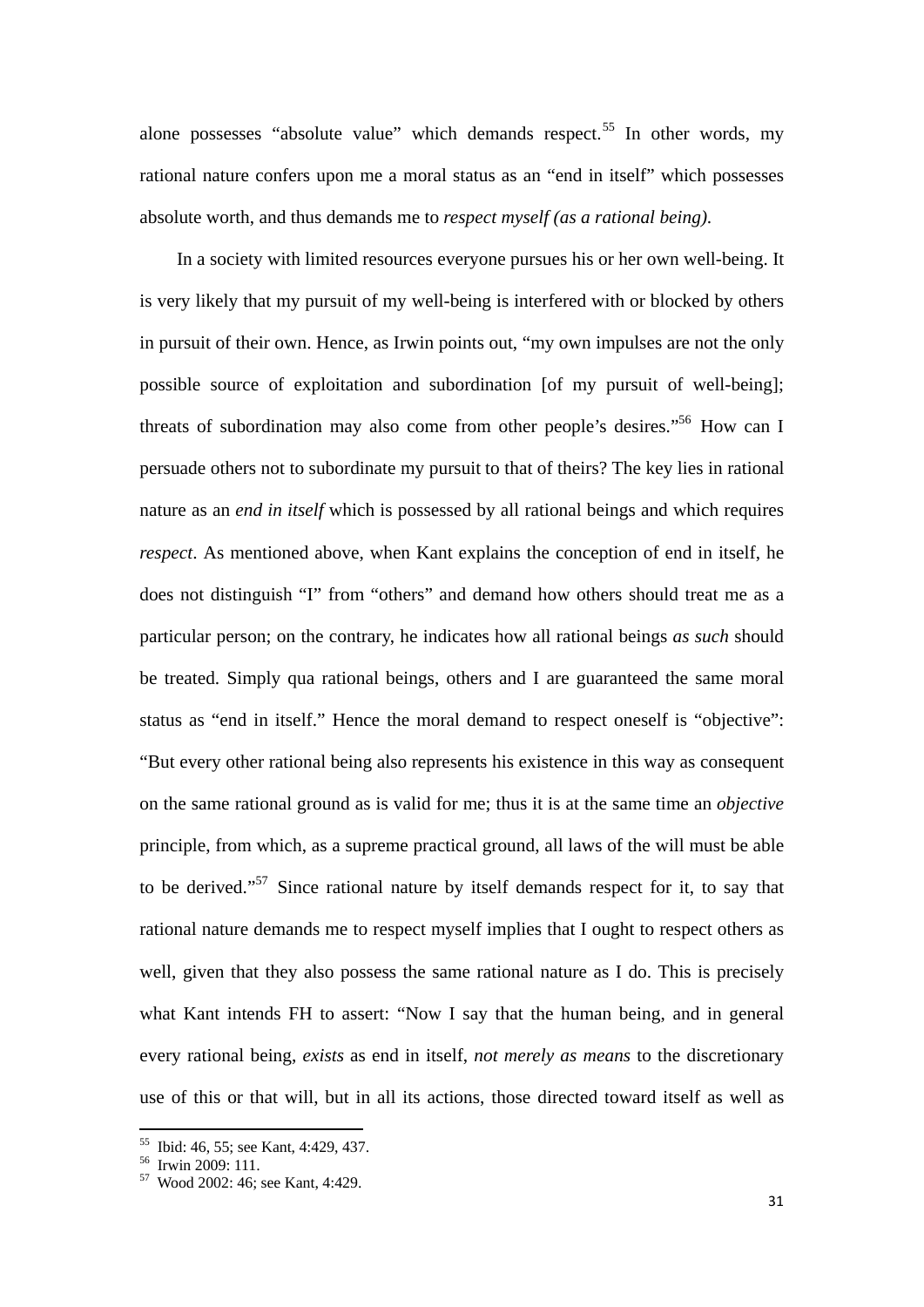alone possesses "absolute value" which demands respect.[55] In other words, my rational nature confers upon me a moral status as an "end in itself" which possesses absolute worth, and thus demands me to *respect myself (as a rational being).*

In a society with limited resources everyone pursues his or her own well-being. It is very likely that my pursuit of my well-being is interfered with or blocked by others in pursuit of their own. Hence, as Irwin points out, "my own impulses are not the only possible source of exploitation and subordination [of my pursuit of well-being]; threats of subordination may also come from other people's desires."[56] How can I persuade others not to subordinate my pursuit to that of theirs? The key lies in rational nature as an *end in itself* which is possessed by all rational beings and which requires *respect*. As mentioned above, when Kant explains the conception of end in itself, he does not distinguish "I" from "others" and demand how others should treat me as a particular person; on the contrary, he indicates how all rational beings *as such* should be treated. Simply qua rational beings, others and I are guaranteed the same moral status as "end in itself." Hence the moral demand to respect oneself is "objective": "But every other rational being also represents his existence in this way as consequent on the same rational ground as is valid for me; thus it is at the same time an *objective* principle, from which, as a supreme practical ground, all laws of the will must be able to be derived."[57] Since rational nature by itself demands respect for it, to say that rational nature demands me to respect myself implies that I ought to respect others as well, given that they also possess the same rational nature as I do. This is precisely what Kant intends FH to assert: "Now I say that the human being, and in general every rational being, *exists* as end in itself, *not merely as means* to the discretionary use of this or that will, but in all its actions, those directed toward itself as well as

---

[55] Ibid: 46, 55; see Kant, 4:429, 437.

[56] Irwin 2009: 111.

[57] Wood 2002: 46; see Kant, 4:429.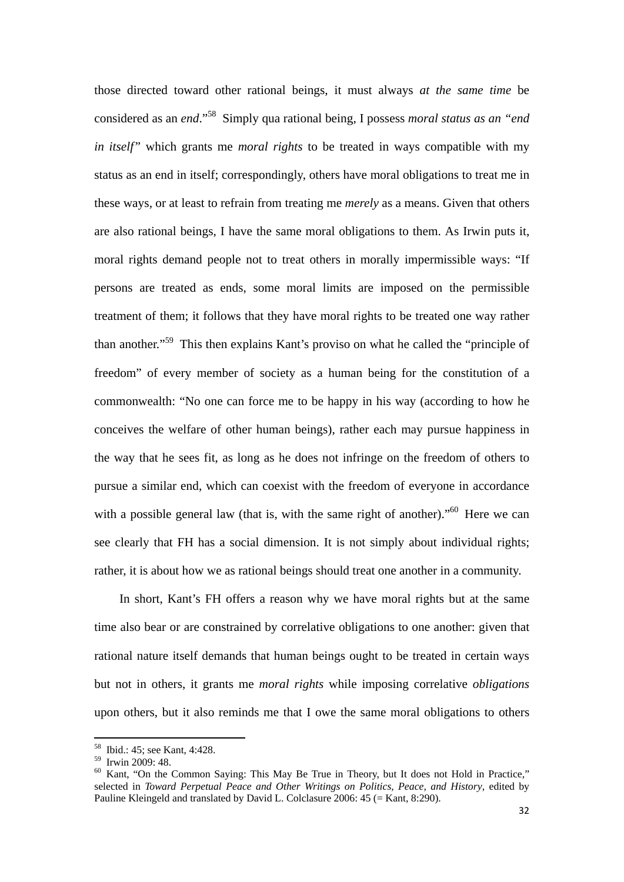those directed toward other rational beings, it must always *at the same time* be considered as an *end*."[58] Simply qua rational being, I possess *moral status as an "end in itself"* which grants me *moral rights* to be treated in ways compatible with my status as an end in itself; correspondingly, others have moral obligations to treat me in these ways, or at least to refrain from treating me *merely* as a means. Given that others are also rational beings, I have the same moral obligations to them. As Irwin puts it, moral rights demand people not to treat others in morally impermissible ways: "If persons are treated as ends, some moral limits are imposed on the permissible treatment of them; it follows that they have moral rights to be treated one way rather than another."[59] This then explains Kant's proviso on what he called the "principle of freedom" of every member of society as a human being for the constitution of a commonwealth: "No one can force me to be happy in his way (according to how he conceives the welfare of other human beings), rather each may pursue happiness in the way that he sees fit, as long as he does not infringe on the freedom of others to pursue a similar end, which can coexist with the freedom of everyone in accordance with a possible general law (that is, with the same right of another)."[60] Here we can see clearly that FH has a social dimension. It is not simply about individual rights; rather, it is about how we as rational beings should treat one another in a community.

In short, Kant's FH offers a reason why we have moral rights but at the same time also bear or are constrained by correlative obligations to one another: given that rational nature itself demands that human beings ought to be treated in certain ways but not in others, it grants me *moral rights* while imposing correlative *obligations* upon others, but it also reminds me that I owe the same moral obligations to others

---

[58] Ibid.: 45; see Kant, 4:428.

[59] Irwin 2009: 48.

[60] Kant, "On the Common Saying: This May Be True in Theory, but It does not Hold in Practice," selected in *Toward Perpetual Peace and Other Writings on Politics, Peace, and History*, edited by Pauline Kleingeld and translated by David L. Colclasure 2006: 45 (= Kant, 8:290).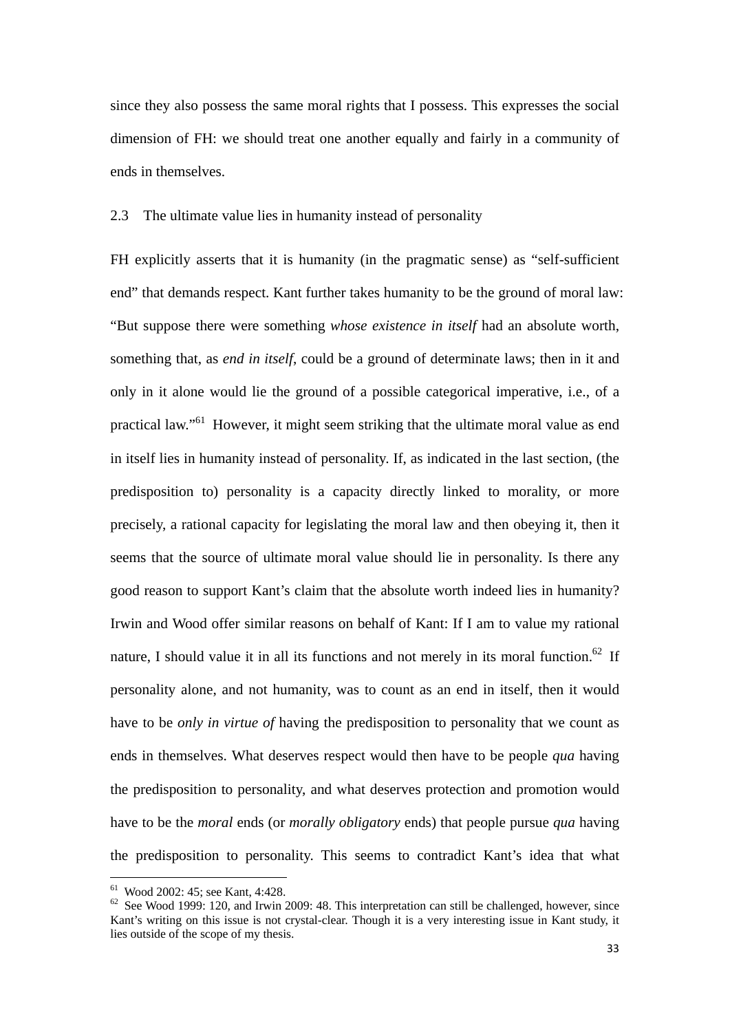since they also possess the same moral rights that I possess. This expresses the social dimension of FH: we should treat one another equally and fairly in a community of ends in themselves.

### 2.3 The ultimate value lies in humanity instead of personality

FH explicitly asserts that it is humanity (in the pragmatic sense) as "self-sufficient end" that demands respect. Kant further takes humanity to be the ground of moral law: "But suppose there were something *whose existence in itself* had an absolute worth, something that, as *end in itself*, could be a ground of determinate laws; then in it and only in it alone would lie the ground of a possible categorical imperative, i.e., of a practical law."[61] However, it might seem striking that the ultimate moral value as end in itself lies in humanity instead of personality. If, as indicated in the last section, (the predisposition to) personality is a capacity directly linked to morality, or more precisely, a rational capacity for legislating the moral law and then obeying it, then it seems that the source of ultimate moral value should lie in personality. Is there any good reason to support Kant's claim that the absolute worth indeed lies in humanity? Irwin and Wood offer similar reasons on behalf of Kant: If I am to value my rational nature, I should value it in all its functions and not merely in its moral function.[62] If personality alone, and not humanity, was to count as an end in itself, then it would have to be *only in virtue of* having the predisposition to personality that we count as ends in themselves. What deserves respect would then have to be people *qua* having the predisposition to personality, and what deserves protection and promotion would have to be the *moral* ends (or *morally obligatory* ends) that people pursue *qua* having the predisposition to personality. This seems to contradict Kant's idea that what

---

[61] Wood 2002: 45; see Kant, 4:428.

[62] See Wood 1999: 120, and Irwin 2009: 48. This interpretation can still be challenged, however, since Kant's writing on this issue is not crystal-clear. Though it is a very interesting issue in Kant study, it lies outside of the scope of my thesis.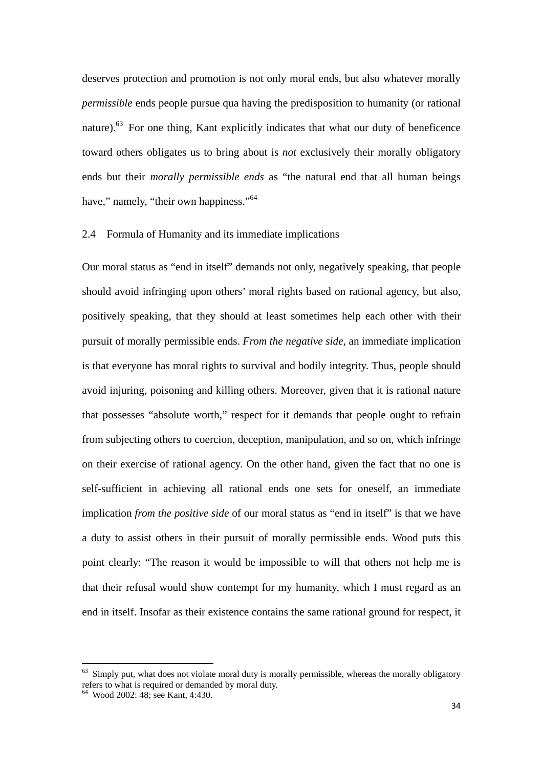deserves protection and promotion is not only moral ends, but also whatever morally *permissible* ends people pursue qua having the predisposition to humanity (or rational nature).[63] For one thing, Kant explicitly indicates that what our duty of beneficence toward others obligates us to bring about is *not* exclusively their morally obligatory ends but their *morally permissible ends* as "the natural end that all human beings have," namely, "their own happiness."[64]

## 2.4 Formula of Humanity and its immediate implications

Our moral status as "end in itself" demands not only, negatively speaking, that people should avoid infringing upon others' moral rights based on rational agency, but also, positively speaking, that they should at least sometimes help each other with their pursuit of morally permissible ends. *From the negative side*, an immediate implication is that everyone has moral rights to survival and bodily integrity. Thus, people should avoid injuring, poisoning and killing others. Moreover, given that it is rational nature that possesses "absolute worth," respect for it demands that people ought to refrain from subjecting others to coercion, deception, manipulation, and so on, which infringe on their exercise of rational agency. On the other hand, given the fact that no one is self-sufficient in achieving all rational ends one sets for oneself, an immediate implication *from the positive side* of our moral status as "end in itself" is that we have a duty to assist others in their pursuit of morally permissible ends. Wood puts this point clearly: "The reason it would be impossible to will that others not help me is that their refusal would show contempt for my humanity, which I must regard as an end in itself. Insofar as their existence contains the same rational ground for respect, it

---

[63] Simply put, what does not violate moral duty is morally permissible, whereas the morally obligatory refers to what is required or demanded by moral duty.

[64] Wood 2002: 48; see Kant, 4:430.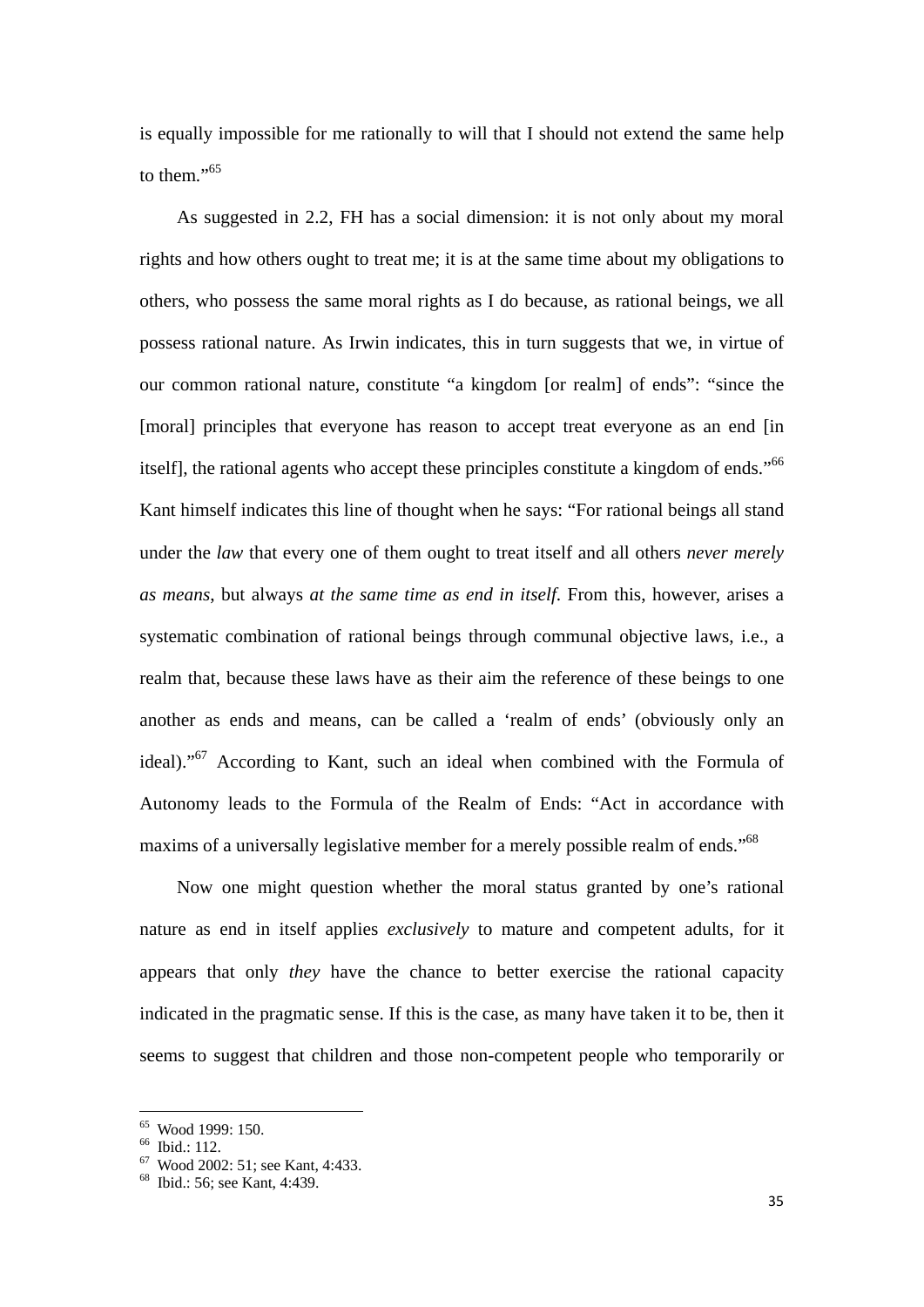is equally impossible for me rationally to will that I should not extend the same help to them."[65]

As suggested in 2.2, FH has a social dimension: it is not only about my moral rights and how others ought to treat me; it is at the same time about my obligations to others, who possess the same moral rights as I do because, as rational beings, we all possess rational nature. As Irwin indicates, this in turn suggests that we, in virtue of our common rational nature, constitute "a kingdom [or realm] of ends": "since the [moral] principles that everyone has reason to accept treat everyone as an end [in itself], the rational agents who accept these principles constitute a kingdom of ends."[66] Kant himself indicates this line of thought when he says: "For rational beings all stand under the *law* that every one of them ought to treat itself and all others *never merely as means*, but always *at the same time as end in itself*. From this, however, arises a systematic combination of rational beings through communal objective laws, i.e., a realm that, because these laws have as their aim the reference of these beings to one another as ends and means, can be called a 'realm of ends' (obviously only an ideal)."[67] According to Kant, such an ideal when combined with the Formula of Autonomy leads to the Formula of the Realm of Ends: "Act in accordance with maxims of a universally legislative member for a merely possible realm of ends."[68]

Now one might question whether the moral status granted by one's rational nature as end in itself applies *exclusively* to mature and competent adults, for it appears that only *they* have the chance to better exercise the rational capacity indicated in the pragmatic sense. If this is the case, as many have taken it to be, then it seems to suggest that children and those non-competent people who temporarily or

---

[65] Wood 1999: 150.
[66] Ibid.: 112.
[67] Wood 2002: 51; see Kant, 4:433.
[68] Ibid.: 56; see Kant, 4:439.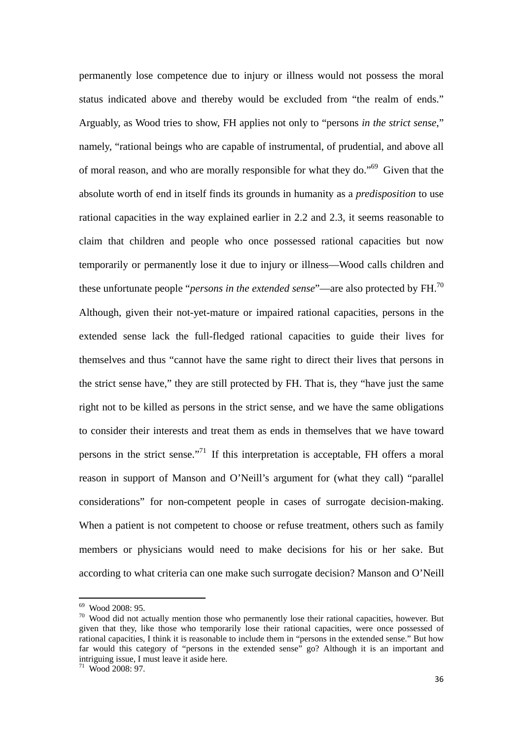permanently lose competence due to injury or illness would not possess the moral status indicated above and thereby would be excluded from "the realm of ends." Arguably, as Wood tries to show, FH applies not only to "persons *in the strict sense*," namely, "rational beings who are capable of instrumental, of prudential, and above all of moral reason, and who are morally responsible for what they do."[69] Given that the absolute worth of end in itself finds its grounds in humanity as a *predisposition* to use rational capacities in the way explained earlier in 2.2 and 2.3, it seems reasonable to claim that children and people who once possessed rational capacities but now temporarily or permanently lose it due to injury or illness—Wood calls children and these unfortunate people "*persons in the extended sense*"—are also protected by FH.[70] Although, given their not-yet-mature or impaired rational capacities, persons in the extended sense lack the full-fledged rational capacities to guide their lives for themselves and thus "cannot have the same right to direct their lives that persons in the strict sense have," they are still protected by FH. That is, they "have just the same right not to be killed as persons in the strict sense, and we have the same obligations to consider their interests and treat them as ends in themselves that we have toward persons in the strict sense."[71] If this interpretation is acceptable, FH offers a moral reason in support of Manson and O'Neill's argument for (what they call) "parallel considerations" for non-competent people in cases of surrogate decision-making. When a patient is not competent to choose or refuse treatment, others such as family members or physicians would need to make decisions for his or her sake. But according to what criteria can one make such surrogate decision? Manson and O'Neill

---

[69] Wood 2008: 95.

[70] Wood did not actually mention those who permanently lose their rational capacities, however. But given that they, like those who temporarily lose their rational capacities, were once possessed of rational capacities, I think it is reasonable to include them in "persons in the extended sense." But how far would this category of "persons in the extended sense" go? Although it is an important and intriguing issue, I must leave it aside here.

[71] Wood 2008: 97.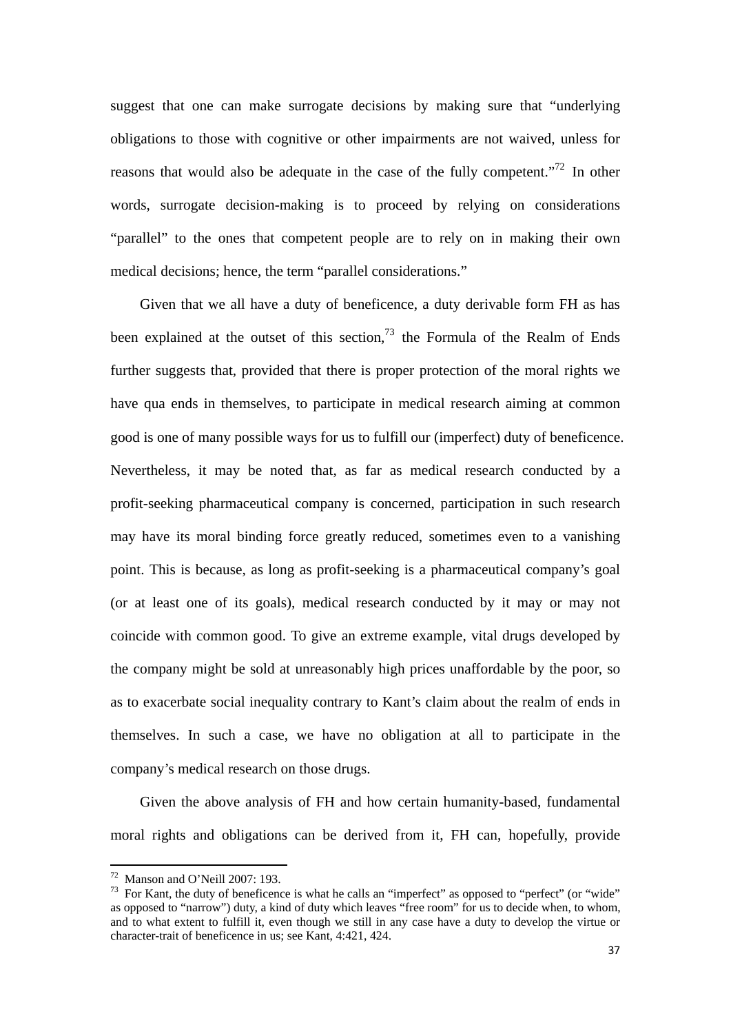suggest that one can make surrogate decisions by making sure that "underlying obligations to those with cognitive or other impairments are not waived, unless for reasons that would also be adequate in the case of the fully competent."[72] In other words, surrogate decision-making is to proceed by relying on considerations "parallel" to the ones that competent people are to rely on in making their own medical decisions; hence, the term "parallel considerations."

Given that we all have a duty of beneficence, a duty derivable form FH as has been explained at the outset of this section,[73] the Formula of the Realm of Ends further suggests that, provided that there is proper protection of the moral rights we have qua ends in themselves, to participate in medical research aiming at common good is one of many possible ways for us to fulfill our (imperfect) duty of beneficence. Nevertheless, it may be noted that, as far as medical research conducted by a profit-seeking pharmaceutical company is concerned, participation in such research may have its moral binding force greatly reduced, sometimes even to a vanishing point. This is because, as long as profit-seeking is a pharmaceutical company's goal (or at least one of its goals), medical research conducted by it may or may not coincide with common good. To give an extreme example, vital drugs developed by the company might be sold at unreasonably high prices unaffordable by the poor, so as to exacerbate social inequality contrary to Kant's claim about the realm of ends in themselves. In such a case, we have no obligation at all to participate in the company's medical research on those drugs.

Given the above analysis of FH and how certain humanity-based, fundamental moral rights and obligations can be derived from it, FH can, hopefully, provide

---

[72] Manson and O'Neill 2007: 193.

[73] For Kant, the duty of beneficence is what he calls an "imperfect" as opposed to "perfect" (or "wide" as opposed to "narrow") duty, a kind of duty which leaves "free room" for us to decide when, to whom, and to what extent to fulfill it, even though we still in any case have a duty to develop the virtue or character-trait of beneficence in us; see Kant, 4:421, 424.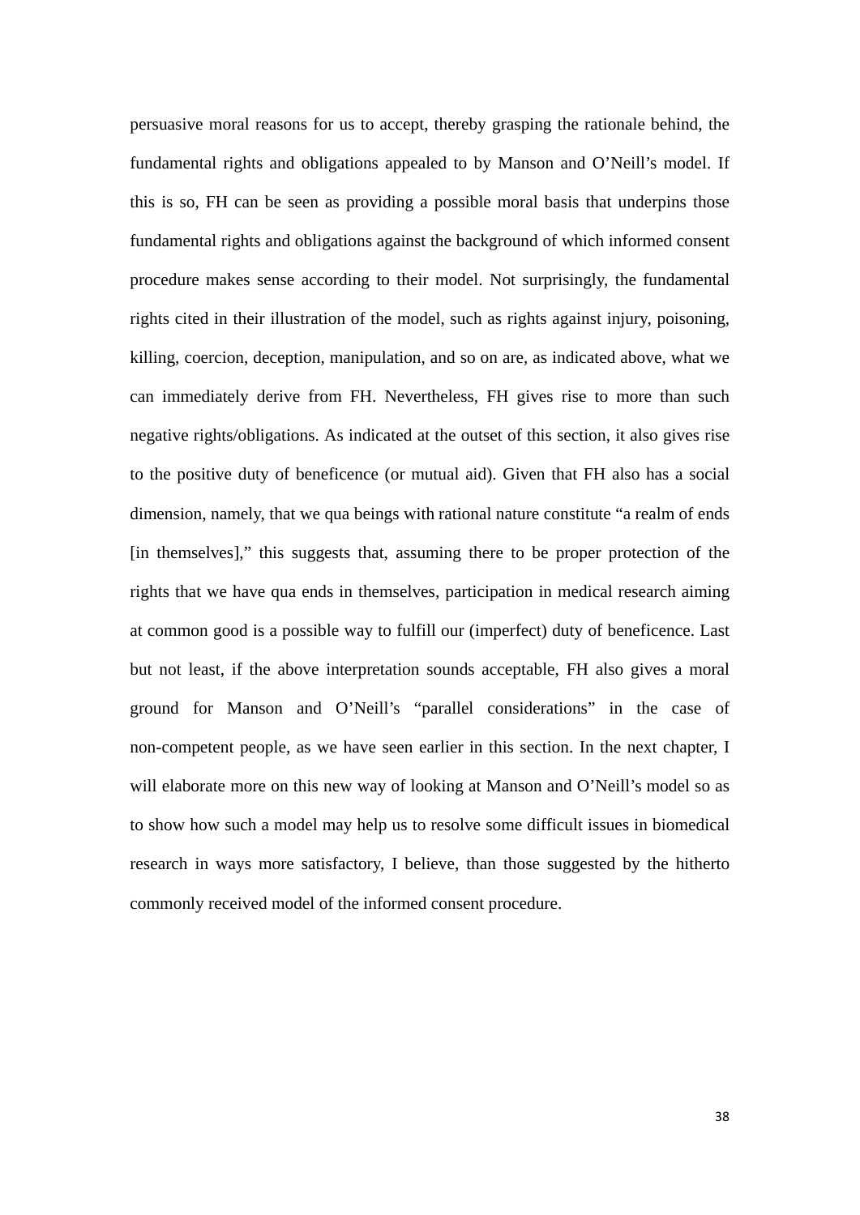persuasive moral reasons for us to accept, thereby grasping the rationale behind, the fundamental rights and obligations appealed to by Manson and O'Neill's model. If this is so, FH can be seen as providing a possible moral basis that underpins those fundamental rights and obligations against the background of which informed consent procedure makes sense according to their model. Not surprisingly, the fundamental rights cited in their illustration of the model, such as rights against injury, poisoning, killing, coercion, deception, manipulation, and so on are, as indicated above, what we can immediately derive from FH. Nevertheless, FH gives rise to more than such negative rights/obligations. As indicated at the outset of this section, it also gives rise to the positive duty of beneficence (or mutual aid). Given that FH also has a social dimension, namely, that we qua beings with rational nature constitute "a realm of ends [in themselves]," this suggests that, assuming there to be proper protection of the rights that we have qua ends in themselves, participation in medical research aiming at common good is a possible way to fulfill our (imperfect) duty of beneficence. Last but not least, if the above interpretation sounds acceptable, FH also gives a moral ground for Manson and O'Neill's "parallel considerations" in the case of non-competent people, as we have seen earlier in this section. In the next chapter, I will elaborate more on this new way of looking at Manson and O'Neill's model so as to show how such a model may help us to resolve some difficult issues in biomedical research in ways more satisfactory, I believe, than those suggested by the hitherto commonly received model of the informed consent procedure.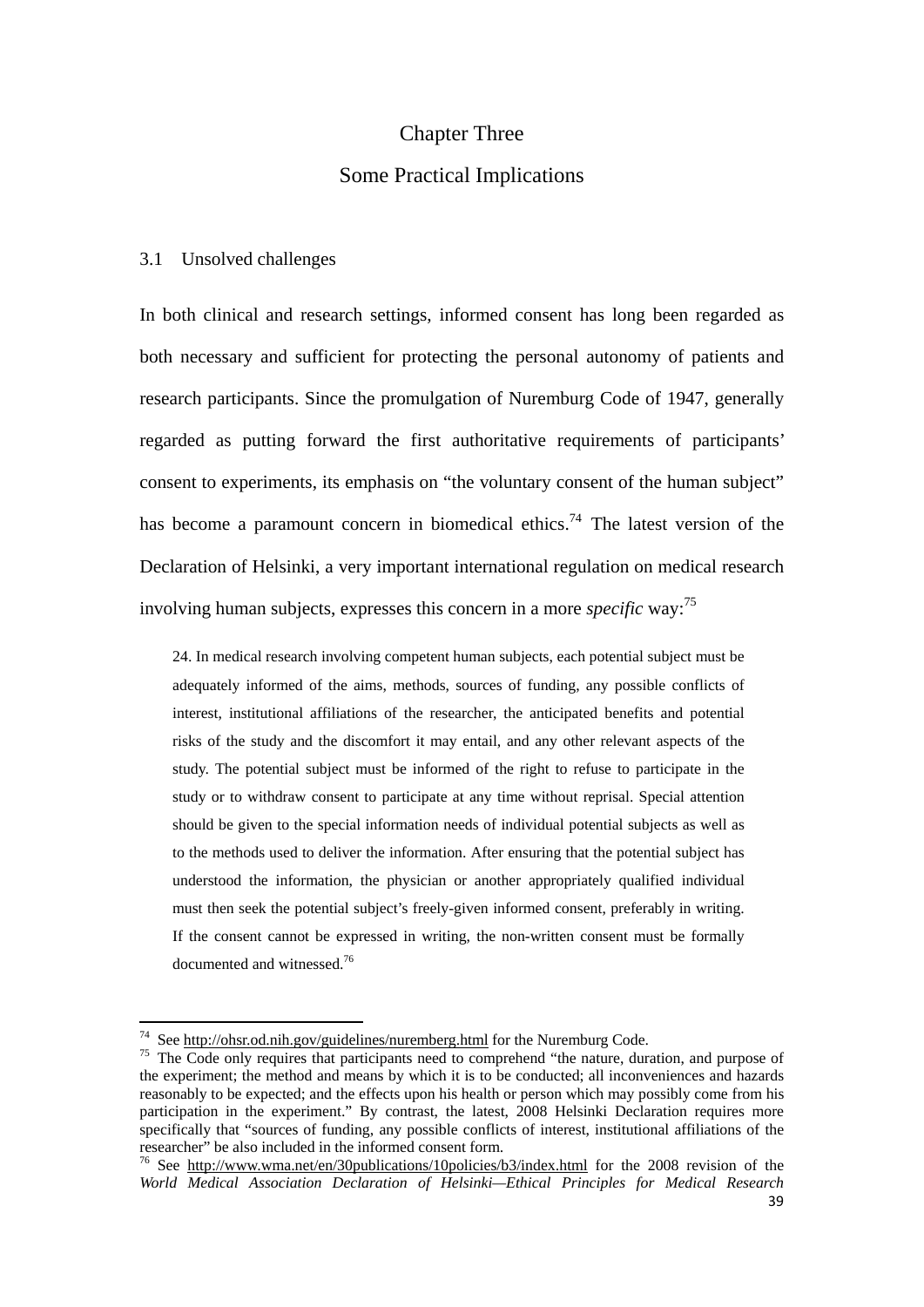# Chapter Three

# Some Practical Implications

## 3.1 Unsolved challenges

In both clinical and research settings, informed consent has long been regarded as both necessary and sufficient for protecting the personal autonomy of patients and research participants. Since the promulgation of Nuremburg Code of 1947, generally regarded as putting forward the first authoritative requirements of participants' consent to experiments, its emphasis on "the voluntary consent of the human subject" has become a paramount concern in biomedical ethics.[74] The latest version of the Declaration of Helsinki, a very important international regulation on medical research involving human subjects, expresses this concern in a more *specific* way:[75]

> 24. In medical research involving competent human subjects, each potential subject must be adequately informed of the aims, methods, sources of funding, any possible conflicts of interest, institutional affiliations of the researcher, the anticipated benefits and potential risks of the study and the discomfort it may entail, and any other relevant aspects of the study. The potential subject must be informed of the right to refuse to participate in the study or to withdraw consent to participate at any time without reprisal. Special attention should be given to the special information needs of individual potential subjects as well as to the methods used to deliver the information. After ensuring that the potential subject has understood the information, the physician or another appropriately qualified individual must then seek the potential subject's freely-given informed consent, preferably in writing. If the consent cannot be expressed in writing, the non-written consent must be formally documented and witnessed.[76]

---

[74] See http://ohsr.od.nih.gov/guidelines/nuremberg.html for the Nuremburg Code.

[75] The Code only requires that participants need to comprehend "the nature, duration, and purpose of the experiment; the method and means by which it is to be conducted; all inconveniences and hazards reasonably to be expected; and the effects upon his health or person which may possibly come from his participation in the experiment." By contrast, the latest, 2008 Helsinki Declaration requires more specifically that "sources of funding, any possible conflicts of interest, institutional affiliations of the researcher" be also included in the informed consent form.

[76] See http://www.wma.net/en/30publications/10policies/b3/index.html for the 2008 revision of the *World Medical Association Declaration of Helsinki—Ethical Principles for Medical Research*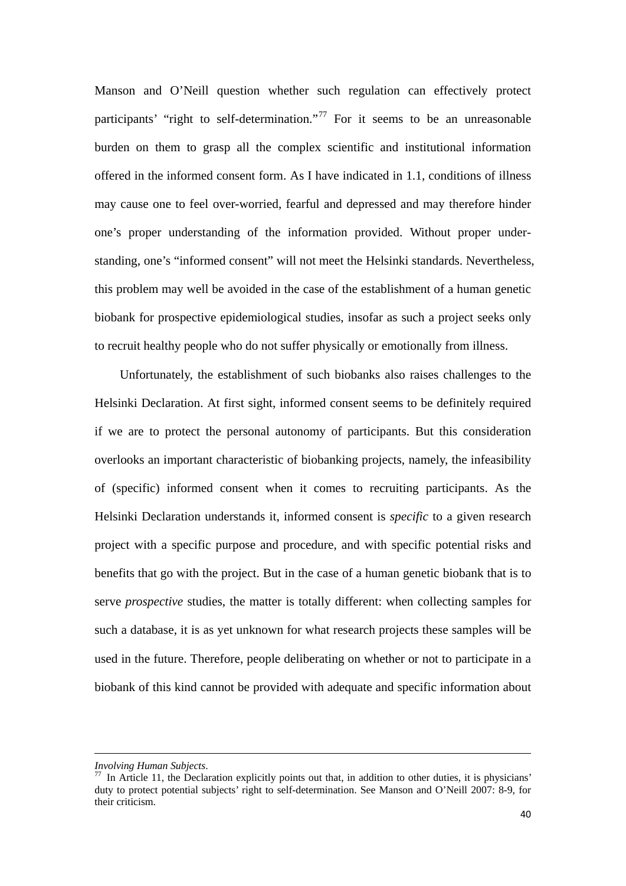Manson and O'Neill question whether such regulation can effectively protect participants' "right to self-determination."[77] For it seems to be an unreasonable burden on them to grasp all the complex scientific and institutional information offered in the informed consent form. As I have indicated in 1.1, conditions of illness may cause one to feel over-worried, fearful and depressed and may therefore hinder one's proper understanding of the information provided. Without proper understanding, one's "informed consent" will not meet the Helsinki standards. Nevertheless, this problem may well be avoided in the case of the establishment of a human genetic biobank for prospective epidemiological studies, insofar as such a project seeks only to recruit healthy people who do not suffer physically or emotionally from illness.

Unfortunately, the establishment of such biobanks also raises challenges to the Helsinki Declaration. At first sight, informed consent seems to be definitely required if we are to protect the personal autonomy of participants. But this consideration overlooks an important characteristic of biobanking projects, namely, the infeasibility of (specific) informed consent when it comes to recruiting participants. As the Helsinki Declaration understands it, informed consent is *specific* to a given research project with a specific purpose and procedure, and with specific potential risks and benefits that go with the project. But in the case of a human genetic biobank that is to serve *prospective* studies, the matter is totally different: when collecting samples for such a database, it is as yet unknown for what research projects these samples will be used in the future. Therefore, people deliberating on whether or not to participate in a biobank of this kind cannot be provided with adequate and specific information about

---

*Involving Human Subjects*.

[77] In Article 11, the Declaration explicitly points out that, in addition to other duties, it is physicians' duty to protect potential subjects' right to self-determination. See Manson and O'Neill 2007: 8-9, for their criticism.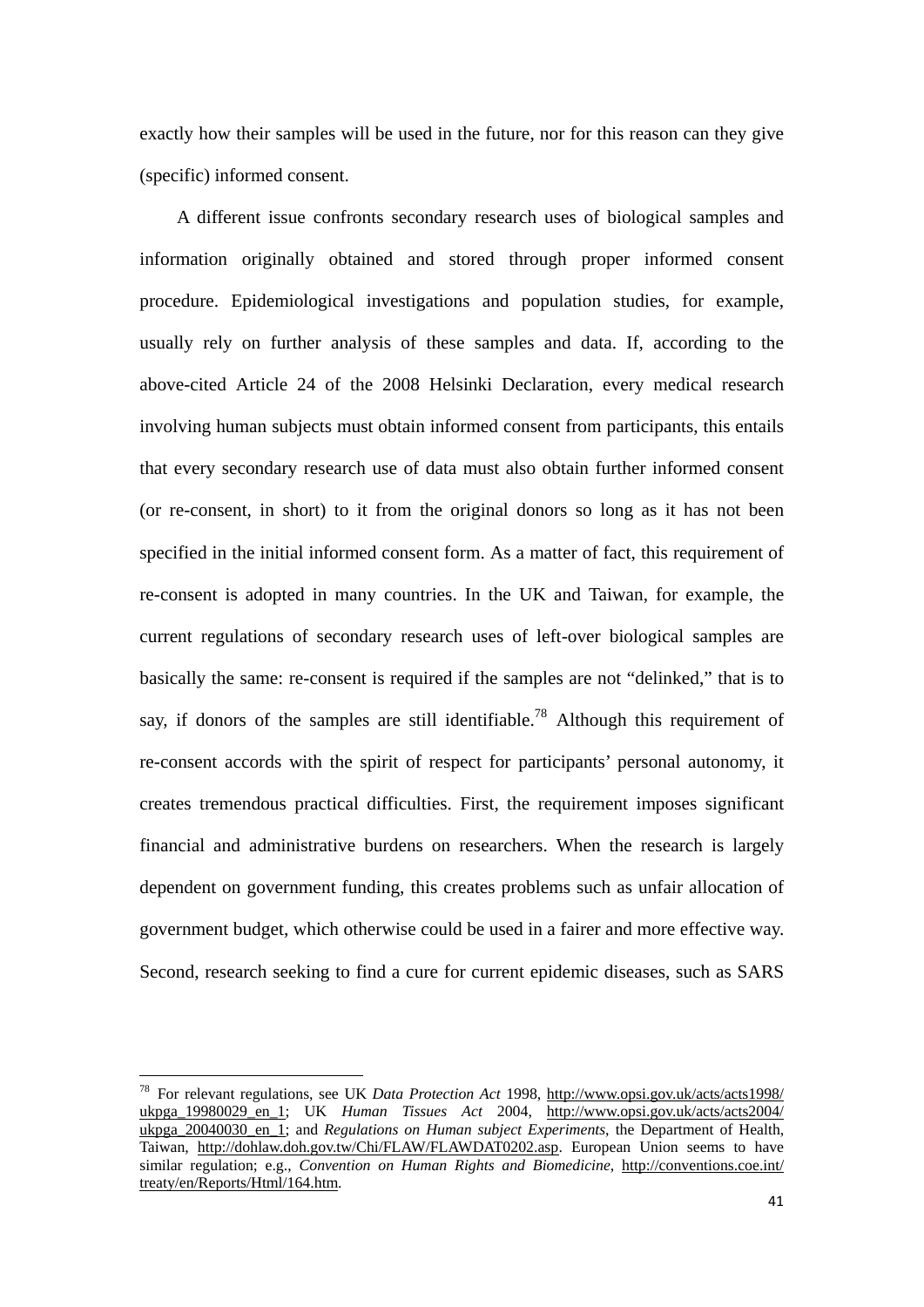exactly how their samples will be used in the future, nor for this reason can they give (specific) informed consent.

A different issue confronts secondary research uses of biological samples and information originally obtained and stored through proper informed consent procedure. Epidemiological investigations and population studies, for example, usually rely on further analysis of these samples and data. If, according to the above-cited Article 24 of the 2008 Helsinki Declaration, every medical research involving human subjects must obtain informed consent from participants, this entails that every secondary research use of data must also obtain further informed consent (or re-consent, in short) to it from the original donors so long as it has not been specified in the initial informed consent form. As a matter of fact, this requirement of re-consent is adopted in many countries. In the UK and Taiwan, for example, the current regulations of secondary research uses of left-over biological samples are basically the same: re-consent is required if the samples are not "delinked," that is to say, if donors of the samples are still identifiable.[78] Although this requirement of re-consent accords with the spirit of respect for participants' personal autonomy, it creates tremendous practical difficulties. First, the requirement imposes significant financial and administrative burdens on researchers. When the research is largely dependent on government funding, this creates problems such as unfair allocation of government budget, which otherwise could be used in a fairer and more effective way. Second, research seeking to find a cure for current epidemic diseases, such as SARS

---

[78] For relevant regulations, see UK *Data Protection Act* 1998, http://www.opsi.gov.uk/acts/acts1998/ukpga_19980029_en_1; UK *Human Tissues Act* 2004, http://www.opsi.gov.uk/acts/acts2004/ukpga_20040030_en_1; and *Regulations on Human subject Experiments*, the Department of Health, Taiwan, http://dohlaw.doh.gov.tw/Chi/FLAW/FLAWDAT0202.asp. European Union seems to have similar regulation; e.g., *Convention on Human Rights and Biomedicine*, http://conventions.coe.int/treaty/en/Reports/Html/164.htm.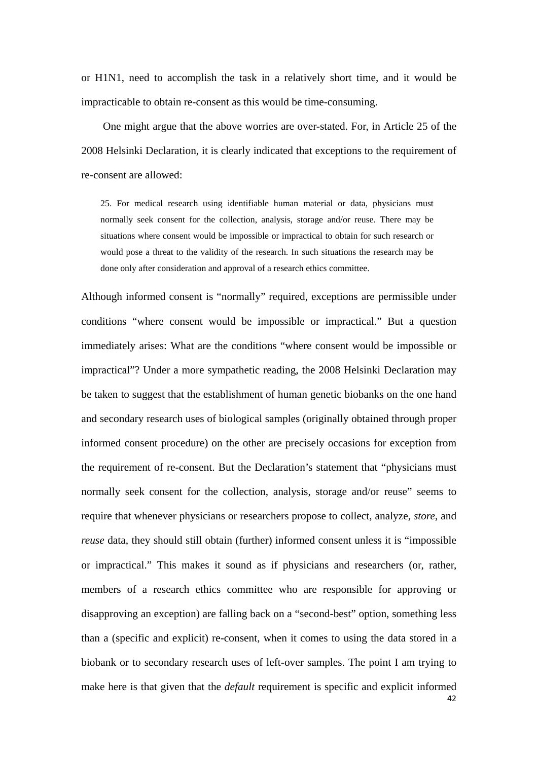or H1N1, need to accomplish the task in a relatively short time, and it would be impracticable to obtain re-consent as this would be time-consuming.

One might argue that the above worries are over-stated. For, in Article 25 of the 2008 Helsinki Declaration, it is clearly indicated that exceptions to the requirement of re-consent are allowed:

> 25. For medical research using identifiable human material or data, physicians must normally seek consent for the collection, analysis, storage and/or reuse. There may be situations where consent would be impossible or impractical to obtain for such research or would pose a threat to the validity of the research. In such situations the research may be done only after consideration and approval of a research ethics committee.

Although informed consent is "normally" required, exceptions are permissible under conditions "where consent would be impossible or impractical." But a question immediately arises: What are the conditions "where consent would be impossible or impractical"? Under a more sympathetic reading, the 2008 Helsinki Declaration may be taken to suggest that the establishment of human genetic biobanks on the one hand and secondary research uses of biological samples (originally obtained through proper informed consent procedure) on the other are precisely occasions for exception from the requirement of re-consent. But the Declaration's statement that "physicians must normally seek consent for the collection, analysis, storage and/or reuse" seems to require that whenever physicians or researchers propose to collect, analyze, *store*, and *reuse* data, they should still obtain (further) informed consent unless it is "impossible or impractical." This makes it sound as if physicians and researchers (or, rather, members of a research ethics committee who are responsible for approving or disapproving an exception) are falling back on a "second-best" option, something less than a (specific and explicit) re-consent, when it comes to using the data stored in a biobank or to secondary research uses of left-over samples. The point I am trying to make here is that given that the *default* requirement is specific and explicit informed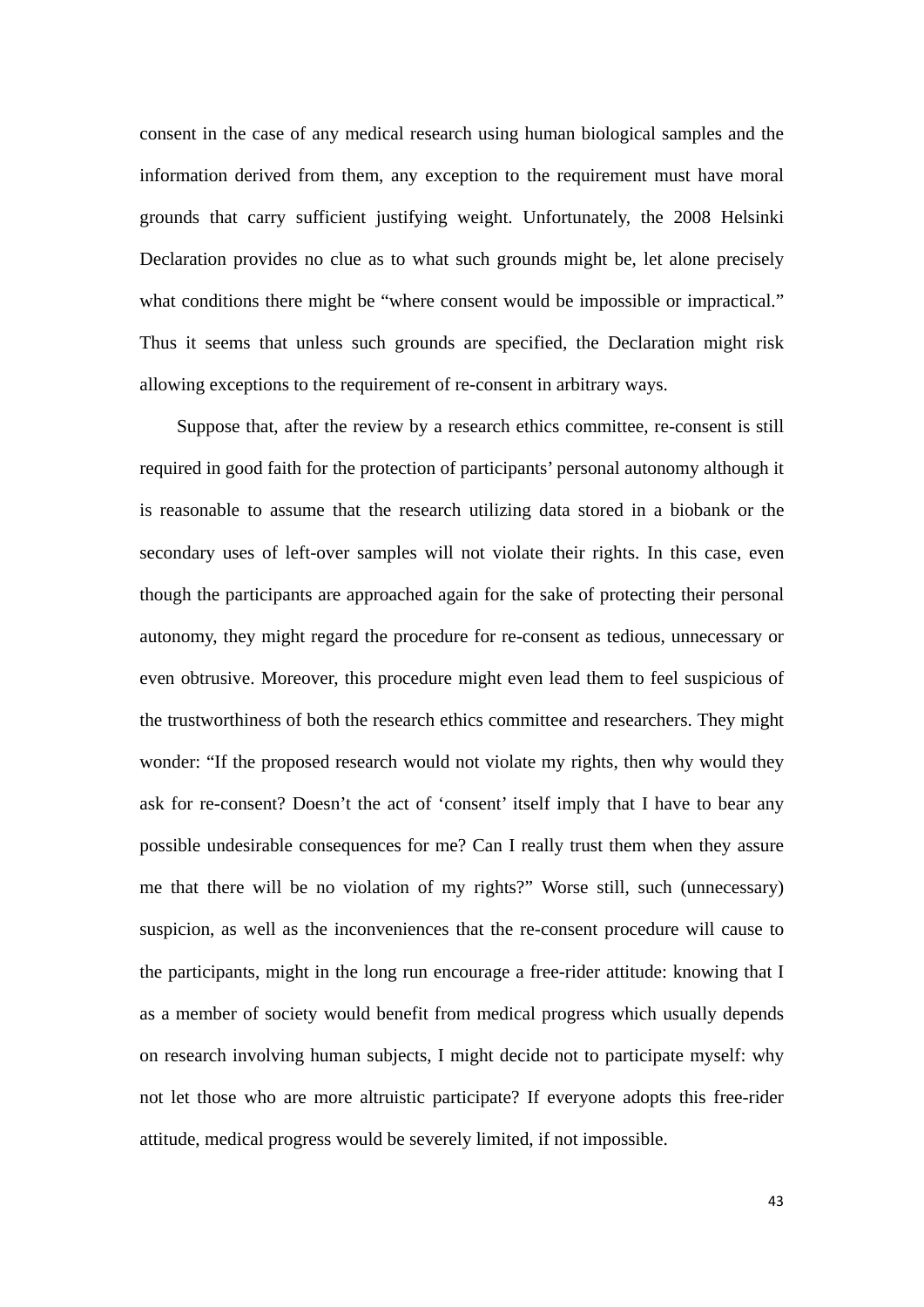consent in the case of any medical research using human biological samples and the information derived from them, any exception to the requirement must have moral grounds that carry sufficient justifying weight. Unfortunately, the 2008 Helsinki Declaration provides no clue as to what such grounds might be, let alone precisely what conditions there might be "where consent would be impossible or impractical." Thus it seems that unless such grounds are specified, the Declaration might risk allowing exceptions to the requirement of re-consent in arbitrary ways.

Suppose that, after the review by a research ethics committee, re-consent is still required in good faith for the protection of participants' personal autonomy although it is reasonable to assume that the research utilizing data stored in a biobank or the secondary uses of left-over samples will not violate their rights. In this case, even though the participants are approached again for the sake of protecting their personal autonomy, they might regard the procedure for re-consent as tedious, unnecessary or even obtrusive. Moreover, this procedure might even lead them to feel suspicious of the trustworthiness of both the research ethics committee and researchers. They might wonder: "If the proposed research would not violate my rights, then why would they ask for re-consent? Doesn't the act of 'consent' itself imply that I have to bear any possible undesirable consequences for me? Can I really trust them when they assure me that there will be no violation of my rights?" Worse still, such (unnecessary) suspicion, as well as the inconveniences that the re-consent procedure will cause to the participants, might in the long run encourage a free-rider attitude: knowing that I as a member of society would benefit from medical progress which usually depends on research involving human subjects, I might decide not to participate myself: why not let those who are more altruistic participate? If everyone adopts this free-rider attitude, medical progress would be severely limited, if not impossible.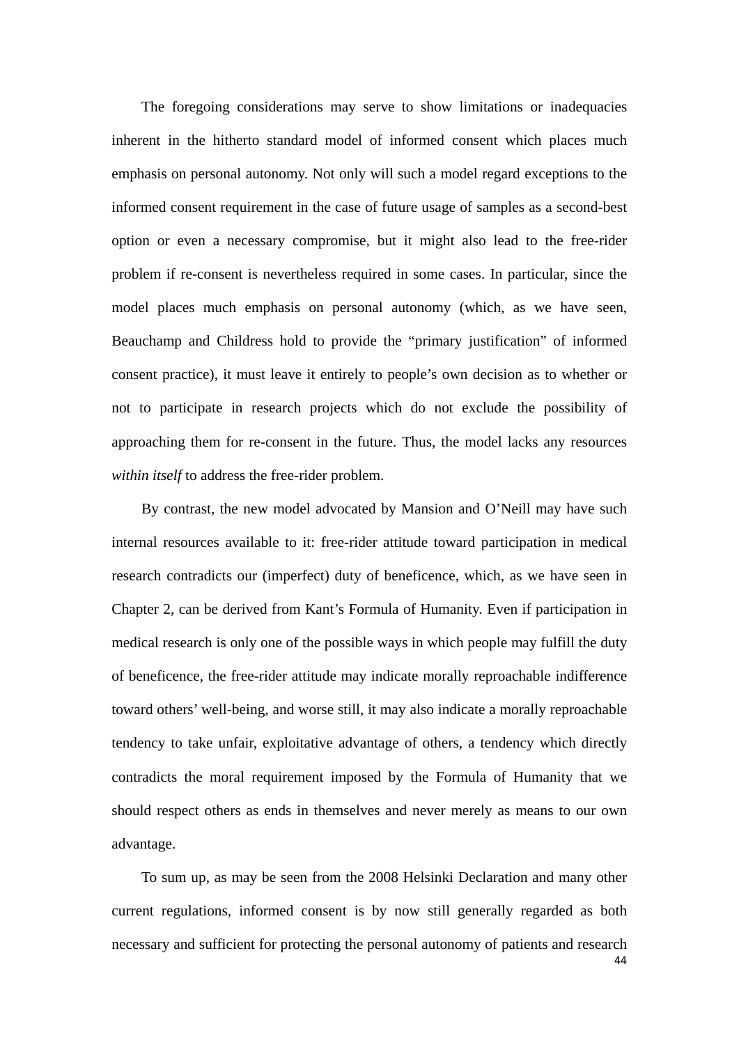The foregoing considerations may serve to show limitations or inadequacies inherent in the hitherto standard model of informed consent which places much emphasis on personal autonomy. Not only will such a model regard exceptions to the informed consent requirement in the case of future usage of samples as a second-best option or even a necessary compromise, but it might also lead to the free-rider problem if re-consent is nevertheless required in some cases. In particular, since the model places much emphasis on personal autonomy (which, as we have seen, Beauchamp and Childress hold to provide the "primary justification" of informed consent practice), it must leave it entirely to people's own decision as to whether or not to participate in research projects which do not exclude the possibility of approaching them for re-consent in the future. Thus, the model lacks any resources *within itself* to address the free-rider problem.

By contrast, the new model advocated by Mansion and O'Neill may have such internal resources available to it: free-rider attitude toward participation in medical research contradicts our (imperfect) duty of beneficence, which, as we have seen in Chapter 2, can be derived from Kant's Formula of Humanity. Even if participation in medical research is only one of the possible ways in which people may fulfill the duty of beneficence, the free-rider attitude may indicate morally reproachable indifference toward others' well-being, and worse still, it may also indicate a morally reproachable tendency to take unfair, exploitative advantage of others, a tendency which directly contradicts the moral requirement imposed by the Formula of Humanity that we should respect others as ends in themselves and never merely as means to our own advantage.

To sum up, as may be seen from the 2008 Helsinki Declaration and many other current regulations, informed consent is by now still generally regarded as both necessary and sufficient for protecting the personal autonomy of patients and research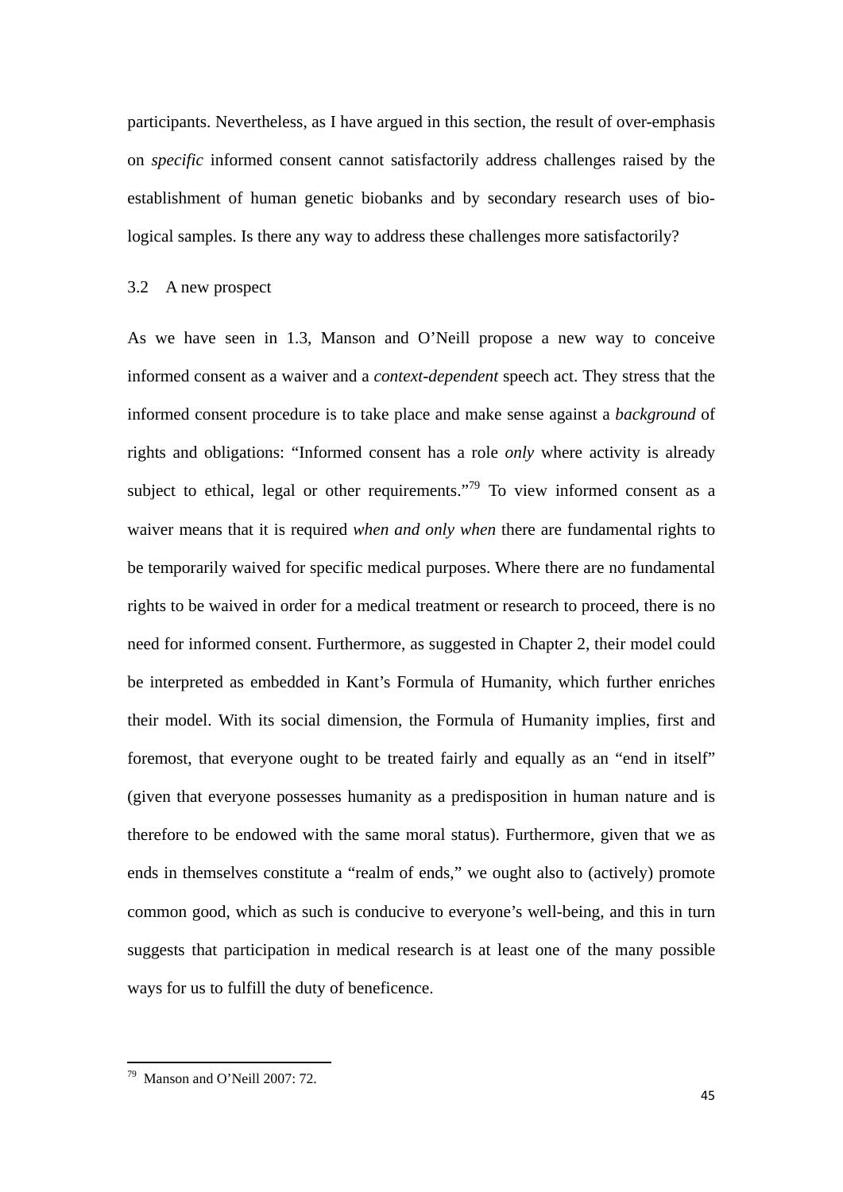participants. Nevertheless, as I have argued in this section, the result of over-emphasis on *specific* informed consent cannot satisfactorily address challenges raised by the establishment of human genetic biobanks and by secondary research uses of biological samples. Is there any way to address these challenges more satisfactorily?

## 3.2 A new prospect

As we have seen in 1.3, Manson and O'Neill propose a new way to conceive informed consent as a waiver and a *context-dependent* speech act. They stress that the informed consent procedure is to take place and make sense against a *background* of rights and obligations: "Informed consent has a role *only* where activity is already subject to ethical, legal or other requirements."[79] To view informed consent as a waiver means that it is required *when and only when* there are fundamental rights to be temporarily waived for specific medical purposes. Where there are no fundamental rights to be waived in order for a medical treatment or research to proceed, there is no need for informed consent. Furthermore, as suggested in Chapter 2, their model could be interpreted as embedded in Kant's Formula of Humanity, which further enriches their model. With its social dimension, the Formula of Humanity implies, first and foremost, that everyone ought to be treated fairly and equally as an "end in itself" (given that everyone possesses humanity as a predisposition in human nature and is therefore to be endowed with the same moral status). Furthermore, given that we as ends in themselves constitute a "realm of ends," we ought also to (actively) promote common good, which as such is conducive to everyone's well-being, and this in turn suggests that participation in medical research is at least one of the many possible ways for us to fulfill the duty of beneficence.

---

[79] Manson and O'Neill 2007: 72.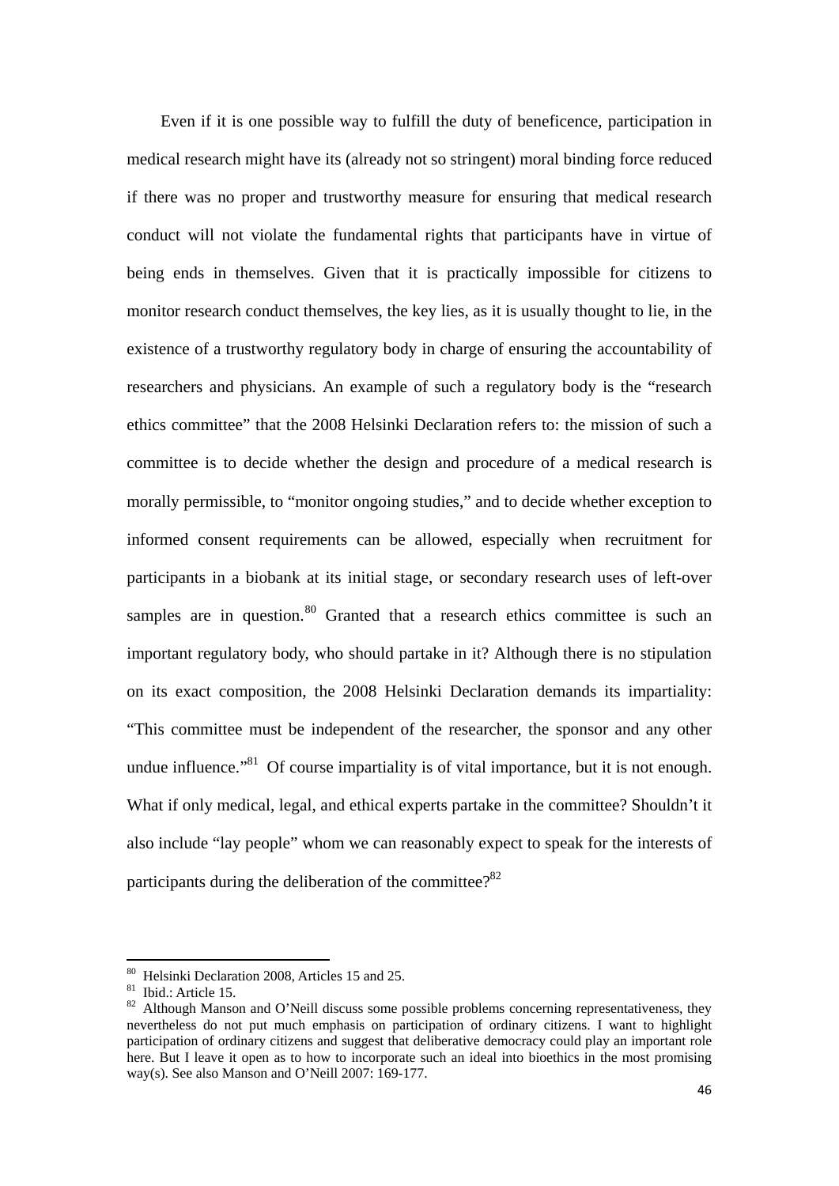Even if it is one possible way to fulfill the duty of beneficence, participation in medical research might have its (already not so stringent) moral binding force reduced if there was no proper and trustworthy measure for ensuring that medical research conduct will not violate the fundamental rights that participants have in virtue of being ends in themselves. Given that it is practically impossible for citizens to monitor research conduct themselves, the key lies, as it is usually thought to lie, in the existence of a trustworthy regulatory body in charge of ensuring the accountability of researchers and physicians. An example of such a regulatory body is the "research ethics committee" that the 2008 Helsinki Declaration refers to: the mission of such a committee is to decide whether the design and procedure of a medical research is morally permissible, to "monitor ongoing studies," and to decide whether exception to informed consent requirements can be allowed, especially when recruitment for participants in a biobank at its initial stage, or secondary research uses of left-over samples are in question.[80] Granted that a research ethics committee is such an important regulatory body, who should partake in it? Although there is no stipulation on its exact composition, the 2008 Helsinki Declaration demands its impartiality: "This committee must be independent of the researcher, the sponsor and any other undue influence."[81] Of course impartiality is of vital importance, but it is not enough. What if only medical, legal, and ethical experts partake in the committee? Shouldn't it also include "lay people" whom we can reasonably expect to speak for the interests of participants during the deliberation of the committee?[82]

---

[80] Helsinki Declaration 2008, Articles 15 and 25.

[81] Ibid.: Article 15.

[82] Although Manson and O'Neill discuss some possible problems concerning representativeness, they nevertheless do not put much emphasis on participation of ordinary citizens. I want to highlight participation of ordinary citizens and suggest that deliberative democracy could play an important role here. But I leave it open as to how to incorporate such an ideal into bioethics in the most promising way(s). See also Manson and O'Neill 2007: 169-177.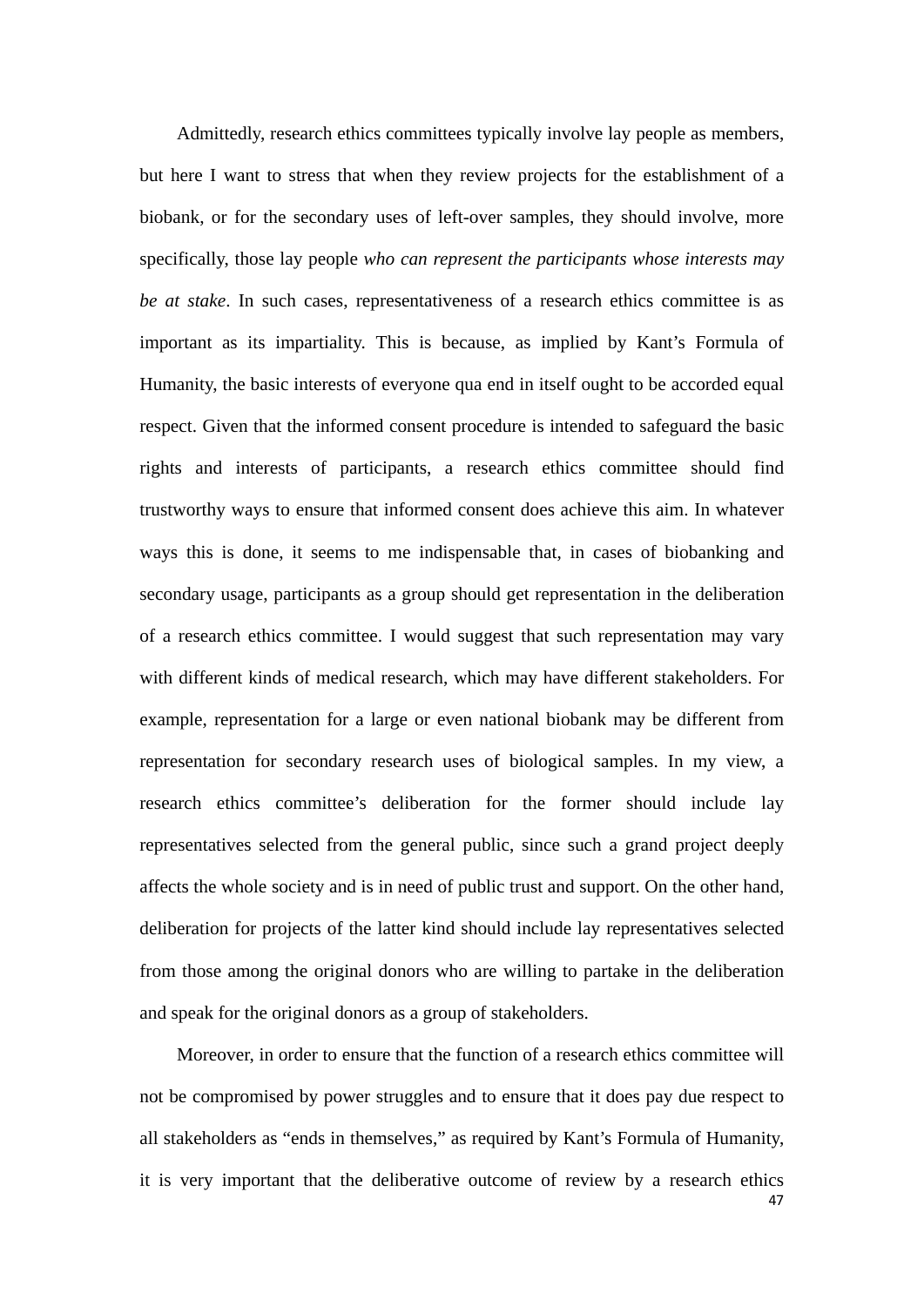Admittedly, research ethics committees typically involve lay people as members, but here I want to stress that when they review projects for the establishment of a biobank, or for the secondary uses of left-over samples, they should involve, more specifically, those lay people *who can represent the participants whose interests may be at stake*. In such cases, representativeness of a research ethics committee is as important as its impartiality. This is because, as implied by Kant's Formula of Humanity, the basic interests of everyone qua end in itself ought to be accorded equal respect. Given that the informed consent procedure is intended to safeguard the basic rights and interests of participants, a research ethics committee should find trustworthy ways to ensure that informed consent does achieve this aim. In whatever ways this is done, it seems to me indispensable that, in cases of biobanking and secondary usage, participants as a group should get representation in the deliberation of a research ethics committee. I would suggest that such representation may vary with different kinds of medical research, which may have different stakeholders. For example, representation for a large or even national biobank may be different from representation for secondary research uses of biological samples. In my view, a research ethics committee's deliberation for the former should include lay representatives selected from the general public, since such a grand project deeply affects the whole society and is in need of public trust and support. On the other hand, deliberation for projects of the latter kind should include lay representatives selected from those among the original donors who are willing to partake in the deliberation and speak for the original donors as a group of stakeholders.

Moreover, in order to ensure that the function of a research ethics committee will not be compromised by power struggles and to ensure that it does pay due respect to all stakeholders as "ends in themselves," as required by Kant's Formula of Humanity, it is very important that the deliberative outcome of review by a research ethics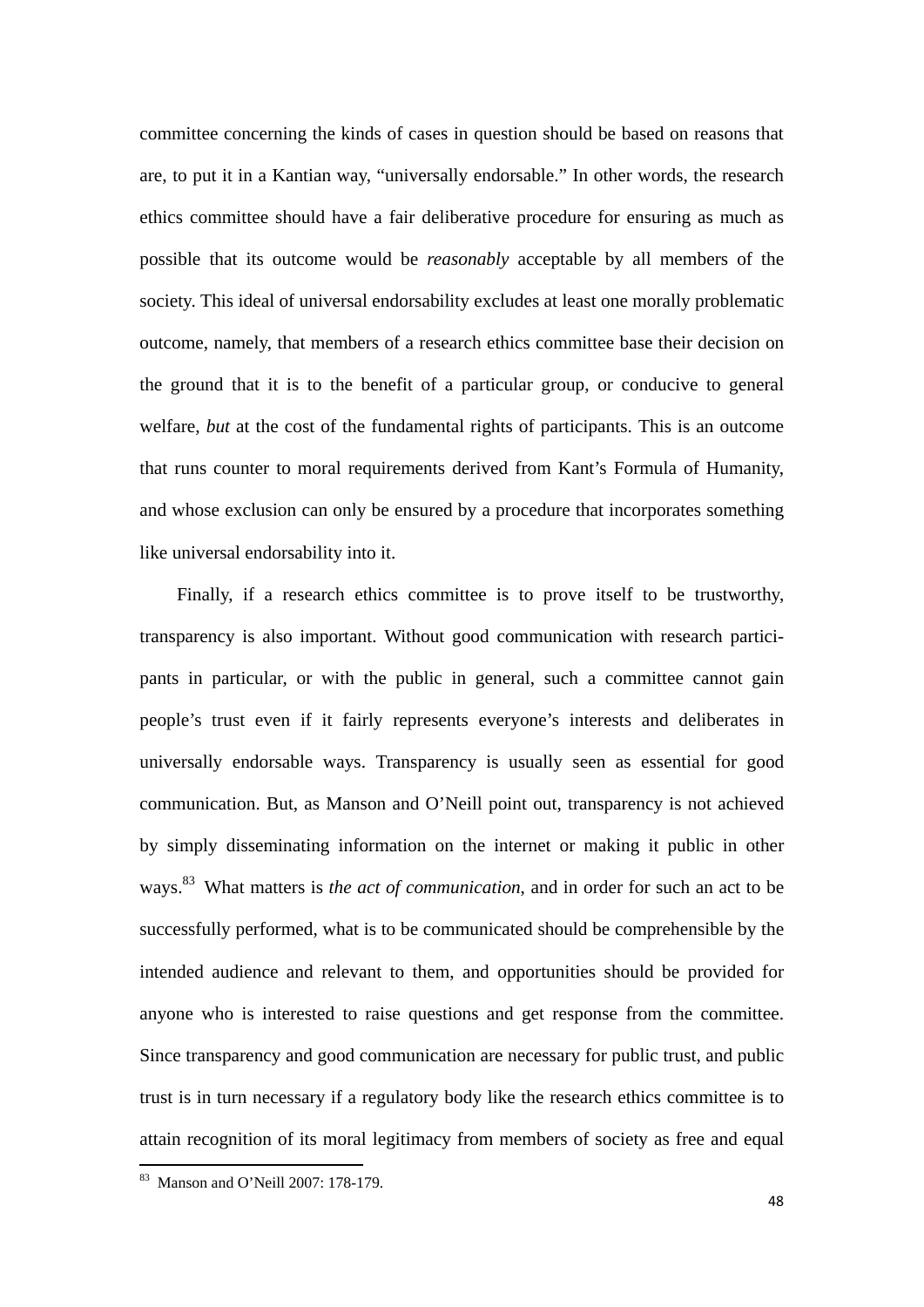committee concerning the kinds of cases in question should be based on reasons that are, to put it in a Kantian way, "universally endorsable." In other words, the research ethics committee should have a fair deliberative procedure for ensuring as much as possible that its outcome would be *reasonably* acceptable by all members of the society. This ideal of universal endorsability excludes at least one morally problematic outcome, namely, that members of a research ethics committee base their decision on the ground that it is to the benefit of a particular group, or conducive to general welfare, *but* at the cost of the fundamental rights of participants. This is an outcome that runs counter to moral requirements derived from Kant's Formula of Humanity, and whose exclusion can only be ensured by a procedure that incorporates something like universal endorsability into it.

Finally, if a research ethics committee is to prove itself to be trustworthy, transparency is also important. Without good communication with research participants in particular, or with the public in general, such a committee cannot gain people's trust even if it fairly represents everyone's interests and deliberates in universally endorsable ways. Transparency is usually seen as essential for good communication. But, as Manson and O'Neill point out, transparency is not achieved by simply disseminating information on the internet or making it public in other ways.[83] What matters is *the act of communication*, and in order for such an act to be successfully performed, what is to be communicated should be comprehensible by the intended audience and relevant to them, and opportunities should be provided for anyone who is interested to raise questions and get response from the committee. Since transparency and good communication are necessary for public trust, and public trust is in turn necessary if a regulatory body like the research ethics committee is to attain recognition of its moral legitimacy from members of society as free and equal

[83] Manson and O'Neill 2007: 178-179.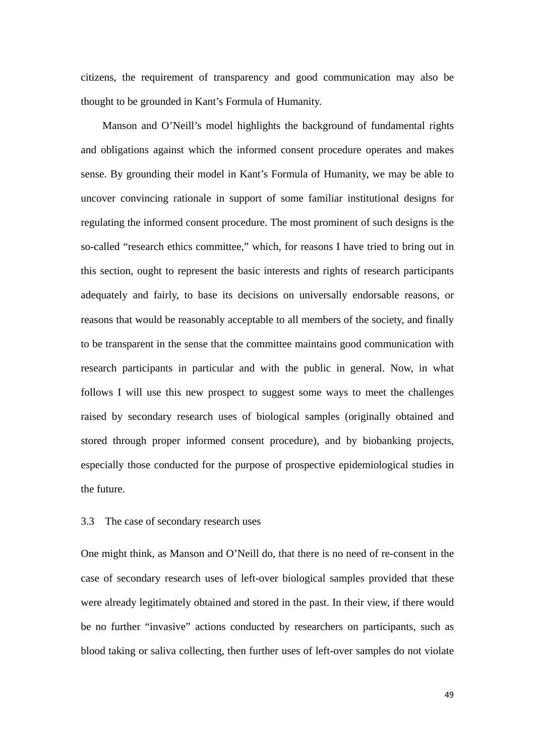citizens, the requirement of transparency and good communication may also be thought to be grounded in Kant's Formula of Humanity.

Manson and O'Neill's model highlights the background of fundamental rights and obligations against which the informed consent procedure operates and makes sense. By grounding their model in Kant's Formula of Humanity, we may be able to uncover convincing rationale in support of some familiar institutional designs for regulating the informed consent procedure. The most prominent of such designs is the so-called "research ethics committee," which, for reasons I have tried to bring out in this section, ought to represent the basic interests and rights of research participants adequately and fairly, to base its decisions on universally endorsable reasons, or reasons that would be reasonably acceptable to all members of the society, and finally to be transparent in the sense that the committee maintains good communication with research participants in particular and with the public in general. Now, in what follows I will use this new prospect to suggest some ways to meet the challenges raised by secondary research uses of biological samples (originally obtained and stored through proper informed consent procedure), and by biobanking projects, especially those conducted for the purpose of prospective epidemiological studies in the future.

### 3.3 The case of secondary research uses

One might think, as Manson and O'Neill do, that there is no need of re-consent in the case of secondary research uses of left-over biological samples provided that these were already legitimately obtained and stored in the past. In their view, if there would be no further "invasive" actions conducted by researchers on participants, such as blood taking or saliva collecting, then further uses of left-over samples do not violate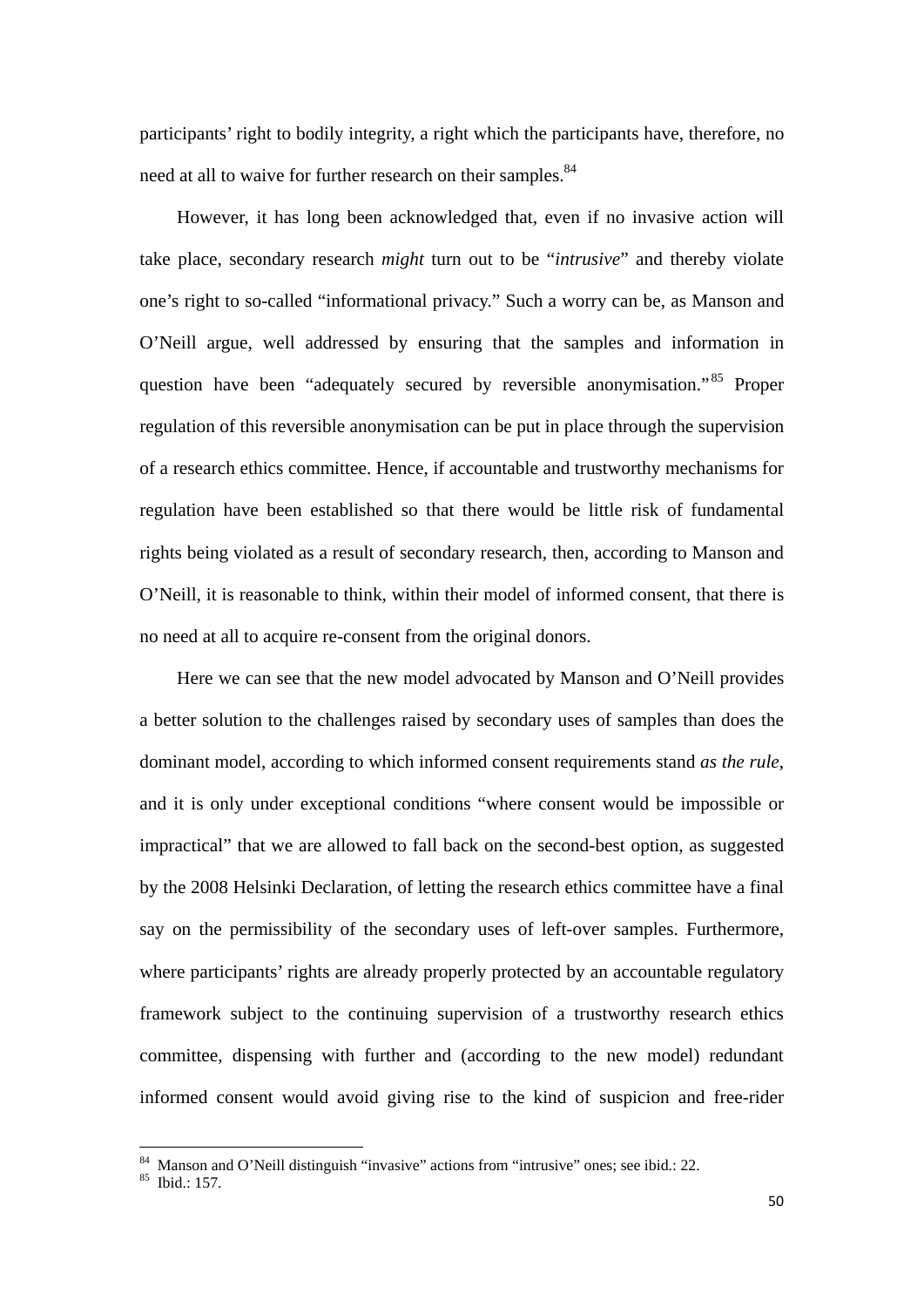participants' right to bodily integrity, a right which the participants have, therefore, no need at all to waive for further research on their samples.[84]

However, it has long been acknowledged that, even if no invasive action will take place, secondary research *might* turn out to be "*intrusive*" and thereby violate one's right to so-called "informational privacy." Such a worry can be, as Manson and O'Neill argue, well addressed by ensuring that the samples and information in question have been "adequately secured by reversible anonymisation."[85] Proper regulation of this reversible anonymisation can be put in place through the supervision of a research ethics committee. Hence, if accountable and trustworthy mechanisms for regulation have been established so that there would be little risk of fundamental rights being violated as a result of secondary research, then, according to Manson and O'Neill, it is reasonable to think, within their model of informed consent, that there is no need at all to acquire re-consent from the original donors.

Here we can see that the new model advocated by Manson and O'Neill provides a better solution to the challenges raised by secondary uses of samples than does the dominant model, according to which informed consent requirements stand *as the rule*, and it is only under exceptional conditions "where consent would be impossible or impractical" that we are allowed to fall back on the second-best option, as suggested by the 2008 Helsinki Declaration, of letting the research ethics committee have a final say on the permissibility of the secondary uses of left-over samples. Furthermore, where participants' rights are already properly protected by an accountable regulatory framework subject to the continuing supervision of a trustworthy research ethics committee, dispensing with further and (according to the new model) redundant informed consent would avoid giving rise to the kind of suspicion and free-rider

---

[84] Manson and O'Neill distinguish "invasive" actions from "intrusive" ones; see ibid.: 22.

[85] Ibid.: 157.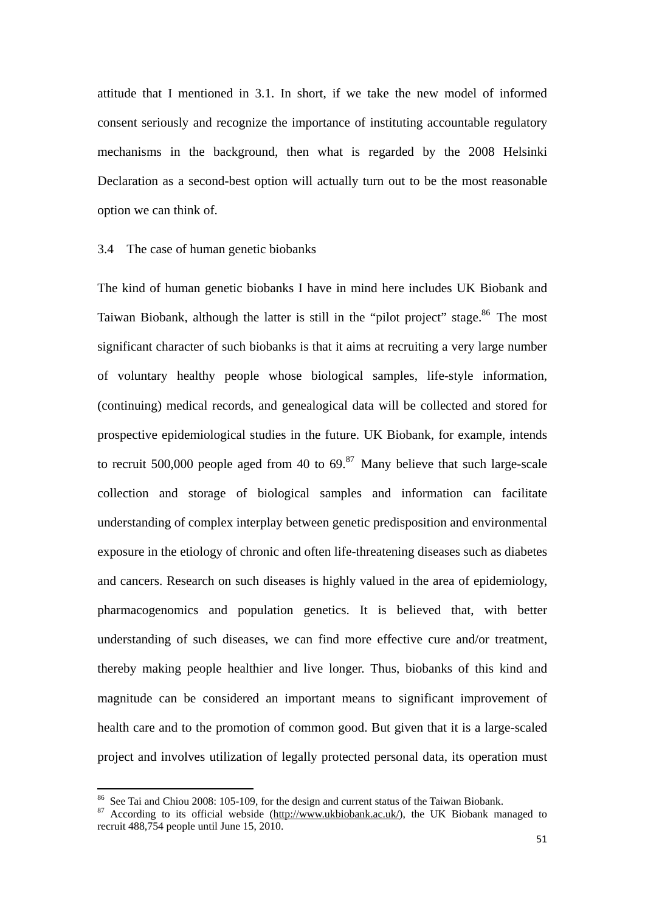attitude that I mentioned in 3.1. In short, if we take the new model of informed consent seriously and recognize the importance of instituting accountable regulatory mechanisms in the background, then what is regarded by the 2008 Helsinki Declaration as a second-best option will actually turn out to be the most reasonable option we can think of.

### 3.4 The case of human genetic biobanks

The kind of human genetic biobanks I have in mind here includes UK Biobank and Taiwan Biobank, although the latter is still in the "pilot project" stage.[86] The most significant character of such biobanks is that it aims at recruiting a very large number of voluntary healthy people whose biological samples, life-style information, (continuing) medical records, and genealogical data will be collected and stored for prospective epidemiological studies in the future. UK Biobank, for example, intends to recruit 500,000 people aged from 40 to 69.[87] Many believe that such large-scale collection and storage of biological samples and information can facilitate understanding of complex interplay between genetic predisposition and environmental exposure in the etiology of chronic and often life-threatening diseases such as diabetes and cancers. Research on such diseases is highly valued in the area of epidemiology, pharmacogenomics and population genetics. It is believed that, with better understanding of such diseases, we can find more effective cure and/or treatment, thereby making people healthier and live longer. Thus, biobanks of this kind and magnitude can be considered an important means to significant improvement of health care and to the promotion of common good. But given that it is a large-scaled project and involves utilization of legally protected personal data, its operation must

[86] See Tai and Chiou 2008: 105-109, for the design and current status of the Taiwan Biobank.

[87] According to its official webside (http://www.ukbiobank.ac.uk/), the UK Biobank managed to recruit 488,754 people until June 15, 2010.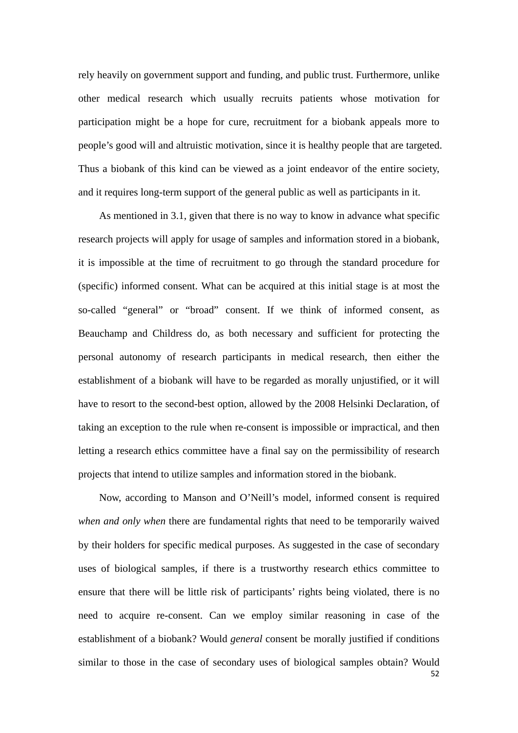rely heavily on government support and funding, and public trust. Furthermore, unlike other medical research which usually recruits patients whose motivation for participation might be a hope for cure, recruitment for a biobank appeals more to people's good will and altruistic motivation, since it is healthy people that are targeted. Thus a biobank of this kind can be viewed as a joint endeavor of the entire society, and it requires long-term support of the general public as well as participants in it.

As mentioned in 3.1, given that there is no way to know in advance what specific research projects will apply for usage of samples and information stored in a biobank, it is impossible at the time of recruitment to go through the standard procedure for (specific) informed consent. What can be acquired at this initial stage is at most the so-called "general" or "broad" consent. If we think of informed consent, as Beauchamp and Childress do, as both necessary and sufficient for protecting the personal autonomy of research participants in medical research, then either the establishment of a biobank will have to be regarded as morally unjustified, or it will have to resort to the second-best option, allowed by the 2008 Helsinki Declaration, of taking an exception to the rule when re-consent is impossible or impractical, and then letting a research ethics committee have a final say on the permissibility of research projects that intend to utilize samples and information stored in the biobank.

Now, according to Manson and O'Neill's model, informed consent is required *when and only when* there are fundamental rights that need to be temporarily waived by their holders for specific medical purposes. As suggested in the case of secondary uses of biological samples, if there is a trustworthy research ethics committee to ensure that there will be little risk of participants' rights being violated, there is no need to acquire re-consent. Can we employ similar reasoning in case of the establishment of a biobank? Would *general* consent be morally justified if conditions similar to those in the case of secondary uses of biological samples obtain? Would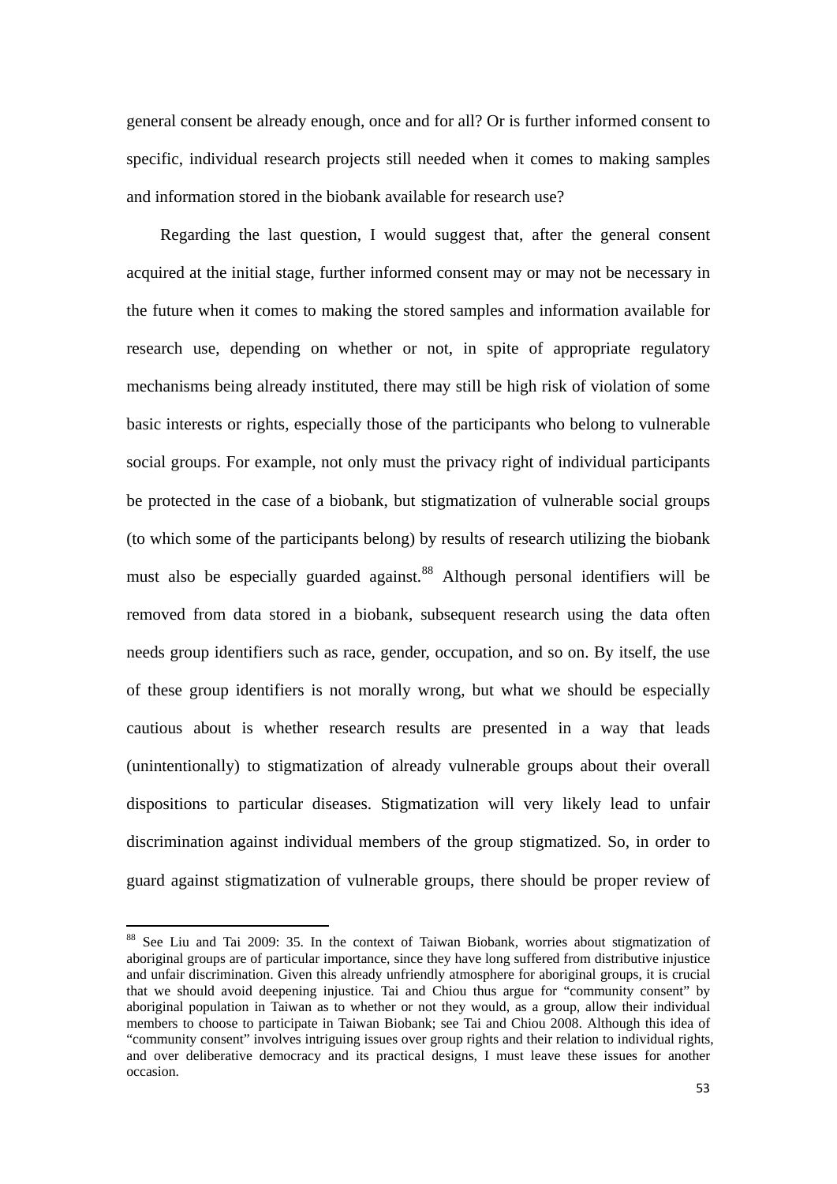general consent be already enough, once and for all? Or is further informed consent to specific, individual research projects still needed when it comes to making samples and information stored in the biobank available for research use?

Regarding the last question, I would suggest that, after the general consent acquired at the initial stage, further informed consent may or may not be necessary in the future when it comes to making the stored samples and information available for research use, depending on whether or not, in spite of appropriate regulatory mechanisms being already instituted, there may still be high risk of violation of some basic interests or rights, especially those of the participants who belong to vulnerable social groups. For example, not only must the privacy right of individual participants be protected in the case of a biobank, but stigmatization of vulnerable social groups (to which some of the participants belong) by results of research utilizing the biobank must also be especially guarded against.[88] Although personal identifiers will be removed from data stored in a biobank, subsequent research using the data often needs group identifiers such as race, gender, occupation, and so on. By itself, the use of these group identifiers is not morally wrong, but what we should be especially cautious about is whether research results are presented in a way that leads (unintentionally) to stigmatization of already vulnerable groups about their overall dispositions to particular diseases. Stigmatization will very likely lead to unfair discrimination against individual members of the group stigmatized. So, in order to guard against stigmatization of vulnerable groups, there should be proper review of

---

[88] See Liu and Tai 2009: 35. In the context of Taiwan Biobank, worries about stigmatization of aboriginal groups are of particular importance, since they have long suffered from distributive injustice and unfair discrimination. Given this already unfriendly atmosphere for aboriginal groups, it is crucial that we should avoid deepening injustice. Tai and Chiou thus argue for "community consent" by aboriginal population in Taiwan as to whether or not they would, as a group, allow their individual members to choose to participate in Taiwan Biobank; see Tai and Chiou 2008. Although this idea of "community consent" involves intriguing issues over group rights and their relation to individual rights, and over deliberative democracy and its practical designs, I must leave these issues for another occasion.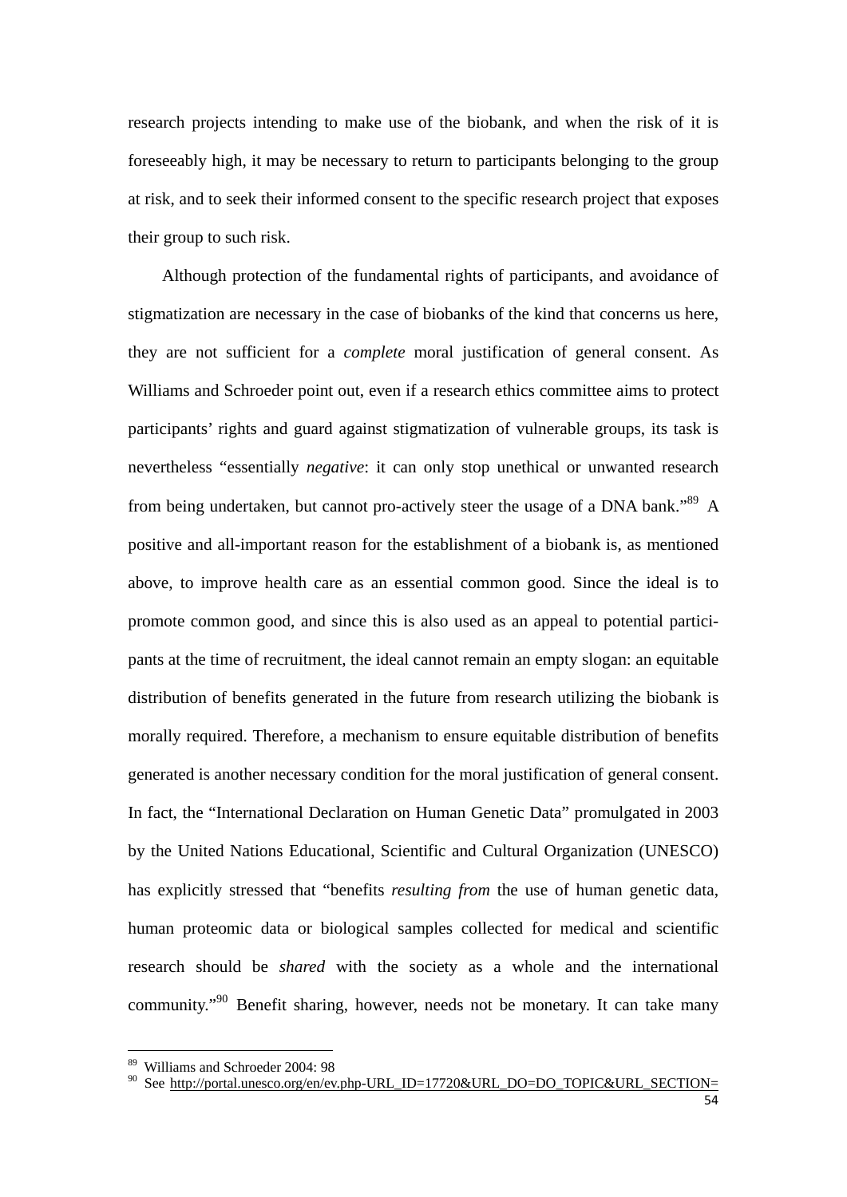research projects intending to make use of the biobank, and when the risk of it is foreseeably high, it may be necessary to return to participants belonging to the group at risk, and to seek their informed consent to the specific research project that exposes their group to such risk.

Although protection of the fundamental rights of participants, and avoidance of stigmatization are necessary in the case of biobanks of the kind that concerns us here, they are not sufficient for a *complete* moral justification of general consent. As Williams and Schroeder point out, even if a research ethics committee aims to protect participants' rights and guard against stigmatization of vulnerable groups, its task is nevertheless "essentially *negative*: it can only stop unethical or unwanted research from being undertaken, but cannot pro-actively steer the usage of a DNA bank."[89] A positive and all-important reason for the establishment of a biobank is, as mentioned above, to improve health care as an essential common good. Since the ideal is to promote common good, and since this is also used as an appeal to potential participants at the time of recruitment, the ideal cannot remain an empty slogan: an equitable distribution of benefits generated in the future from research utilizing the biobank is morally required. Therefore, a mechanism to ensure equitable distribution of benefits generated is another necessary condition for the moral justification of general consent. In fact, the "International Declaration on Human Genetic Data" promulgated in 2003 by the United Nations Educational, Scientific and Cultural Organization (UNESCO) has explicitly stressed that "benefits *resulting from* the use of human genetic data, human proteomic data or biological samples collected for medical and scientific research should be *shared* with the society as a whole and the international community."[90] Benefit sharing, however, needs not be monetary. It can take many

---

[89] Williams and Schroeder 2004: 98

[90] See http://portal.unesco.org/en/ev.php-URL_ID=17720&URL_DO=DO_TOPIC&URL_SECTION=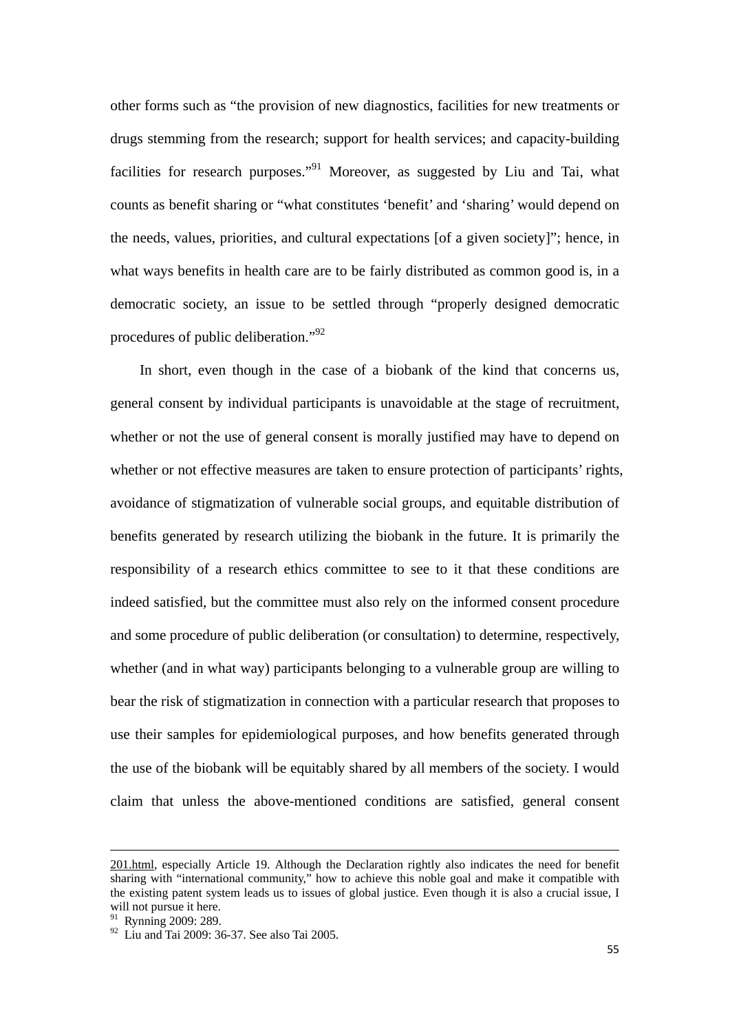other forms such as "the provision of new diagnostics, facilities for new treatments or drugs stemming from the research; support for health services; and capacity-building facilities for research purposes."[91] Moreover, as suggested by Liu and Tai, what counts as benefit sharing or "what constitutes 'benefit' and 'sharing' would depend on the needs, values, priorities, and cultural expectations [of a given society]"; hence, in what ways benefits in health care are to be fairly distributed as common good is, in a democratic society, an issue to be settled through "properly designed democratic procedures of public deliberation."[92]

In short, even though in the case of a biobank of the kind that concerns us, general consent by individual participants is unavoidable at the stage of recruitment, whether or not the use of general consent is morally justified may have to depend on whether or not effective measures are taken to ensure protection of participants' rights, avoidance of stigmatization of vulnerable social groups, and equitable distribution of benefits generated by research utilizing the biobank in the future. It is primarily the responsibility of a research ethics committee to see to it that these conditions are indeed satisfied, but the committee must also rely on the informed consent procedure and some procedure of public deliberation (or consultation) to determine, respectively, whether (and in what way) participants belonging to a vulnerable group are willing to bear the risk of stigmatization in connection with a particular research that proposes to use their samples for epidemiological purposes, and how benefits generated through the use of the biobank will be equitably shared by all members of the society. I would claim that unless the above-mentioned conditions are satisfied, general consent

---

201.html, especially Article 19. Although the Declaration rightly also indicates the need for benefit sharing with "international community," how to achieve this noble goal and make it compatible with the existing patent system leads us to issues of global justice. Even though it is also a crucial issue, I will not pursue it here.

[91] Rynning 2009: 289.

[92] Liu and Tai 2009: 36-37. See also Tai 2005.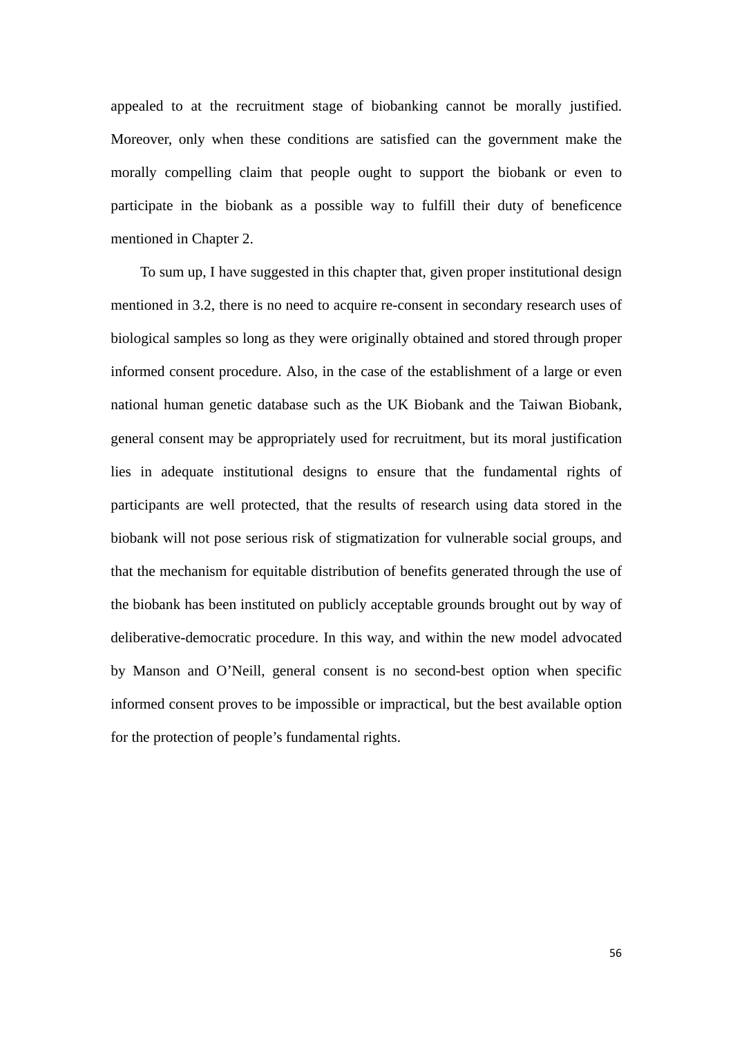appealed to at the recruitment stage of biobanking cannot be morally justified. Moreover, only when these conditions are satisfied can the government make the morally compelling claim that people ought to support the biobank or even to participate in the biobank as a possible way to fulfill their duty of beneficence mentioned in Chapter 2.

To sum up, I have suggested in this chapter that, given proper institutional design mentioned in 3.2, there is no need to acquire re-consent in secondary research uses of biological samples so long as they were originally obtained and stored through proper informed consent procedure. Also, in the case of the establishment of a large or even national human genetic database such as the UK Biobank and the Taiwan Biobank, general consent may be appropriately used for recruitment, but its moral justification lies in adequate institutional designs to ensure that the fundamental rights of participants are well protected, that the results of research using data stored in the biobank will not pose serious risk of stigmatization for vulnerable social groups, and that the mechanism for equitable distribution of benefits generated through the use of the biobank has been instituted on publicly acceptable grounds brought out by way of deliberative-democratic procedure. In this way, and within the new model advocated by Manson and O'Neill, general consent is no second-best option when specific informed consent proves to be impossible or impractical, but the best available option for the protection of people's fundamental rights.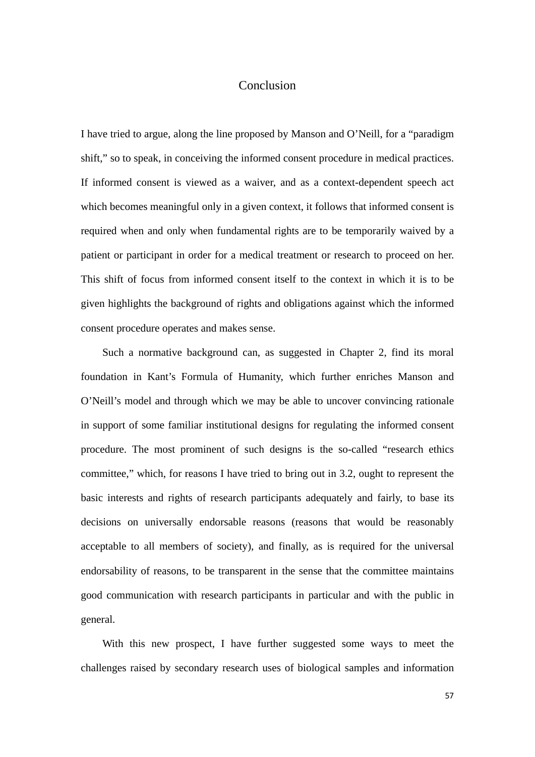# Conclusion

I have tried to argue, along the line proposed by Manson and O'Neill, for a "paradigm shift," so to speak, in conceiving the informed consent procedure in medical practices. If informed consent is viewed as a waiver, and as a context-dependent speech act which becomes meaningful only in a given context, it follows that informed consent is required when and only when fundamental rights are to be temporarily waived by a patient or participant in order for a medical treatment or research to proceed on her. This shift of focus from informed consent itself to the context in which it is to be given highlights the background of rights and obligations against which the informed consent procedure operates and makes sense.

Such a normative background can, as suggested in Chapter 2, find its moral foundation in Kant's Formula of Humanity, which further enriches Manson and O'Neill's model and through which we may be able to uncover convincing rationale in support of some familiar institutional designs for regulating the informed consent procedure. The most prominent of such designs is the so-called "research ethics committee," which, for reasons I have tried to bring out in 3.2, ought to represent the basic interests and rights of research participants adequately and fairly, to base its decisions on universally endorsable reasons (reasons that would be reasonably acceptable to all members of society), and finally, as is required for the universal endorsability of reasons, to be transparent in the sense that the committee maintains good communication with research participants in particular and with the public in general.

With this new prospect, I have further suggested some ways to meet the challenges raised by secondary research uses of biological samples and information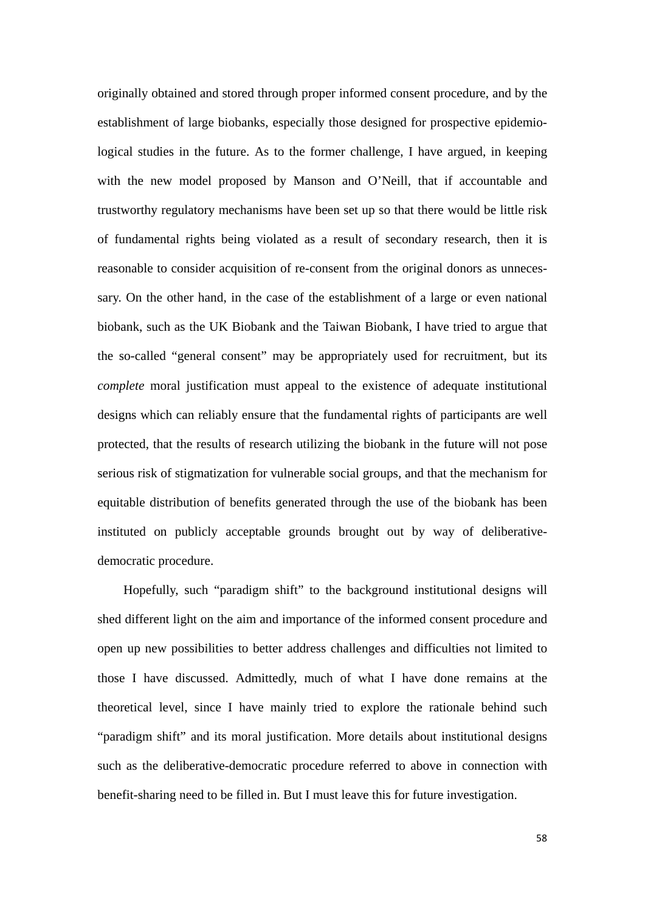originally obtained and stored through proper informed consent procedure, and by the establishment of large biobanks, especially those designed for prospective epidemiological studies in the future. As to the former challenge, I have argued, in keeping with the new model proposed by Manson and O'Neill, that if accountable and trustworthy regulatory mechanisms have been set up so that there would be little risk of fundamental rights being violated as a result of secondary research, then it is reasonable to consider acquisition of re-consent from the original donors as unnecessary. On the other hand, in the case of the establishment of a large or even national biobank, such as the UK Biobank and the Taiwan Biobank, I have tried to argue that the so-called "general consent" may be appropriately used for recruitment, but its *complete* moral justification must appeal to the existence of adequate institutional designs which can reliably ensure that the fundamental rights of participants are well protected, that the results of research utilizing the biobank in the future will not pose serious risk of stigmatization for vulnerable social groups, and that the mechanism for equitable distribution of benefits generated through the use of the biobank has been instituted on publicly acceptable grounds brought out by way of deliberative-democratic procedure.

Hopefully, such "paradigm shift" to the background institutional designs will shed different light on the aim and importance of the informed consent procedure and open up new possibilities to better address challenges and difficulties not limited to those I have discussed. Admittedly, much of what I have done remains at the theoretical level, since I have mainly tried to explore the rationale behind such "paradigm shift" and its moral justification. More details about institutional designs such as the deliberative-democratic procedure referred to above in connection with benefit-sharing need to be filled in. But I must leave this for future investigation.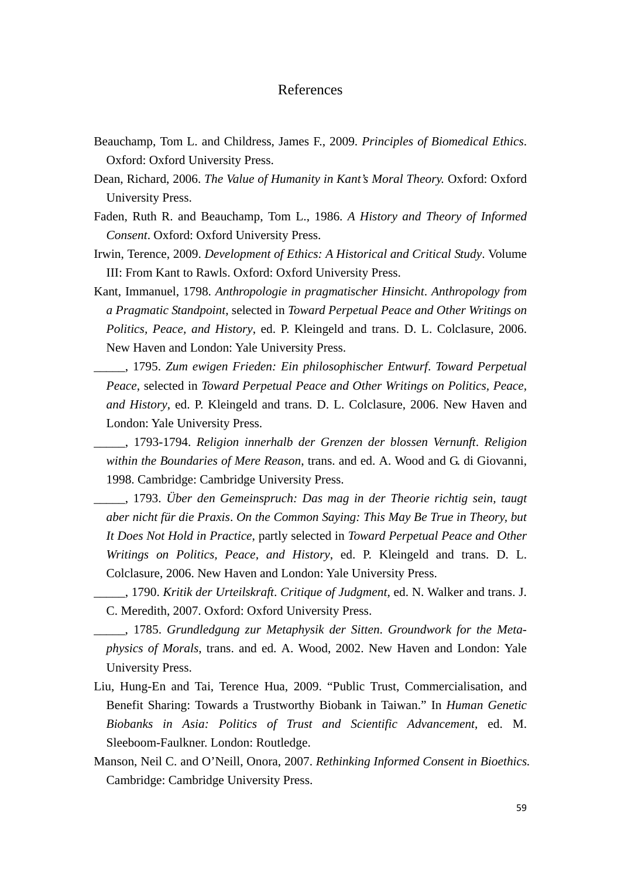# References

Beauchamp, Tom L. and Childress, James F., 2009. *Principles of Biomedical Ethics*. Oxford: Oxford University Press.

Dean, Richard, 2006. *The Value of Humanity in Kant's Moral Theory.* Oxford: Oxford University Press.

Faden, Ruth R. and Beauchamp, Tom L., 1986. *A History and Theory of Informed Consent*. Oxford: Oxford University Press.

Irwin, Terence, 2009. *Development of Ethics: A Historical and Critical Study*. Volume III: From Kant to Rawls. Oxford: Oxford University Press.

Kant, Immanuel, 1798. *Anthropologie in pragmatischer Hinsicht*. *Anthropology from a Pragmatic Standpoint*, selected in *Toward Perpetual Peace and Other Writings on Politics, Peace, and History*, ed. P. Kleingeld and trans. D. L. Colclasure, 2006. New Haven and London: Yale University Press.

_____, 1795. *Zum ewigen Frieden: Ein philosophischer Entwurf*. *Toward Perpetual Peace*, selected in *Toward Perpetual Peace and Other Writings on Politics, Peace, and History*, ed. P. Kleingeld and trans. D. L. Colclasure, 2006. New Haven and London: Yale University Press.

_____, 1793-1794. *Religion innerhalb der Grenzen der blossen Vernunft*. *Religion within the Boundaries of Mere Reason*, trans. and ed. A. Wood and G. di Giovanni, 1998. Cambridge: Cambridge University Press.

_____, 1793. *Über den Gemeinspruch: Das mag in der Theorie richtig sein, taugt aber nicht für die Praxis*. *On the Common Saying: This May Be True in Theory, but It Does Not Hold in Practice*, partly selected in *Toward Perpetual Peace and Other Writings on Politics, Peace, and History*, ed. P. Kleingeld and trans. D. L. Colclasure, 2006. New Haven and London: Yale University Press.

_____, 1790. *Kritik der Urteilskraft*. *Critique of Judgment*, ed. N. Walker and trans. J. C. Meredith, 2007. Oxford: Oxford University Press.

_____, 1785. *Grundledgung zur Metaphysik der Sitten*. *Groundwork for the Metaphysics of Morals*, trans. and ed. A. Wood, 2002. New Haven and London: Yale University Press.

Liu, Hung-En and Tai, Terence Hua, 2009. "Public Trust, Commercialisation, and Benefit Sharing: Towards a Trustworthy Biobank in Taiwan." In *Human Genetic Biobanks in Asia: Politics of Trust and Scientific Advancement*, ed. M. Sleeboom-Faulkner. London: Routledge.

Manson, Neil C. and O'Neill, Onora, 2007. *Rethinking Informed Consent in Bioethics.* Cambridge: Cambridge University Press.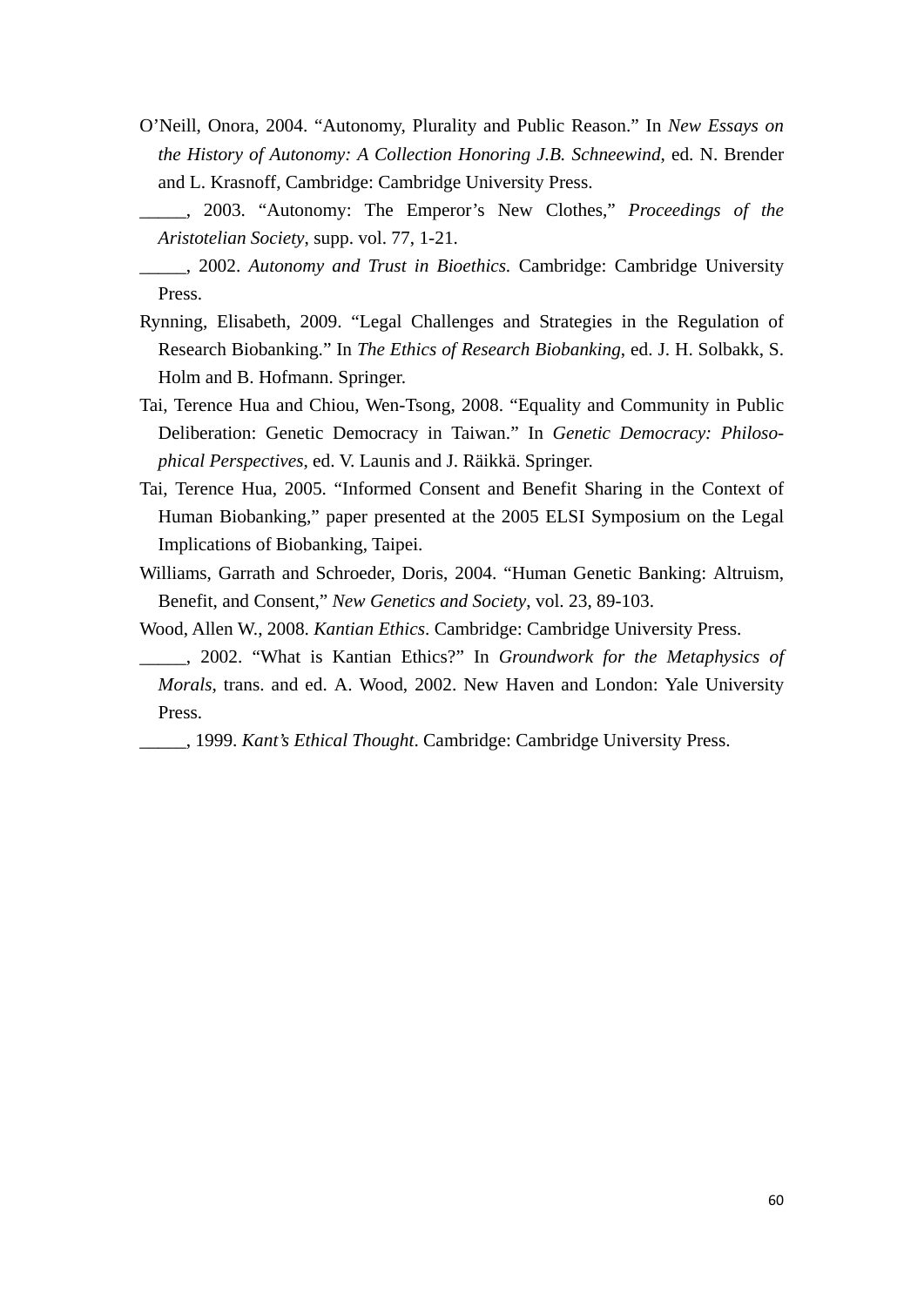O'Neill, Onora, 2004. "Autonomy, Plurality and Public Reason." In *New Essays on the History of Autonomy: A Collection Honoring J.B. Schneewind*, ed. N. Brender and L. Krasnoff, Cambridge: Cambridge University Press.

_____, 2003. "Autonomy: The Emperor's New Clothes," *Proceedings of the Aristotelian Society*, supp. vol. 77, 1-21.

_____, 2002. *Autonomy and Trust in Bioethics*. Cambridge: Cambridge University Press.

Rynning, Elisabeth, 2009. "Legal Challenges and Strategies in the Regulation of Research Biobanking." In *The Ethics of Research Biobanking*, ed. J. H. Solbakk, S. Holm and B. Hofmann. Springer.

Tai, Terence Hua and Chiou, Wen-Tsong, 2008. "Equality and Community in Public Deliberation: Genetic Democracy in Taiwan." In *Genetic Democracy: Philosophical Perspectives*, ed. V. Launis and J. Räikkä. Springer.

Tai, Terence Hua, 2005. "Informed Consent and Benefit Sharing in the Context of Human Biobanking," paper presented at the 2005 ELSI Symposium on the Legal Implications of Biobanking, Taipei.

Williams, Garrath and Schroeder, Doris, 2004. "Human Genetic Banking: Altruism, Benefit, and Consent," *New Genetics and Society*, vol. 23, 89-103.

Wood, Allen W., 2008. *Kantian Ethics*. Cambridge: Cambridge University Press.

_____, 2002. "What is Kantian Ethics?" In *Groundwork for the Metaphysics of Morals*, trans. and ed. A. Wood, 2002. New Haven and London: Yale University Press.

_____, 1999. *Kant's Ethical Thought*. Cambridge: Cambridge University Press.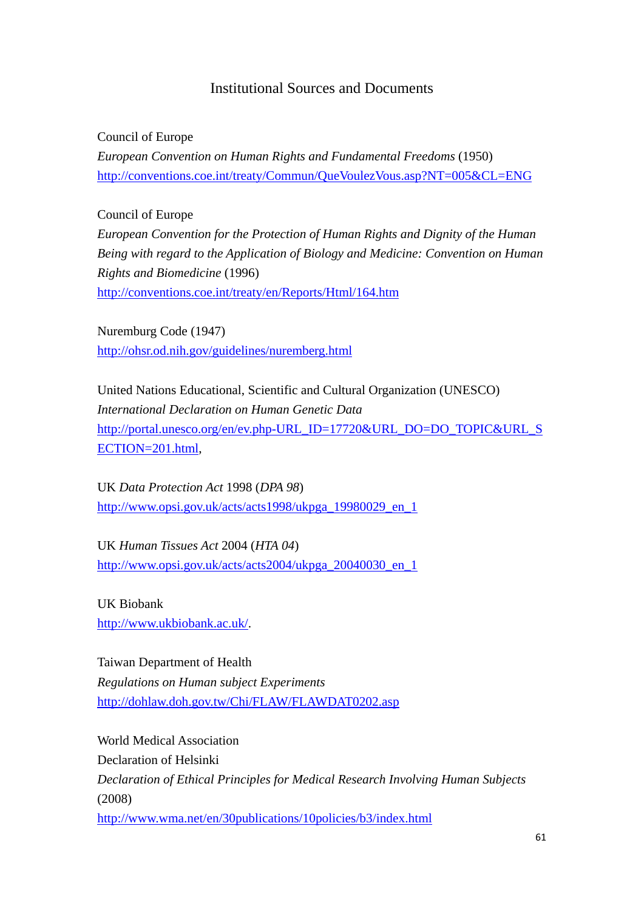# Institutional Sources and Documents

Council of Europe
*European Convention on Human Rights and Fundamental Freedoms* (1950)
http://conventions.coe.int/treaty/Commun/QueVoulezVous.asp?NT=005&CL=ENG

Council of Europe
*European Convention for the Protection of Human Rights and Dignity of the Human Being with regard to the Application of Biology and Medicine: Convention on Human Rights and Biomedicine* (1996)
http://conventions.coe.int/treaty/en/Reports/Html/164.htm

Nuremburg Code (1947)
http://ohsr.od.nih.gov/guidelines/nuremberg.html

United Nations Educational, Scientific and Cultural Organization (UNESCO)
*International Declaration on Human Genetic Data*
http://portal.unesco.org/en/ev.php-URL_ID=17720&URL_DO=DO_TOPIC&URL_SECTION=201.html,

UK *Data Protection Act* 1998 (*DPA 98*)
http://www.opsi.gov.uk/acts/acts1998/ukpga_19980029_en_1

UK *Human Tissues Act* 2004 (*HTA 04*)
http://www.opsi.gov.uk/acts/acts2004/ukpga_20040030_en_1

UK Biobank
http://www.ukbiobank.ac.uk/.

Taiwan Department of Health
*Regulations on Human subject Experiments*
http://dohlaw.doh.gov.tw/Chi/FLAW/FLAWDAT0202.asp

World Medical Association
Declaration of Helsinki
*Declaration of Ethical Principles for Medical Research Involving Human Subjects* (2008)
http://www.wma.net/en/30publications/10policies/b3/index.html